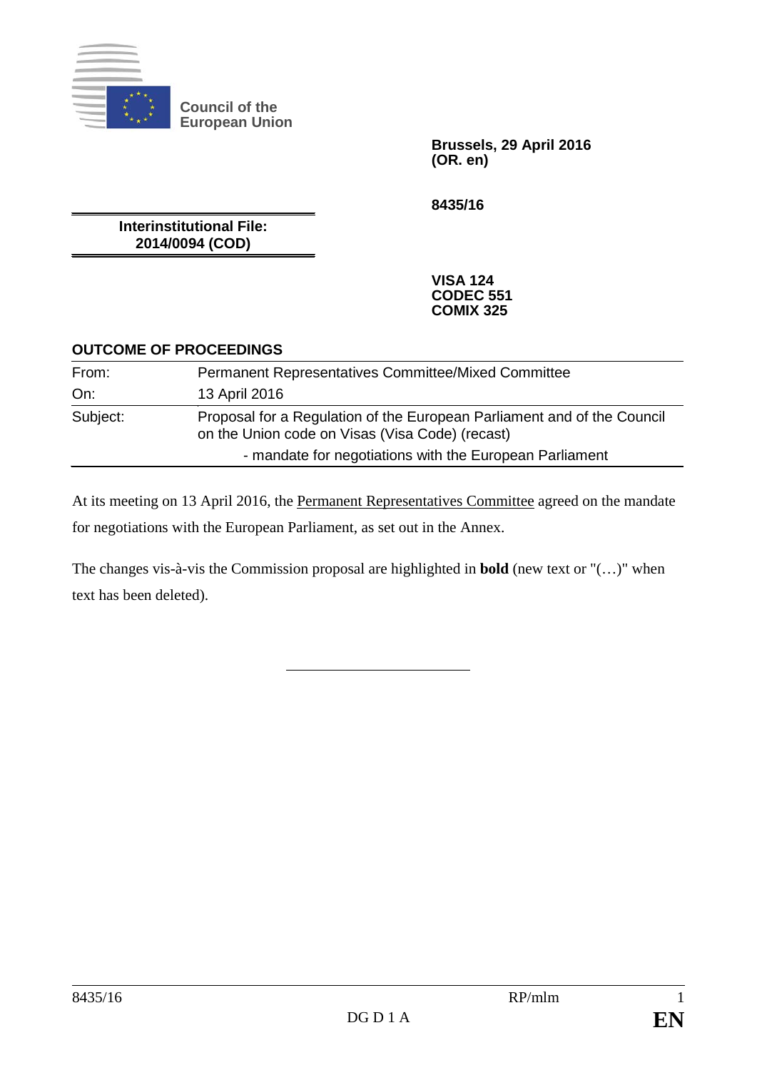**Council of the European Union**

**Brussels, 29 April 2016**
**(OR. en)**

**8435/16**

**Interinstitutional File:**
**2014/0094 (COD)**

**VISA 124**
**CODEC 551**
**COMIX 325**

## OUTCOME OF PROCEEDINGS

| | |
|---|---|
| From: | Permanent Representatives Committee/Mixed Committee |
| On: | 13 April 2016 |
| Subject: | Proposal for a Regulation of the European Parliament and of the Council on the Union code on Visas (Visa Code) (recast)<br>- mandate for negotiations with the European Parliament |

At its meeting on 13 April 2016, the Permanent Representatives Committee agreed on the mandate for negotiations with the European Parliament, as set out in the Annex.

The changes vis-à-vis the Commission proposal are highlighted in **bold** (new text or "(…)" when text has been deleted).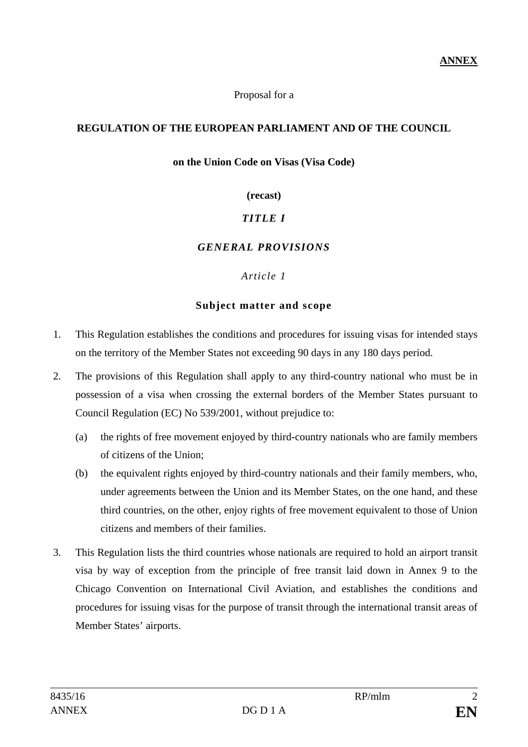**ANNEX**

Proposal for a

**REGULATION OF THE EUROPEAN PARLIAMENT AND OF THE COUNCIL**

**on the Union Code on Visas (Visa Code)**

**(recast)**

# *TITLE I*

# *GENERAL PROVISIONS*

## *Article 1*

## **Subject matter and scope**

1. This Regulation establishes the conditions and procedures for issuing visas for intended stays on the territory of the Member States not exceeding 90 days in any 180 days period.

2. The provisions of this Regulation shall apply to any third-country national who must be in possession of a visa when crossing the external borders of the Member States pursuant to Council Regulation (EC) No 539/2001, without prejudice to:

   (a) the rights of free movement enjoyed by third-country nationals who are family members of citizens of the Union;

   (b) the equivalent rights enjoyed by third-country nationals and their family members, who, under agreements between the Union and its Member States, on the one hand, and these third countries, on the other, enjoy rights of free movement equivalent to those of Union citizens and members of their families.

3. This Regulation lists the third countries whose nationals are required to hold an airport transit visa by way of exception from the principle of free transit laid down in Annex 9 to the Chicago Convention on International Civil Aviation, and establishes the conditions and procedures for issuing visas for the purpose of transit through the international transit areas of Member States' airports.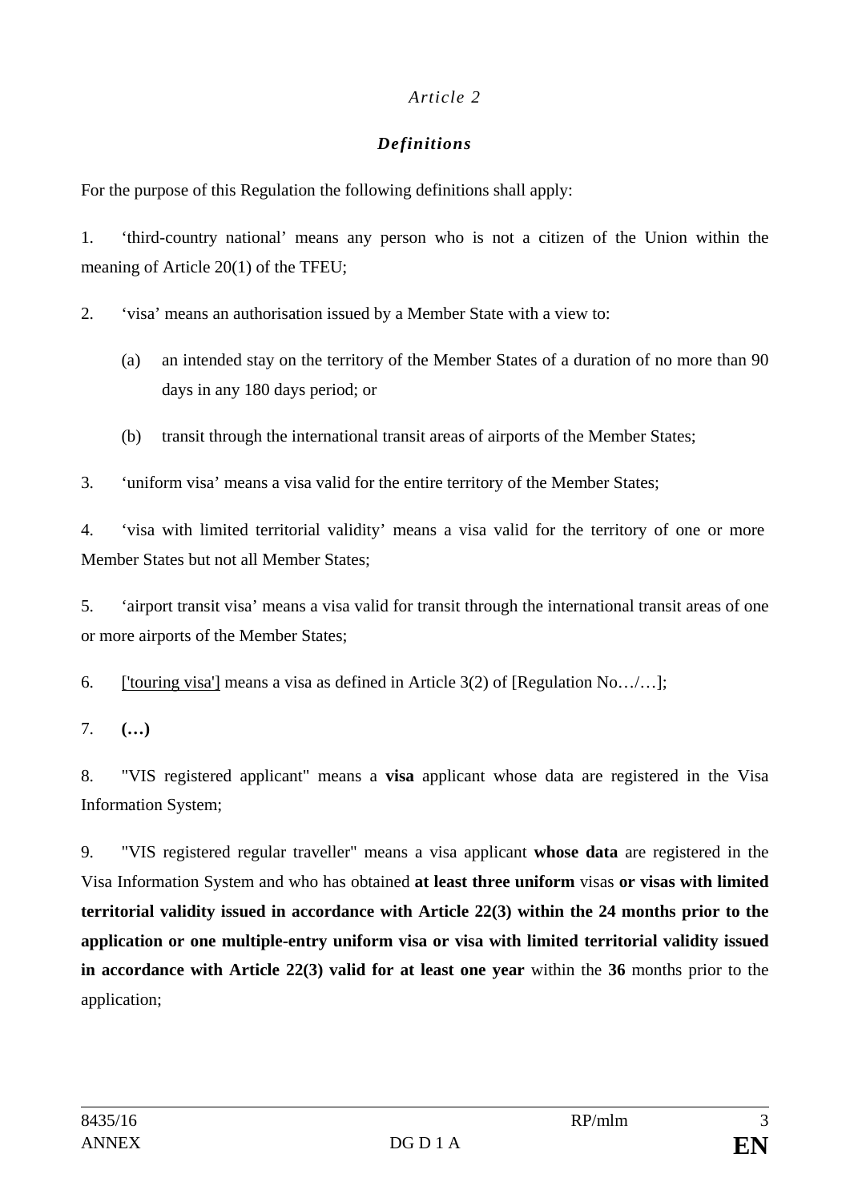*Article 2*

***Definitions***

For the purpose of this Regulation the following definitions shall apply:

1. ‘third-country national’ means any person who is not a citizen of the Union within the meaning of Article 20(1) of the TFEU;

2. ‘visa’ means an authorisation issued by a Member State with a view to:

   (a) an intended stay on the territory of the Member States of a duration of no more than 90 days in any 180 days period; or

   (b) transit through the international transit areas of airports of the Member States;

3. ‘uniform visa’ means a visa valid for the entire territory of the Member States;

4. ‘visa with limited territorial validity’ means a visa valid for the territory of one or more Member States but not all Member States;

5. ‘airport transit visa’ means a visa valid for transit through the international transit areas of one or more airports of the Member States;

6. <u>['touring visa']</u> means a visa as defined in Article 3(2) of [Regulation No…/…];

7. **(…)**

8. "VIS registered applicant" means a **visa** applicant whose data are registered in the Visa Information System;

9. "VIS registered regular traveller" means a visa applicant **whose data** are registered in the Visa Information System and who has obtained **at least three uniform** visas **or visas with limited territorial validity issued in accordance with Article 22(3) within the 24 months prior to the application or one multiple-entry uniform visa or visa with limited territorial validity issued in accordance with Article 22(3) valid for at least one year** within the **36** months prior to the application;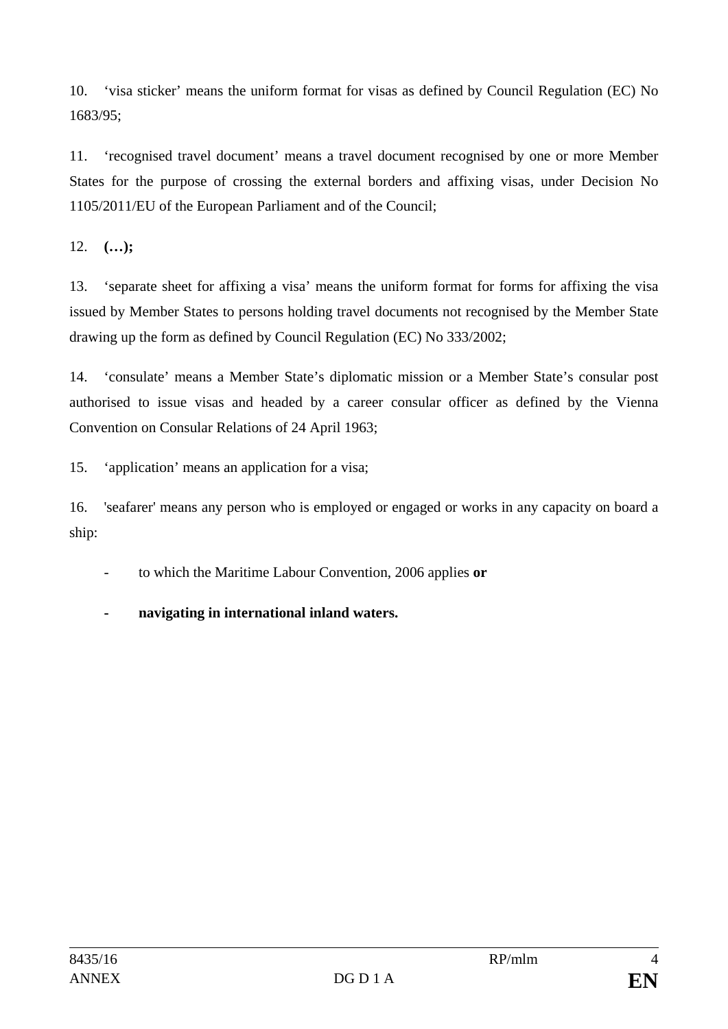10. ‘visa sticker’ means the uniform format for visas as defined by Council Regulation (EC) No 1683/95;

11. ‘recognised travel document’ means a travel document recognised by one or more Member States for the purpose of crossing the external borders and affixing visas, under Decision No 1105/2011/EU of the European Parliament and of the Council;

12. **(…);**

13. ‘separate sheet for affixing a visa’ means the uniform format for forms for affixing the visa issued by Member States to persons holding travel documents not recognised by the Member State drawing up the form as defined by Council Regulation (EC) No 333/2002;

14. ‘consulate’ means a Member State’s diplomatic mission or a Member State’s consular post authorised to issue visas and headed by a career consular officer as defined by the Vienna Convention on Consular Relations of 24 April 1963;

15. ‘application’ means an application for a visa;

16. 'seafarer' means any person who is employed or engaged or works in any capacity on board a ship:

- to which the Maritime Labour Convention, 2006 applies **or**
- **navigating in international inland waters.**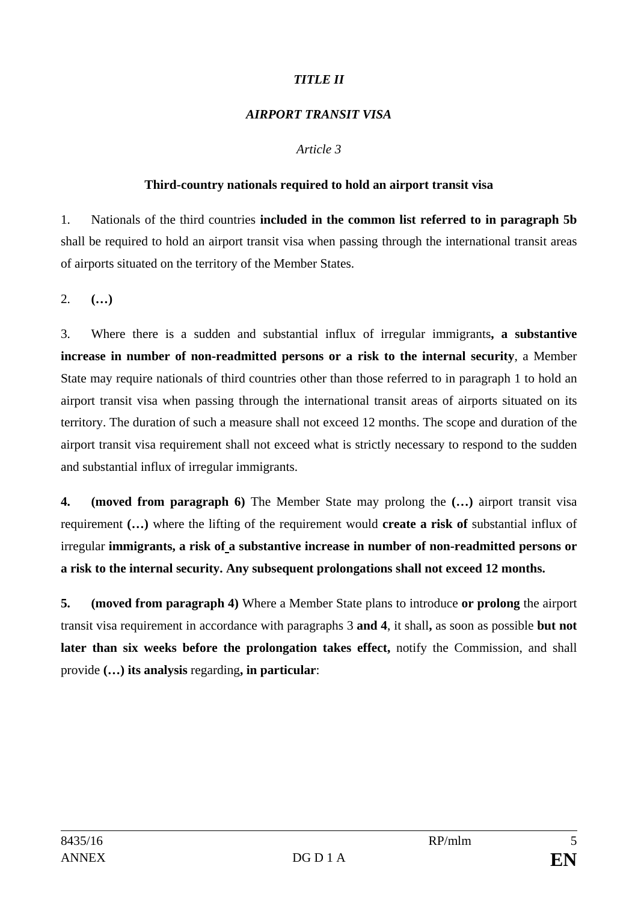*TITLE II*

*AIRPORT TRANSIT VISA*

*Article 3*

**Third-country nationals required to hold an airport transit visa**

1. Nationals of the third countries **included in the common list referred to in paragraph 5b** shall be required to hold an airport transit visa when passing through the international transit areas of airports situated on the territory of the Member States.

2. **(…)**

3. Where there is a sudden and substantial influx of irregular immigrants**, a substantive increase in number of non-readmitted persons or a risk to the internal security**, a Member State may require nationals of third countries other than those referred to in paragraph 1 to hold an airport transit visa when passing through the international transit areas of airports situated on its territory. The duration of such a measure shall not exceed 12 months. The scope and duration of the airport transit visa requirement shall not exceed what is strictly necessary to respond to the sudden and substantial influx of irregular immigrants.

**4. (moved from paragraph 6)** The Member State may prolong the **(…)** airport transit visa requirement **(…)** where the lifting of the requirement would **create a risk of** substantial influx of irregular **immigrants, a risk of a substantive increase in number of non-readmitted persons or a risk to the internal security. Any subsequent prolongations shall not exceed 12 months.**

**5. (moved from paragraph 4)** Where a Member State plans to introduce **or prolong** the airport transit visa requirement in accordance with paragraphs 3 **and 4**, it shall**,** as soon as possible **but not later than six weeks before the prolongation takes effect,** notify the Commission, and shall provide **(…) its analysis** regarding**, in particular**: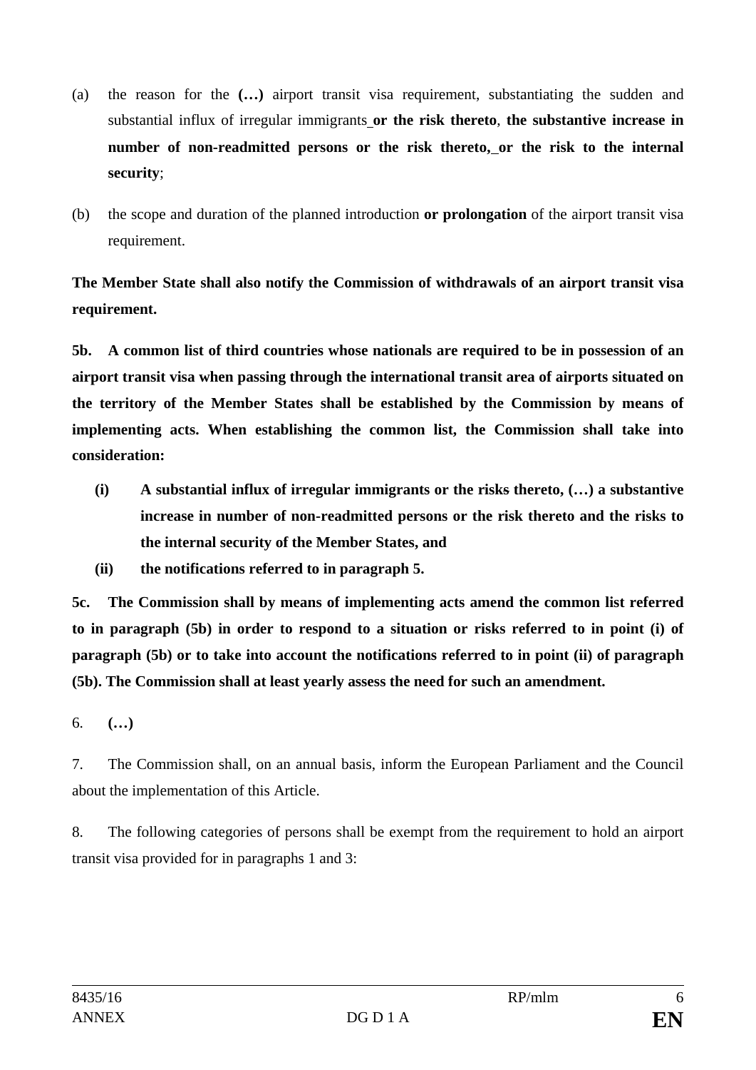(a) the reason for the **(…)** airport transit visa requirement, substantiating the sudden and substantial influx of irregular immigrants **or the risk thereto**, **the substantive increase in number of non-readmitted persons or the risk thereto, or the risk to the internal security**;

(b) the scope and duration of the planned introduction **or prolongation** of the airport transit visa requirement.

**The Member State shall also notify the Commission of withdrawals of an airport transit visa requirement.**

**5b. A common list of third countries whose nationals are required to be in possession of an airport transit visa when passing through the international transit area of airports situated on the territory of the Member States shall be established by the Commission by means of implementing acts. When establishing the common list, the Commission shall take into consideration:**

**(i) A substantial influx of irregular immigrants or the risks thereto, (…) a substantive increase in number of non-readmitted persons or the risk thereto and the risks to the internal security of the Member States, and**

**(ii) the notifications referred to in paragraph 5.**

**5c. The Commission shall by means of implementing acts amend the common list referred to in paragraph (5b) in order to respond to a situation or risks referred to in point (i) of paragraph (5b) or to take into account the notifications referred to in point (ii) of paragraph (5b). The Commission shall at least yearly assess the need for such an amendment.**

6. **(…)**

7. The Commission shall, on an annual basis, inform the European Parliament and the Council about the implementation of this Article.

8. The following categories of persons shall be exempt from the requirement to hold an airport transit visa provided for in paragraphs 1 and 3: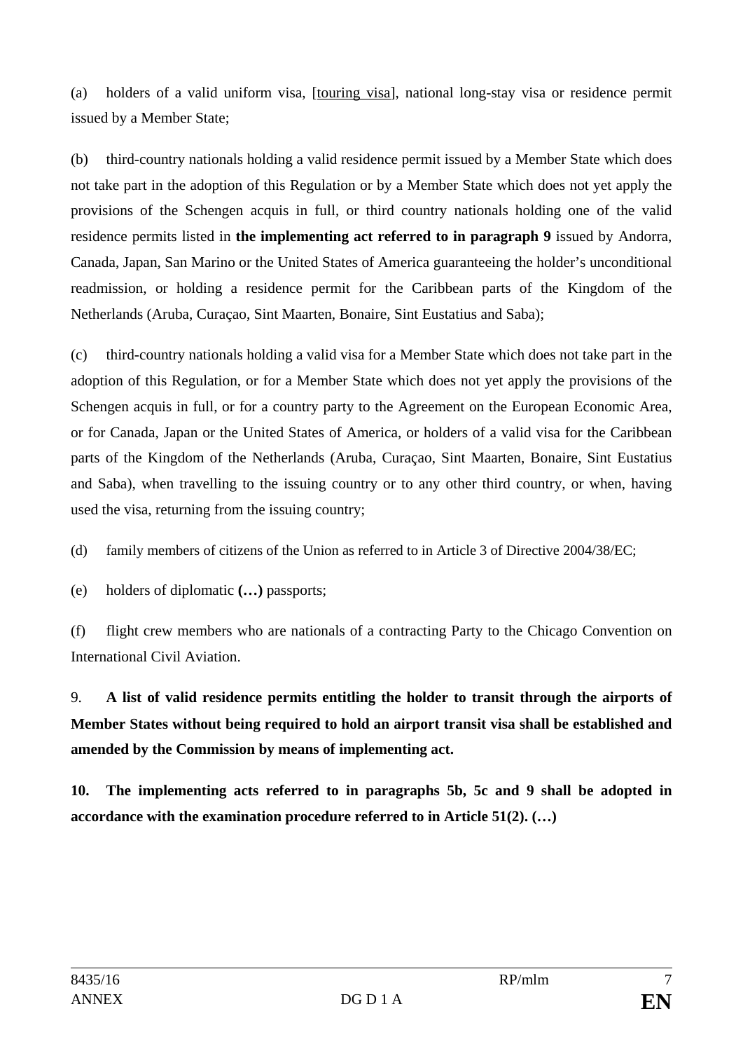(a) holders of a valid uniform visa, [<u>touring visa</u>], national long-stay visa or residence permit issued by a Member State;

(b) third-country nationals holding a valid residence permit issued by a Member State which does not take part in the adoption of this Regulation or by a Member State which does not yet apply the provisions of the Schengen acquis in full, or third country nationals holding one of the valid residence permits listed in **the implementing act referred to in paragraph 9** issued by Andorra, Canada, Japan, San Marino or the United States of America guaranteeing the holder's unconditional readmission, or holding a residence permit for the Caribbean parts of the Kingdom of the Netherlands (Aruba, Curaçao, Sint Maarten, Bonaire, Sint Eustatius and Saba);

(c) third-country nationals holding a valid visa for a Member State which does not take part in the adoption of this Regulation, or for a Member State which does not yet apply the provisions of the Schengen acquis in full, or for a country party to the Agreement on the European Economic Area, or for Canada, Japan or the United States of America, or holders of a valid visa for the Caribbean parts of the Kingdom of the Netherlands (Aruba, Curaçao, Sint Maarten, Bonaire, Sint Eustatius and Saba), when travelling to the issuing country or to any other third country, or when, having used the visa, returning from the issuing country;

(d) family members of citizens of the Union as referred to in Article 3 of Directive 2004/38/EC;

(e) holders of diplomatic **(…)** passports;

(f) flight crew members who are nationals of a contracting Party to the Chicago Convention on International Civil Aviation.

9. **A list of valid residence permits entitling the holder to transit through the airports of Member States without being required to hold an airport transit visa shall be established and amended by the Commission by means of implementing act.**

**10. The implementing acts referred to in paragraphs 5b, 5c and 9 shall be adopted in accordance with the examination procedure referred to in Article 51(2). (…)**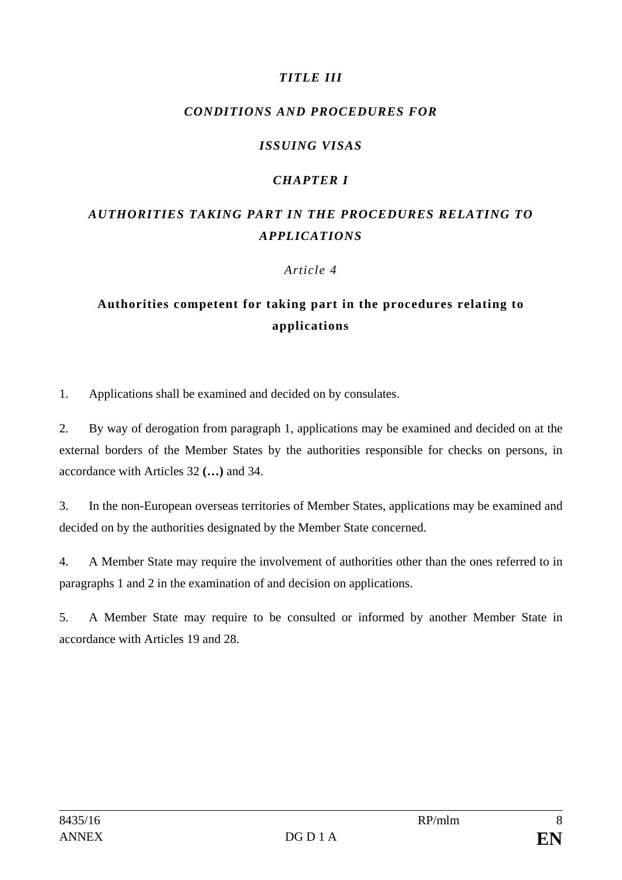# *TITLE III*

# *CONDITIONS AND PROCEDURES FOR ISSUING VISAS*

## *CHAPTER I*

## *AUTHORITIES TAKING PART IN THE PROCEDURES RELATING TO APPLICATIONS*

### *Article 4*

### **Authorities competent for taking part in the procedures relating to applications**

1. Applications shall be examined and decided on by consulates.

2. By way of derogation from paragraph 1, applications may be examined and decided on at the external borders of the Member States by the authorities responsible for checks on persons, in accordance with Articles 32 **(…)** and 34.

3. In the non-European overseas territories of Member States, applications may be examined and decided on by the authorities designated by the Member State concerned.

4. A Member State may require the involvement of authorities other than the ones referred to in paragraphs 1 and 2 in the examination of and decision on applications.

5. A Member State may require to be consulted or informed by another Member State in accordance with Articles 19 and 28.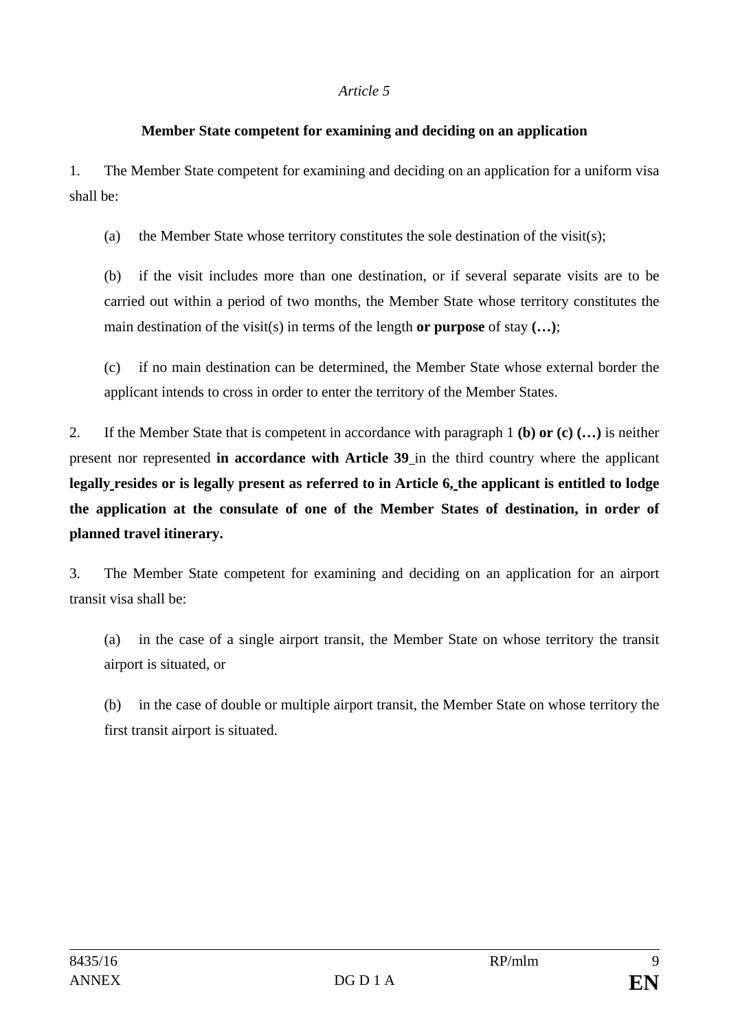*Article 5*

**Member State competent for examining and deciding on an application**

1. The Member State competent for examining and deciding on an application for a uniform visa shall be:

(a) the Member State whose territory constitutes the sole destination of the visit(s);

(b) if the visit includes more than one destination, or if several separate visits are to be carried out within a period of two months, the Member State whose territory constitutes the main destination of the visit(s) in terms of the length **or purpose** of stay **(…)**;

(c) if no main destination can be determined, the Member State whose external border the applicant intends to cross in order to enter the territory of the Member States.

2. If the Member State that is competent in accordance with paragraph 1 **(b) or (c) (…)** is neither present nor represented **in accordance with Article 39** in the third country where the applicant **legally resides or is legally present as referred to in Article 6, the applicant is entitled to lodge the application at the consulate of one of the Member States of destination, in order of planned travel itinerary.**

3. The Member State competent for examining and deciding on an application for an airport transit visa shall be:

(a) in the case of a single airport transit, the Member State on whose territory the transit airport is situated, or

(b) in the case of double or multiple airport transit, the Member State on whose territory the first transit airport is situated.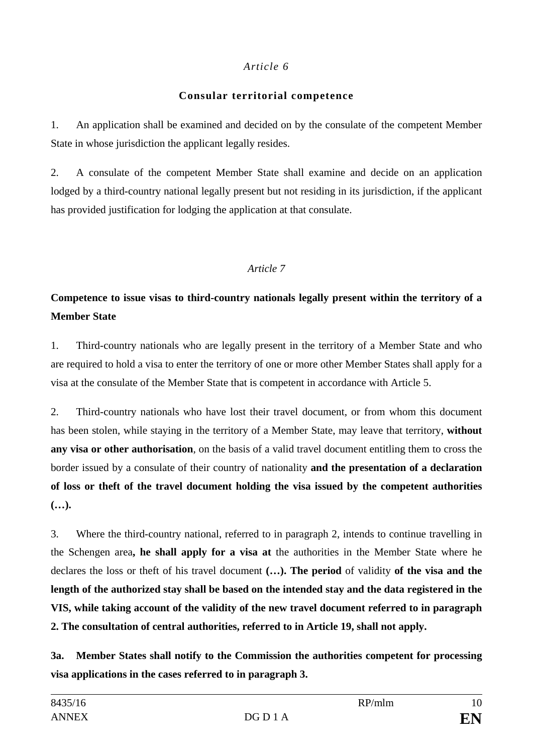*Article 6*

**Consular territorial competence**

1. An application shall be examined and decided on by the consulate of the competent Member State in whose jurisdiction the applicant legally resides.

2. A consulate of the competent Member State shall examine and decide on an application lodged by a third-country national legally present but not residing in its jurisdiction, if the applicant has provided justification for lodging the application at that consulate.

*Article 7*

**Competence to issue visas to third-country nationals legally present within the territory of a Member State**

1. Third-country nationals who are legally present in the territory of a Member State and who are required to hold a visa to enter the territory of one or more other Member States shall apply for a visa at the consulate of the Member State that is competent in accordance with Article 5.

2. Third-country nationals who have lost their travel document, or from whom this document has been stolen, while staying in the territory of a Member State, may leave that territory, **without any visa or other authorisation**, on the basis of a valid travel document entitling them to cross the border issued by a consulate of their country of nationality **and the presentation of a declaration of loss or theft of the travel document holding the visa issued by the competent authorities (…).**

3. Where the third-country national, referred to in paragraph 2, intends to continue travelling in the Schengen area**, he shall apply for a visa at** the authorities in the Member State where he declares the loss or theft of his travel document **(…). The period** of validity **of the visa and the length of the authorized stay shall be based on the intended stay and the data registered in the VIS, while taking account of the validity of the new travel document referred to in paragraph 2. The consultation of central authorities, referred to in Article 19, shall not apply.**

**3a. Member States shall notify to the Commission the authorities competent for processing visa applications in the cases referred to in paragraph 3.**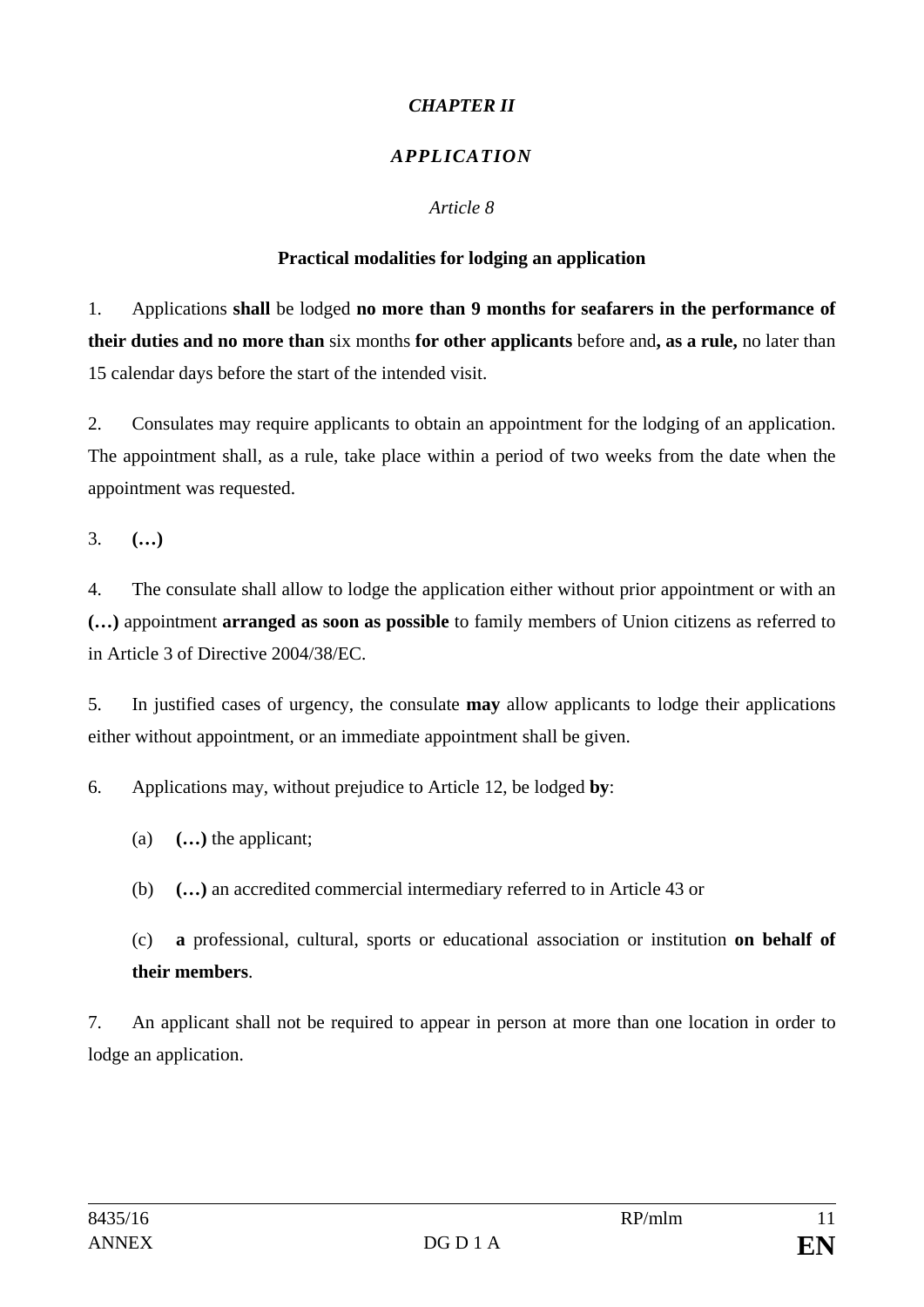*CHAPTER II*

***APPLICATION***

*Article 8*

**Practical modalities for lodging an application**

1. Applications **shall** be lodged **no more than 9 months for seafarers in the performance of their duties and no more than** six months **for other applicants** before and**, as a rule,** no later than 15 calendar days before the start of the intended visit.

2. Consulates may require applicants to obtain an appointment for the lodging of an application. The appointment shall, as a rule, take place within a period of two weeks from the date when the appointment was requested.

3. **(…)**

4. The consulate shall allow to lodge the application either without prior appointment or with an **(…)** appointment **arranged as soon as possible** to family members of Union citizens as referred to in Article 3 of Directive 2004/38/EC.

5. In justified cases of urgency, the consulate **may** allow applicants to lodge their applications either without appointment, or an immediate appointment shall be given.

6. Applications may, without prejudice to Article 12, be lodged **by**:

   (a) **(…)** the applicant;

   (b) **(…)** an accredited commercial intermediary referred to in Article 43 or

   (c) **a** professional, cultural, sports or educational association or institution **on behalf of their members**.

7. An applicant shall not be required to appear in person at more than one location in order to lodge an application.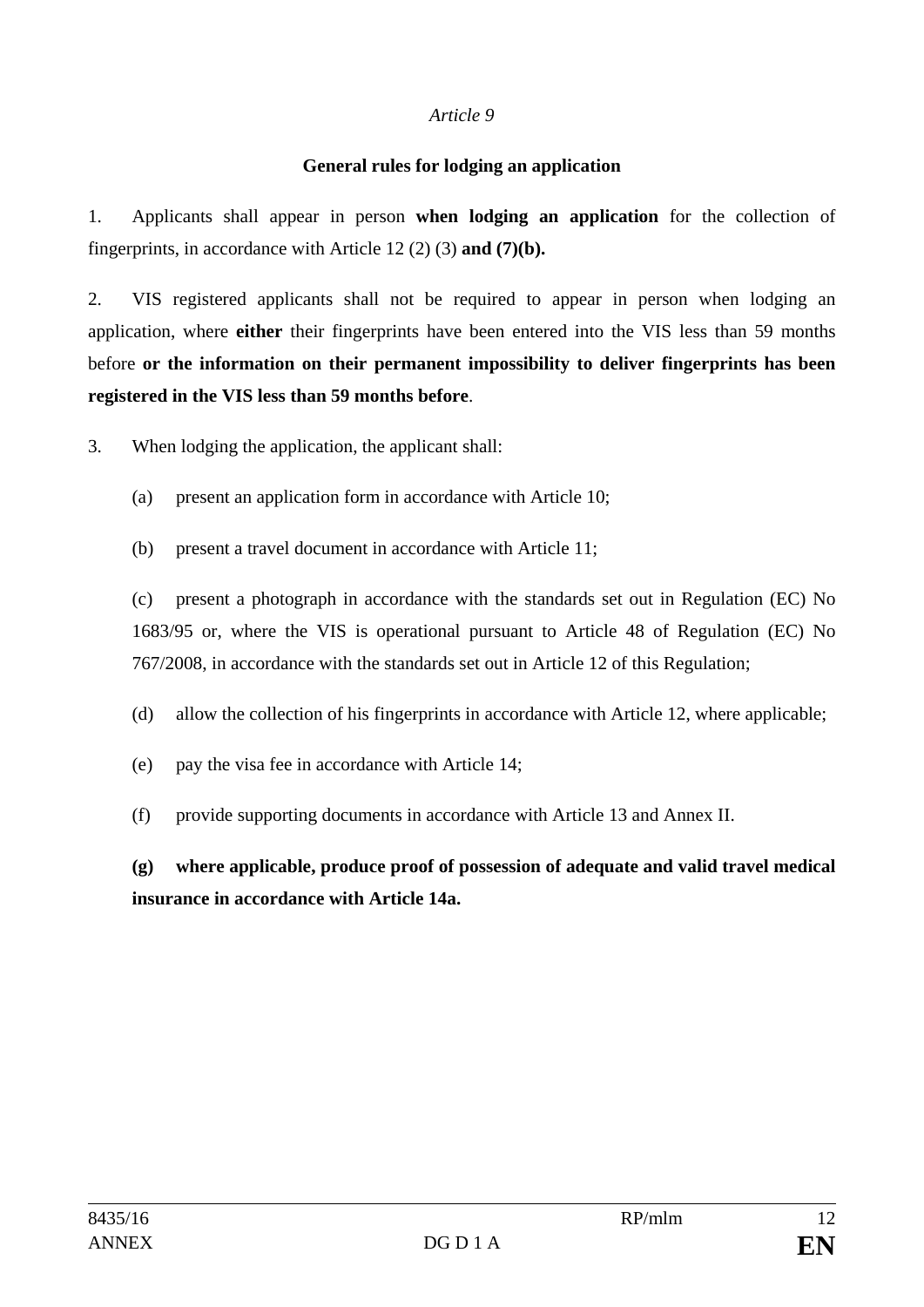*Article 9*

**General rules for lodging an application**

1. Applicants shall appear in person **when lodging an application** for the collection of fingerprints, in accordance with Article 12 (2) (3) **and (7)(b).**

2. VIS registered applicants shall not be required to appear in person when lodging an application, where **either** their fingerprints have been entered into the VIS less than 59 months before **or the information on their permanent impossibility to deliver fingerprints has been registered in the VIS less than 59 months before**.

3. When lodging the application, the applicant shall:

(a) present an application form in accordance with Article 10;

(b) present a travel document in accordance with Article 11;

(c) present a photograph in accordance with the standards set out in Regulation (EC) No 1683/95 or, where the VIS is operational pursuant to Article 48 of Regulation (EC) No 767/2008, in accordance with the standards set out in Article 12 of this Regulation;

(d) allow the collection of his fingerprints in accordance with Article 12, where applicable;

(e) pay the visa fee in accordance with Article 14;

(f) provide supporting documents in accordance with Article 13 and Annex II.

**(g) where applicable, produce proof of possession of adequate and valid travel medical insurance in accordance with Article 14a.**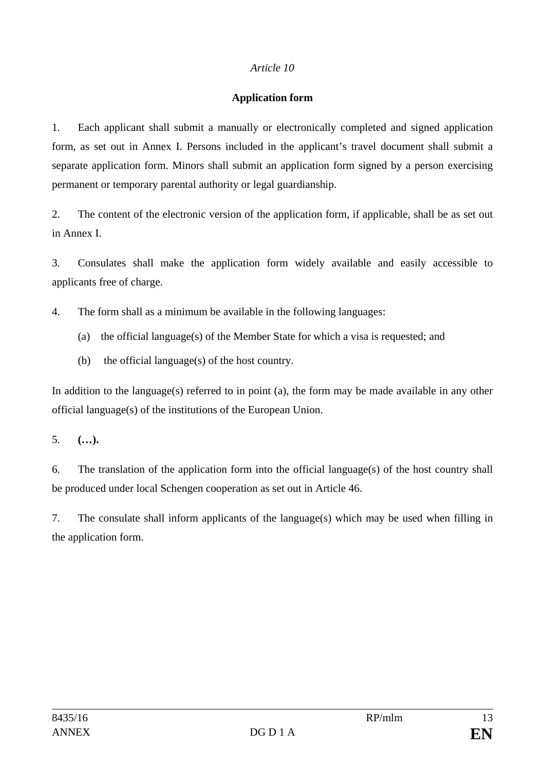*Article 10*

**Application form**

1. Each applicant shall submit a manually or electronically completed and signed application form, as set out in Annex I. Persons included in the applicant's travel document shall submit a separate application form. Minors shall submit an application form signed by a person exercising permanent or temporary parental authority or legal guardianship.

2. The content of the electronic version of the application form, if applicable, shall be as set out in Annex I.

3. Consulates shall make the application form widely available and easily accessible to applicants free of charge.

4. The form shall as a minimum be available in the following languages:

(a) the official language(s) of the Member State for which a visa is requested; and

(b) the official language(s) of the host country.

In addition to the language(s) referred to in point (a), the form may be made available in any other official language(s) of the institutions of the European Union.

5. **(…).**

6. The translation of the application form into the official language(s) of the host country shall be produced under local Schengen cooperation as set out in Article 46.

7. The consulate shall inform applicants of the language(s) which may be used when filling in the application form.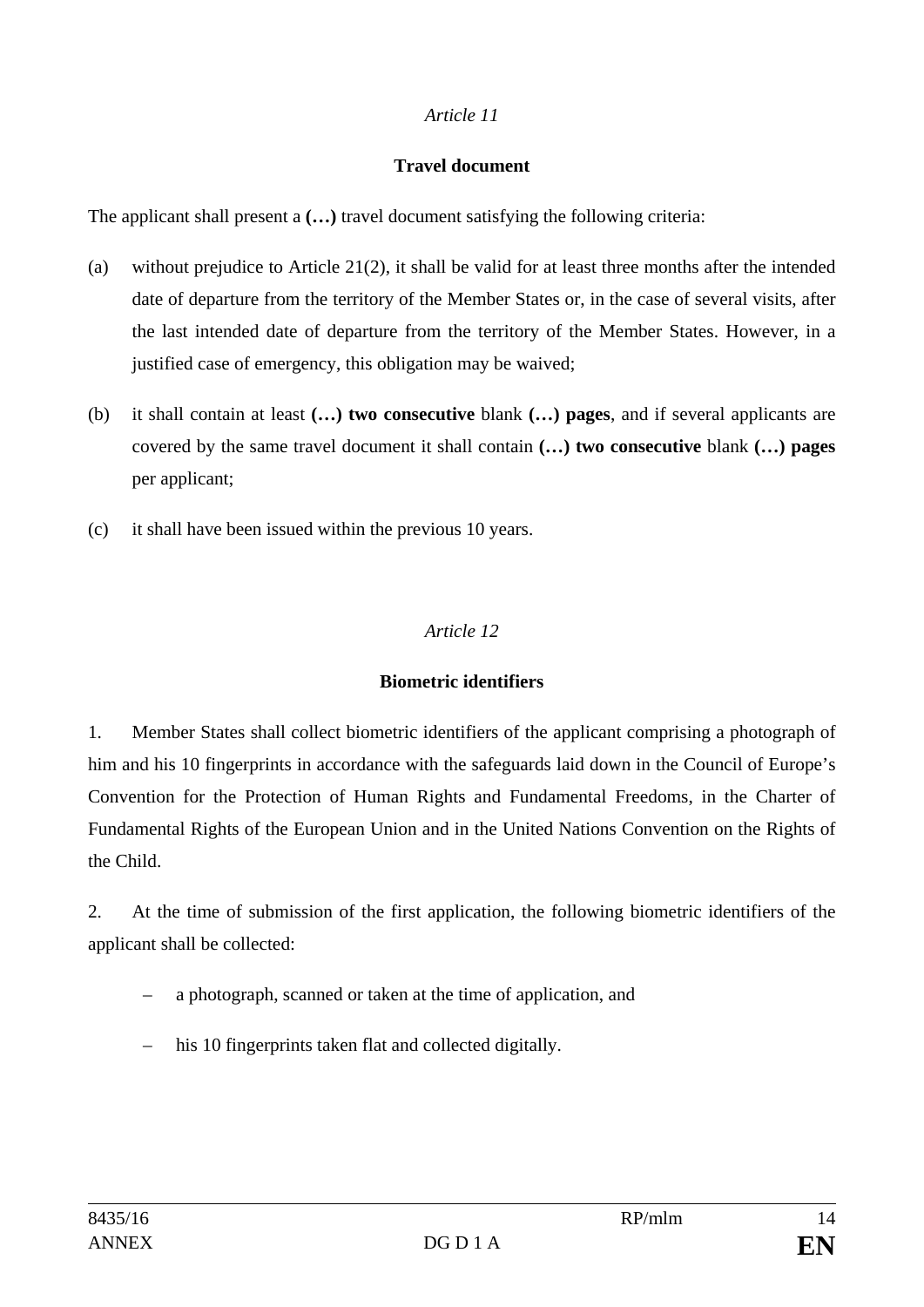*Article 11*

**Travel document**

The applicant shall present a **(…)** travel document satisfying the following criteria:

(a) without prejudice to Article 21(2), it shall be valid for at least three months after the intended date of departure from the territory of the Member States or, in the case of several visits, after the last intended date of departure from the territory of the Member States. However, in a justified case of emergency, this obligation may be waived;

(b) it shall contain at least **(…) two consecutive** blank **(…) pages**, and if several applicants are covered by the same travel document it shall contain **(…) two consecutive** blank **(…) pages** per applicant;

(c) it shall have been issued within the previous 10 years.

*Article 12*

**Biometric identifiers**

1. Member States shall collect biometric identifiers of the applicant comprising a photograph of him and his 10 fingerprints in accordance with the safeguards laid down in the Council of Europe's Convention for the Protection of Human Rights and Fundamental Freedoms, in the Charter of Fundamental Rights of the European Union and in the United Nations Convention on the Rights of the Child.

2. At the time of submission of the first application, the following biometric identifiers of the applicant shall be collected:

– a photograph, scanned or taken at the time of application, and

– his 10 fingerprints taken flat and collected digitally.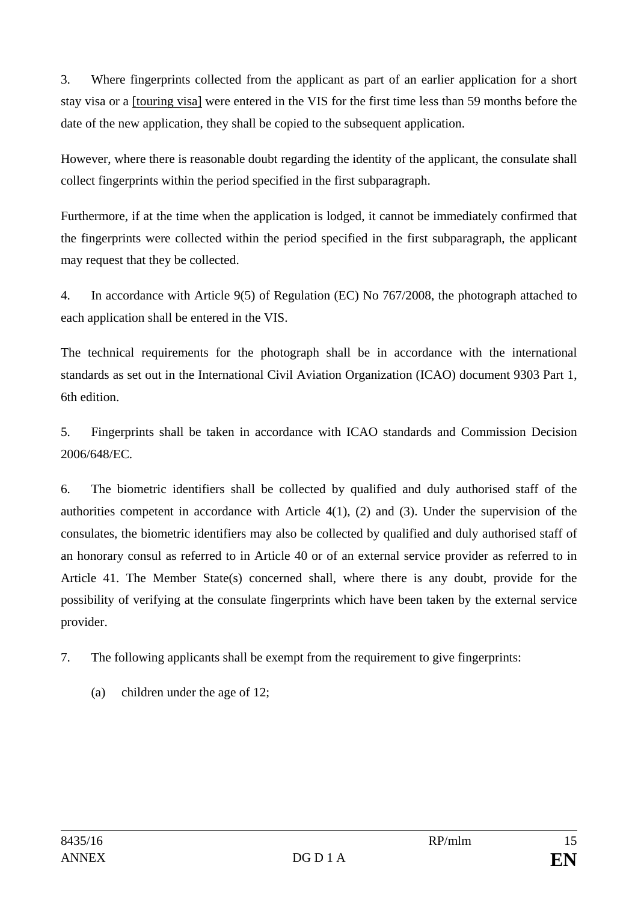3. Where fingerprints collected from the applicant as part of an earlier application for a short stay visa or a [touring visa] were entered in the VIS for the first time less than 59 months before the date of the new application, they shall be copied to the subsequent application.

However, where there is reasonable doubt regarding the identity of the applicant, the consulate shall collect fingerprints within the period specified in the first subparagraph.

Furthermore, if at the time when the application is lodged, it cannot be immediately confirmed that the fingerprints were collected within the period specified in the first subparagraph, the applicant may request that they be collected.

4. In accordance with Article 9(5) of Regulation (EC) No 767/2008, the photograph attached to each application shall be entered in the VIS.

The technical requirements for the photograph shall be in accordance with the international standards as set out in the International Civil Aviation Organization (ICAO) document 9303 Part 1, 6th edition.

5. Fingerprints shall be taken in accordance with ICAO standards and Commission Decision 2006/648/EC.

6. The biometric identifiers shall be collected by qualified and duly authorised staff of the authorities competent in accordance with Article 4(1), (2) and (3). Under the supervision of the consulates, the biometric identifiers may also be collected by qualified and duly authorised staff of an honorary consul as referred to in Article 40 or of an external service provider as referred to in Article 41. The Member State(s) concerned shall, where there is any doubt, provide for the possibility of verifying at the consulate fingerprints which have been taken by the external service provider.

7. The following applicants shall be exempt from the requirement to give fingerprints:

(a) children under the age of 12;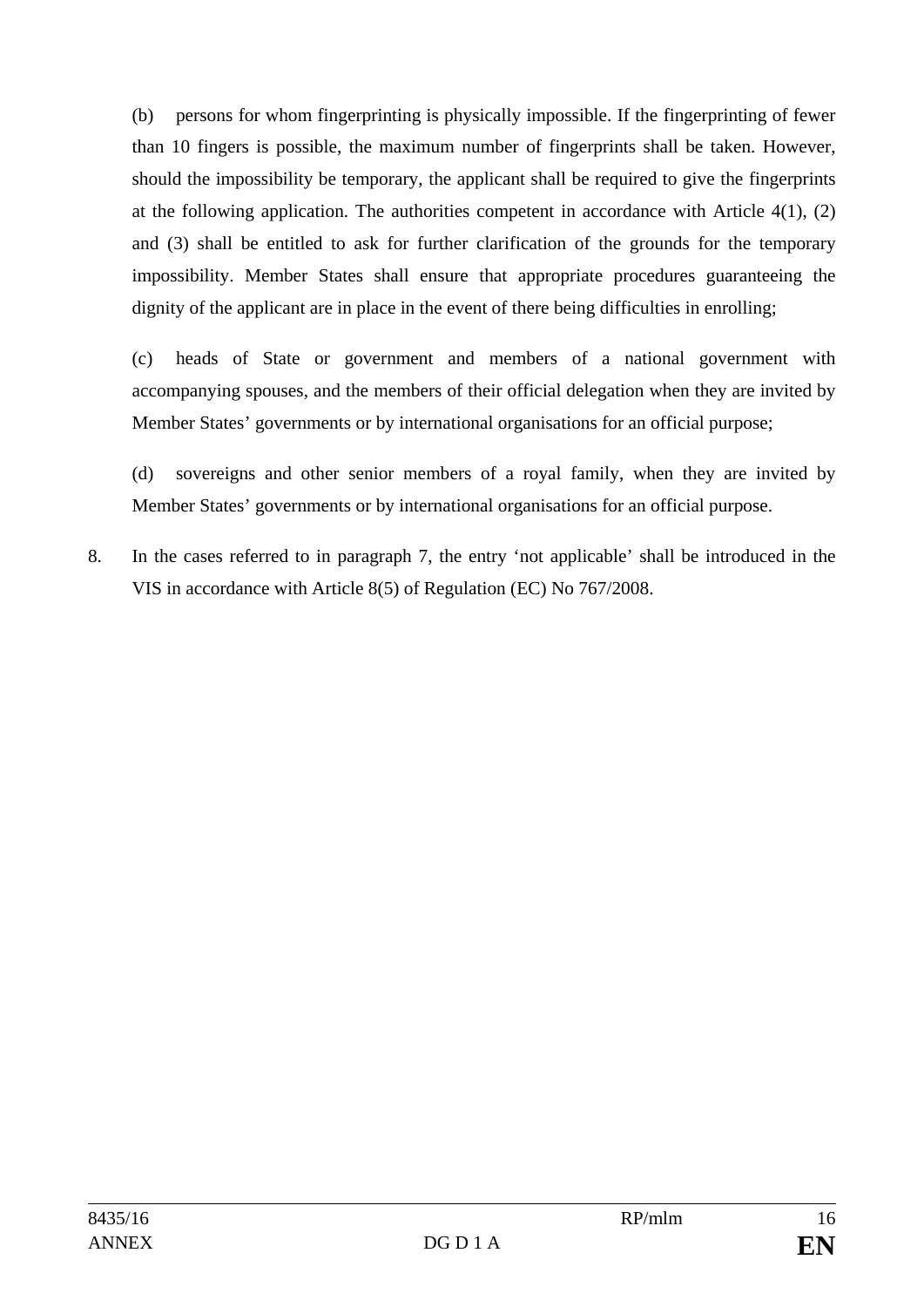(b) persons for whom fingerprinting is physically impossible. If the fingerprinting of fewer than 10 fingers is possible, the maximum number of fingerprints shall be taken. However, should the impossibility be temporary, the applicant shall be required to give the fingerprints at the following application. The authorities competent in accordance with Article 4(1), (2) and (3) shall be entitled to ask for further clarification of the grounds for the temporary impossibility. Member States shall ensure that appropriate procedures guaranteeing the dignity of the applicant are in place in the event of there being difficulties in enrolling;

(c) heads of State or government and members of a national government with accompanying spouses, and the members of their official delegation when they are invited by Member States' governments or by international organisations for an official purpose;

(d) sovereigns and other senior members of a royal family, when they are invited by Member States' governments or by international organisations for an official purpose.

8. In the cases referred to in paragraph 7, the entry 'not applicable' shall be introduced in the VIS in accordance with Article 8(5) of Regulation (EC) No 767/2008.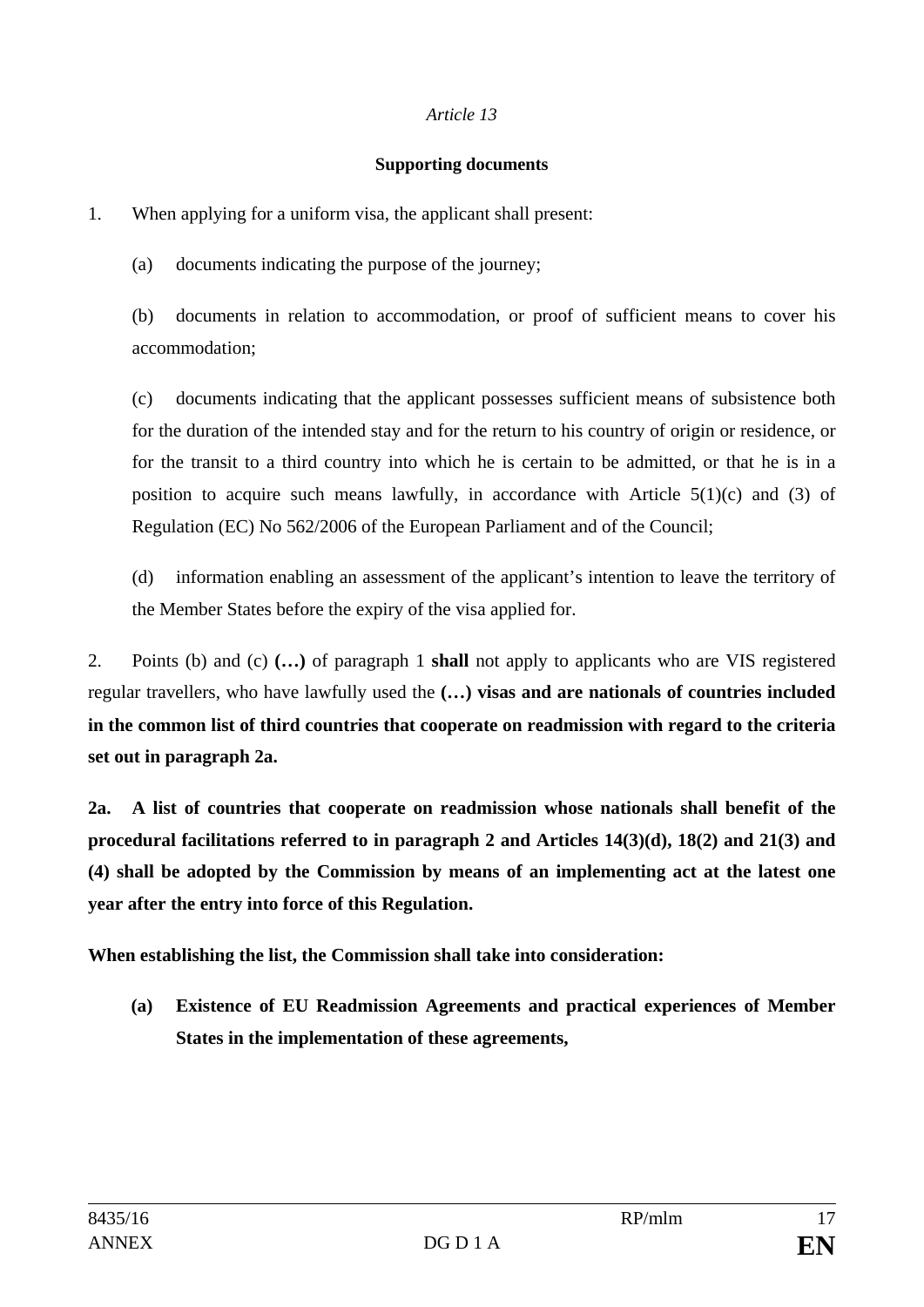*Article 13*

**Supporting documents**

1. When applying for a uniform visa, the applicant shall present:

   (a) documents indicating the purpose of the journey;

   (b) documents in relation to accommodation, or proof of sufficient means to cover his accommodation;

   (c) documents indicating that the applicant possesses sufficient means of subsistence both for the duration of the intended stay and for the return to his country of origin or residence, or for the transit to a third country into which he is certain to be admitted, or that he is in a position to acquire such means lawfully, in accordance with Article 5(1)(c) and (3) of Regulation (EC) No 562/2006 of the European Parliament and of the Council;

   (d) information enabling an assessment of the applicant's intention to leave the territory of the Member States before the expiry of the visa applied for.

2. Points (b) and (c) **(…)** of paragraph 1 **shall** not apply to applicants who are VIS registered regular travellers, who have lawfully used the **(…) visas and are nationals of countries included in the common list of third countries that cooperate on readmission with regard to the criteria set out in paragraph 2a.**

**2a. A list of countries that cooperate on readmission whose nationals shall benefit of the procedural facilitations referred to in paragraph 2 and Articles 14(3)(d), 18(2) and 21(3) and (4) shall be adopted by the Commission by means of an implementing act at the latest one year after the entry into force of this Regulation.**

**When establishing the list, the Commission shall take into consideration:**

   **(a) Existence of EU Readmission Agreements and practical experiences of Member States in the implementation of these agreements,**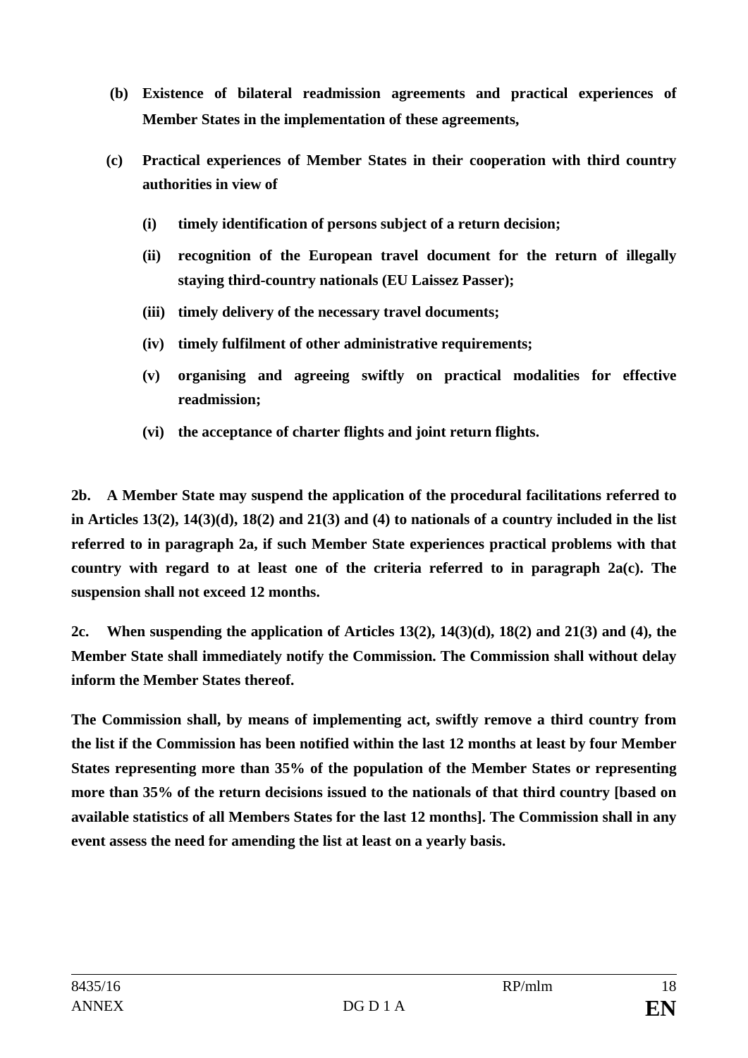**(b) Existence of bilateral readmission agreements and practical experiences of Member States in the implementation of these agreements,**

**(c) Practical experiences of Member States in their cooperation with third country authorities in view of**

- **(i) timely identification of persons subject of a return decision;**
- **(ii) recognition of the European travel document for the return of illegally staying third-country nationals (EU Laissez Passer);**
- **(iii) timely delivery of the necessary travel documents;**
- **(iv) timely fulfilment of other administrative requirements;**
- **(v) organising and agreeing swiftly on practical modalities for effective readmission;**
- **(vi) the acceptance of charter flights and joint return flights.**

**2b. A Member State may suspend the application of the procedural facilitations referred to in Articles 13(2), 14(3)(d), 18(2) and 21(3) and (4) to nationals of a country included in the list referred to in paragraph 2a, if such Member State experiences practical problems with that country with regard to at least one of the criteria referred to in paragraph 2a(c). The suspension shall not exceed 12 months.**

**2c. When suspending the application of Articles 13(2), 14(3)(d), 18(2) and 21(3) and (4), the Member State shall immediately notify the Commission. The Commission shall without delay inform the Member States thereof.**

**The Commission shall, by means of implementing act, swiftly remove a third country from the list if the Commission has been notified within the last 12 months at least by four Member States representing more than 35% of the population of the Member States or representing more than 35% of the return decisions issued to the nationals of that third country [based on available statistics of all Members States for the last 12 months]. The Commission shall in any event assess the need for amending the list at least on a yearly basis.**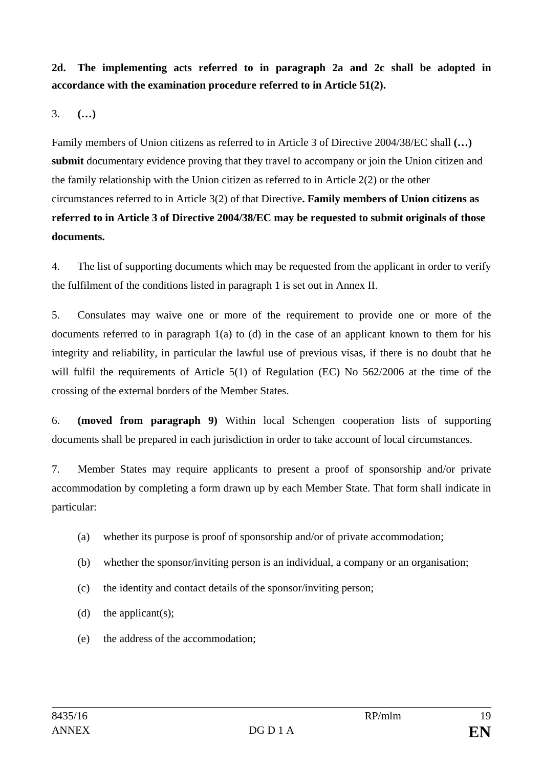**2d. The implementing acts referred to in paragraph 2a and 2c shall be adopted in accordance with the examination procedure referred to in Article 51(2).**

3. **(…)**

Family members of Union citizens as referred to in Article 3 of Directive 2004/38/EC shall **(…) submit** documentary evidence proving that they travel to accompany or join the Union citizen and the family relationship with the Union citizen as referred to in Article 2(2) or the other circumstances referred to in Article 3(2) of that Directive**. Family members of Union citizens as referred to in Article 3 of Directive 2004/38/EC may be requested to submit originals of those documents.**

4. The list of supporting documents which may be requested from the applicant in order to verify the fulfilment of the conditions listed in paragraph 1 is set out in Annex II.

5. Consulates may waive one or more of the requirement to provide one or more of the documents referred to in paragraph 1(a) to (d) in the case of an applicant known to them for his integrity and reliability, in particular the lawful use of previous visas, if there is no doubt that he will fulfil the requirements of Article 5(1) of Regulation (EC) No 562/2006 at the time of the crossing of the external borders of the Member States.

6. **(moved from paragraph 9)** Within local Schengen cooperation lists of supporting documents shall be prepared in each jurisdiction in order to take account of local circumstances.

7. Member States may require applicants to present a proof of sponsorship and/or private accommodation by completing a form drawn up by each Member State. That form shall indicate in particular:

(a) whether its purpose is proof of sponsorship and/or of private accommodation;

(b) whether the sponsor/inviting person is an individual, a company or an organisation;

(c) the identity and contact details of the sponsor/inviting person;

(d) the applicant(s);

(e) the address of the accommodation;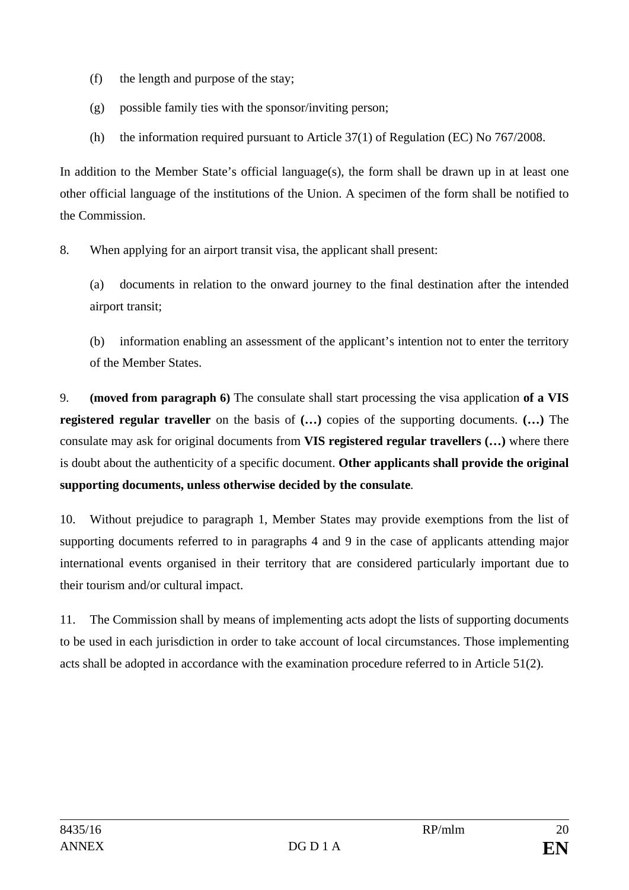(f) the length and purpose of the stay;

(g) possible family ties with the sponsor/inviting person;

(h) the information required pursuant to Article 37(1) of Regulation (EC) No 767/2008.

In addition to the Member State's official language(s), the form shall be drawn up in at least one other official language of the institutions of the Union. A specimen of the form shall be notified to the Commission.

8. When applying for an airport transit visa, the applicant shall present:

(a) documents in relation to the onward journey to the final destination after the intended airport transit;

(b) information enabling an assessment of the applicant's intention not to enter the territory of the Member States.

9. **(moved from paragraph 6)** The consulate shall start processing the visa application **of a VIS registered regular traveller** on the basis of **(…)** copies of the supporting documents. **(…)** The consulate may ask for original documents from **VIS registered regular travellers (…)** where there is doubt about the authenticity of a specific document. **Other applicants shall provide the original supporting documents, unless otherwise decided by the consulate**.

10. Without prejudice to paragraph 1, Member States may provide exemptions from the list of supporting documents referred to in paragraphs 4 and 9 in the case of applicants attending major international events organised in their territory that are considered particularly important due to their tourism and/or cultural impact.

11. The Commission shall by means of implementing acts adopt the lists of supporting documents to be used in each jurisdiction in order to take account of local circumstances. Those implementing acts shall be adopted in accordance with the examination procedure referred to in Article 51(2).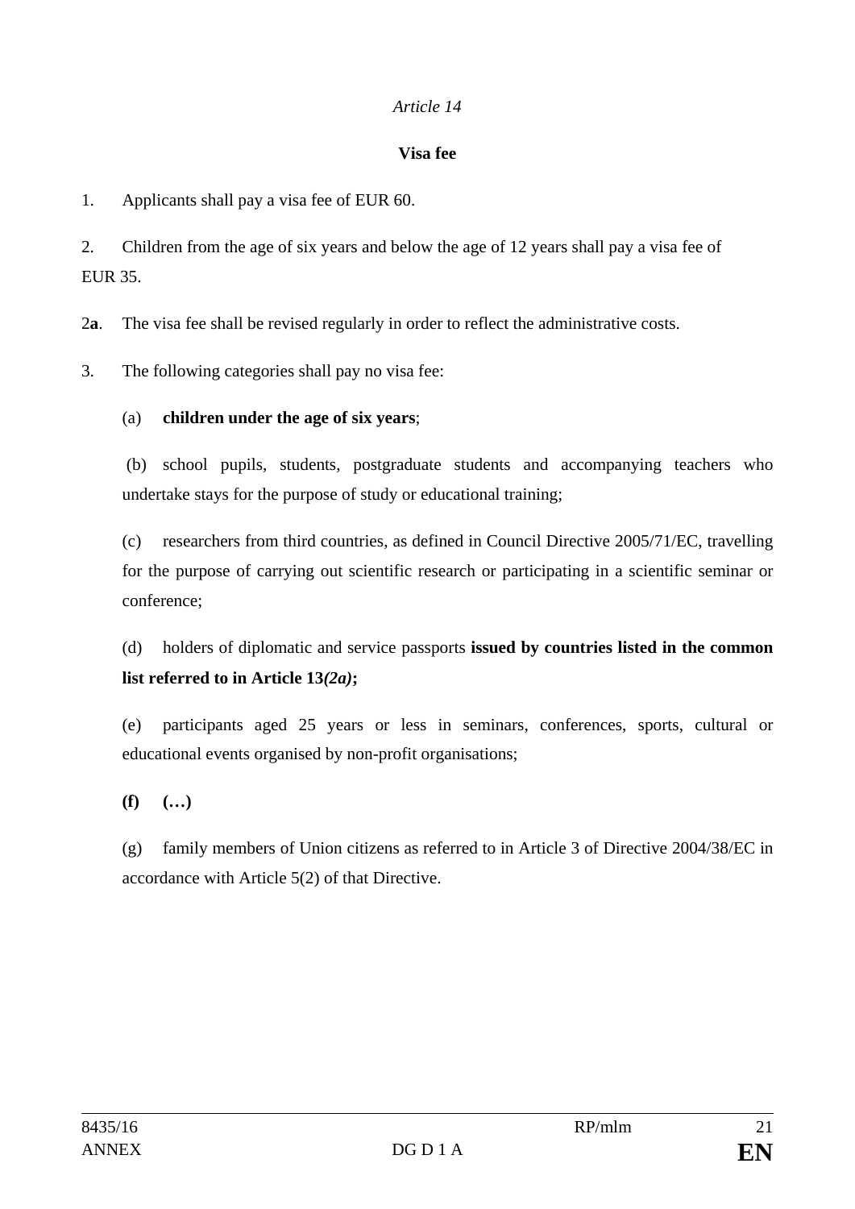*Article 14*

**Visa fee**

1. Applicants shall pay a visa fee of EUR 60.

2. Children from the age of six years and below the age of 12 years shall pay a visa fee of EUR 35.

2**a**. The visa fee shall be revised regularly in order to reflect the administrative costs.

3. The following categories shall pay no visa fee:

(a) **children under the age of six years**;

(b) school pupils, students, postgraduate students and accompanying teachers who undertake stays for the purpose of study or educational training;

(c) researchers from third countries, as defined in Council Directive 2005/71/EC, travelling for the purpose of carrying out scientific research or participating in a scientific seminar or conference;

(d) holders of diplomatic and service passports **issued by countries listed in the common list referred to in Article 13*(2a)*;**

(e) participants aged 25 years or less in seminars, conferences, sports, cultural or educational events organised by non-profit organisations;

**(f) (…)**

(g) family members of Union citizens as referred to in Article 3 of Directive 2004/38/EC in accordance with Article 5(2) of that Directive.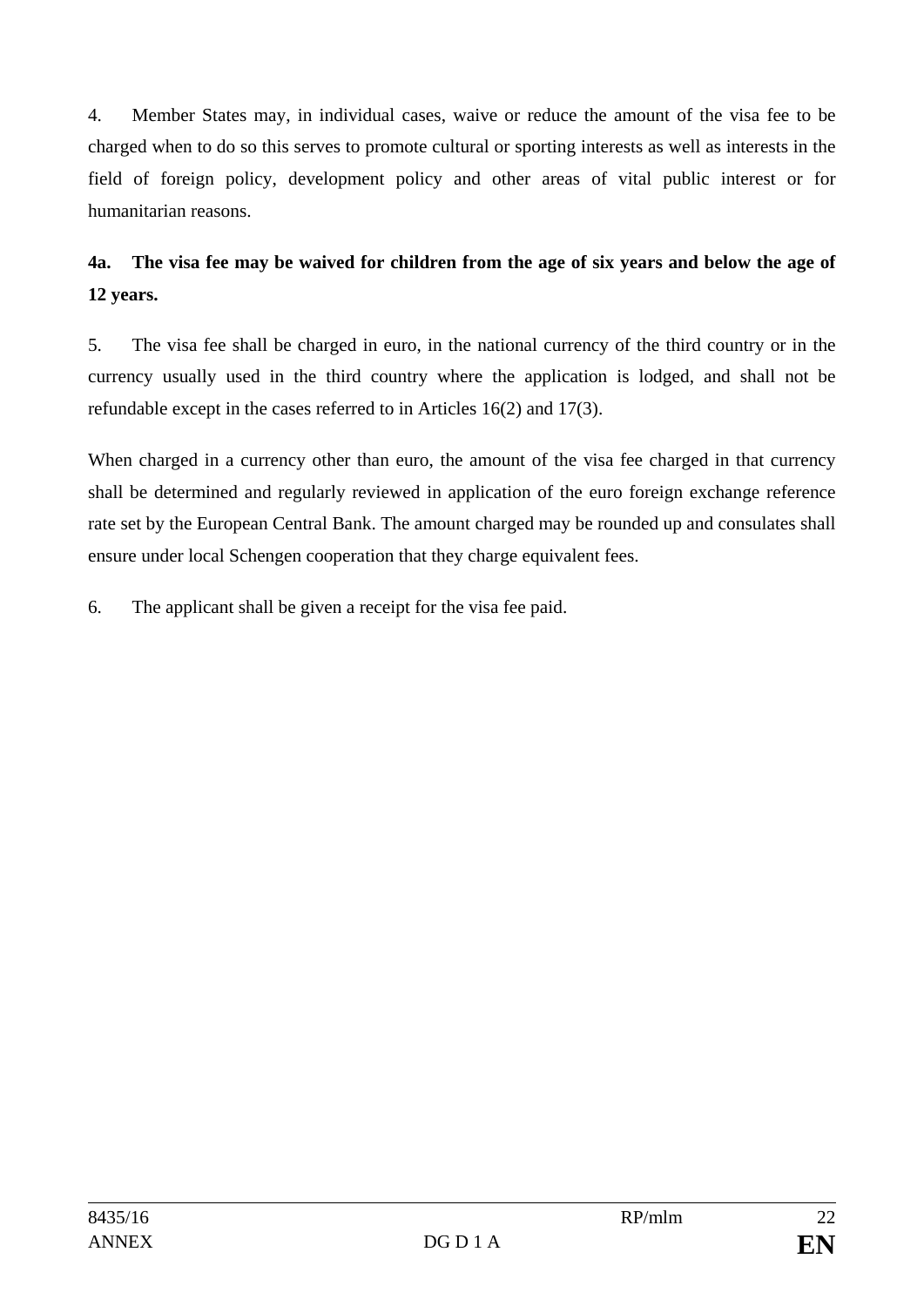4. Member States may, in individual cases, waive or reduce the amount of the visa fee to be charged when to do so this serves to promote cultural or sporting interests as well as interests in the field of foreign policy, development policy and other areas of vital public interest or for humanitarian reasons.

**4a. The visa fee may be waived for children from the age of six years and below the age of 12 years.**

5. The visa fee shall be charged in euro, in the national currency of the third country or in the currency usually used in the third country where the application is lodged, and shall not be refundable except in the cases referred to in Articles 16(2) and 17(3).

When charged in a currency other than euro, the amount of the visa fee charged in that currency shall be determined and regularly reviewed in application of the euro foreign exchange reference rate set by the European Central Bank. The amount charged may be rounded up and consulates shall ensure under local Schengen cooperation that they charge equivalent fees.

6. The applicant shall be given a receipt for the visa fee paid.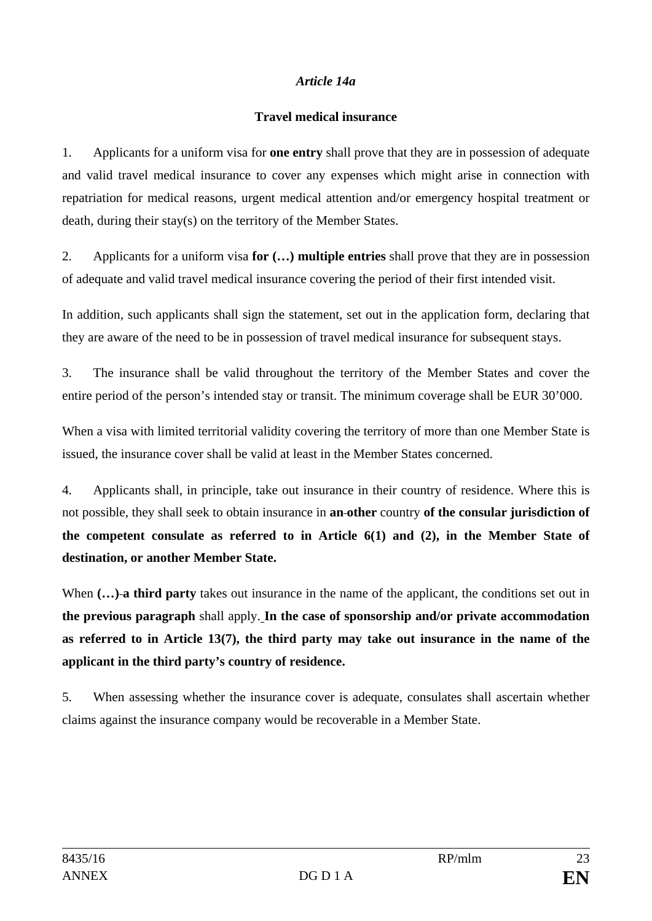*Article 14a*

**Travel medical insurance**

1. Applicants for a uniform visa for **one entry** shall prove that they are in possession of adequate and valid travel medical insurance to cover any expenses which might arise in connection with repatriation for medical reasons, urgent medical attention and/or emergency hospital treatment or death, during their stay(s) on the territory of the Member States.

2. Applicants for a uniform visa **for (…) multiple entries** shall prove that they are in possession of adequate and valid travel medical insurance covering the period of their first intended visit.

In addition, such applicants shall sign the statement, set out in the application form, declaring that they are aware of the need to be in possession of travel medical insurance for subsequent stays.

3. The insurance shall be valid throughout the territory of the Member States and cover the entire period of the person's intended stay or transit. The minimum coverage shall be EUR 30'000.

When a visa with limited territorial validity covering the territory of more than one Member State is issued, the insurance cover shall be valid at least in the Member States concerned.

4. Applicants shall, in principle, take out insurance in their country of residence. Where this is not possible, they shall seek to obtain insurance in **an** other country **of the consular jurisdiction of the competent consulate as referred to in Article 6(1) and (2), in the Member State of destination, or another Member State.**

When **(…) a third party** takes out insurance in the name of the applicant, the conditions set out in **the previous paragraph** shall apply. **In the case of sponsorship and/or private accommodation as referred to in Article 13(7), the third party may take out insurance in the name of the applicant in the third party's country of residence.**

5. When assessing whether the insurance cover is adequate, consulates shall ascertain whether claims against the insurance company would be recoverable in a Member State.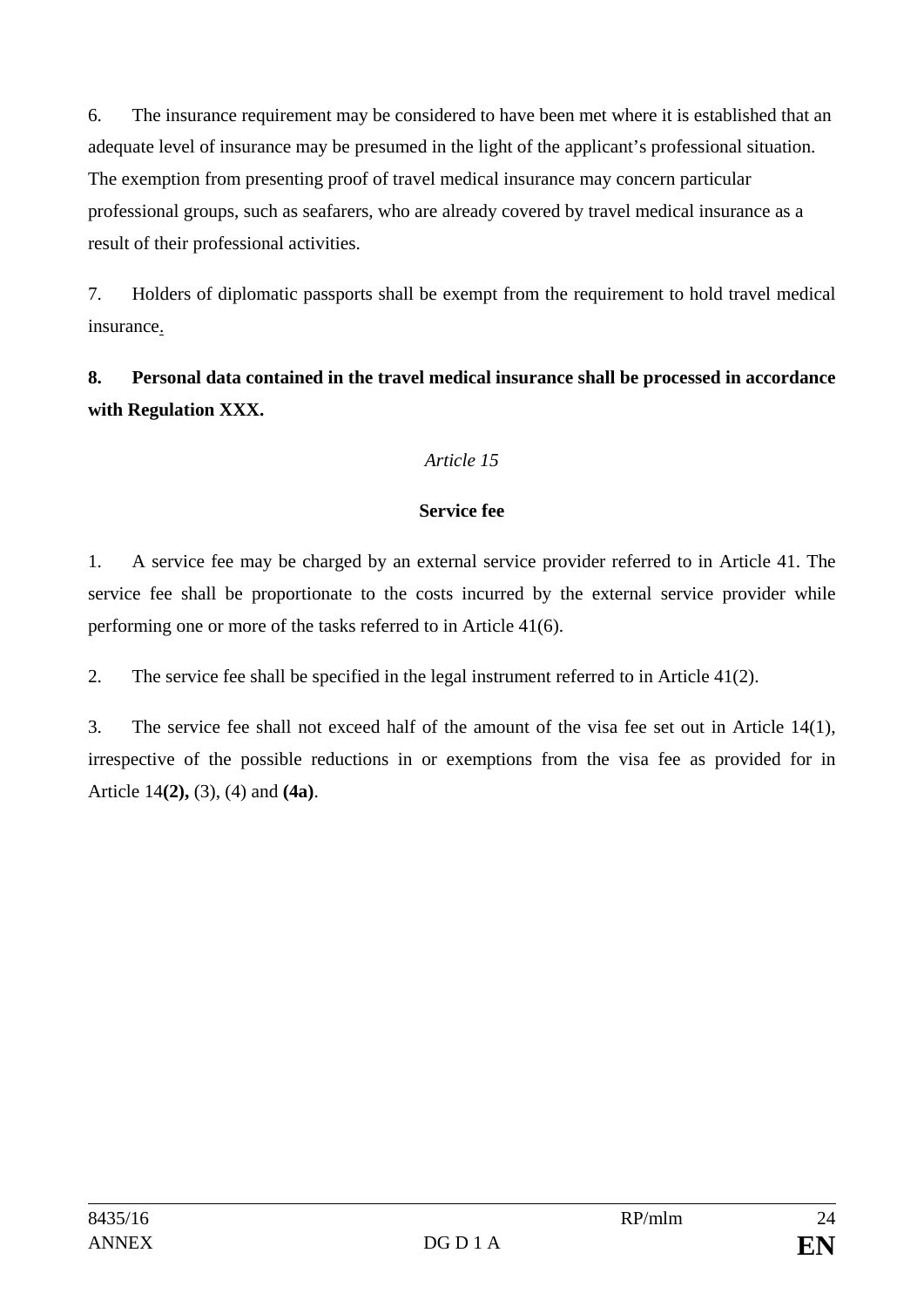6. The insurance requirement may be considered to have been met where it is established that an adequate level of insurance may be presumed in the light of the applicant's professional situation. The exemption from presenting proof of travel medical insurance may concern particular professional groups, such as seafarers, who are already covered by travel medical insurance as a result of their professional activities.

7. Holders of diplomatic passports shall be exempt from the requirement to hold travel medical insurance.

**8. Personal data contained in the travel medical insurance shall be processed in accordance with Regulation XXX.**

*Article 15*

**Service fee**

1. A service fee may be charged by an external service provider referred to in Article 41. The service fee shall be proportionate to the costs incurred by the external service provider while performing one or more of the tasks referred to in Article 41(6).

2. The service fee shall be specified in the legal instrument referred to in Article 41(2).

3. The service fee shall not exceed half of the amount of the visa fee set out in Article 14(1), irrespective of the possible reductions in or exemptions from the visa fee as provided for in Article 14**(2),** (3), (4) and **(4a)**.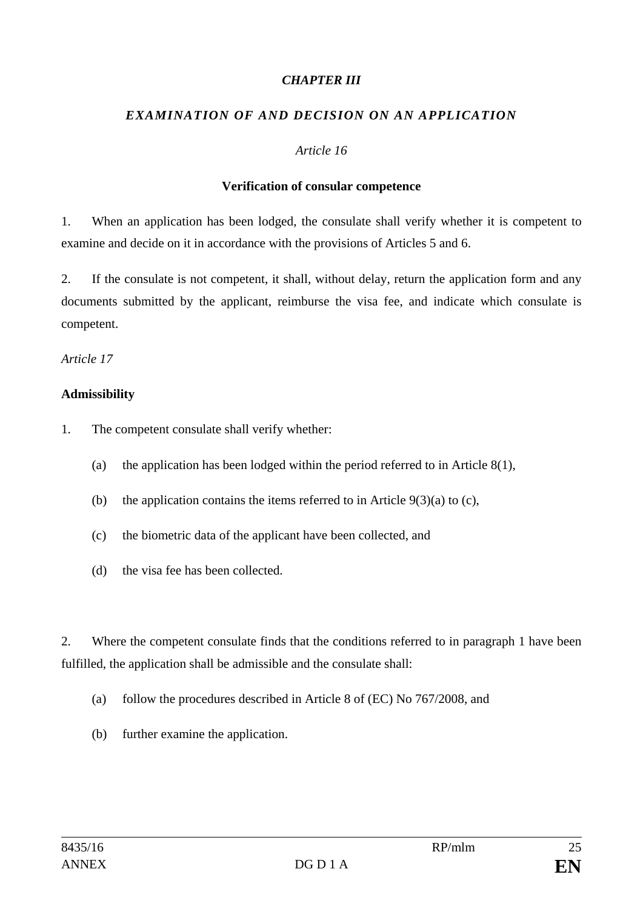*CHAPTER III*

***EXAMINATION OF AND DECISION ON AN APPLICATION***

*Article 16*

**Verification of consular competence**

1. When an application has been lodged, the consulate shall verify whether it is competent to examine and decide on it in accordance with the provisions of Articles 5 and 6.

2. If the consulate is not competent, it shall, without delay, return the application form and any documents submitted by the applicant, reimburse the visa fee, and indicate which consulate is competent.

*Article 17*

**Admissibility**

1. The competent consulate shall verify whether:

   (a) the application has been lodged within the period referred to in Article 8(1),

   (b) the application contains the items referred to in Article 9(3)(a) to (c),

   (c) the biometric data of the applicant have been collected, and

   (d) the visa fee has been collected.

2. Where the competent consulate finds that the conditions referred to in paragraph 1 have been fulfilled, the application shall be admissible and the consulate shall:

   (a) follow the procedures described in Article 8 of (EC) No 767/2008, and

   (b) further examine the application.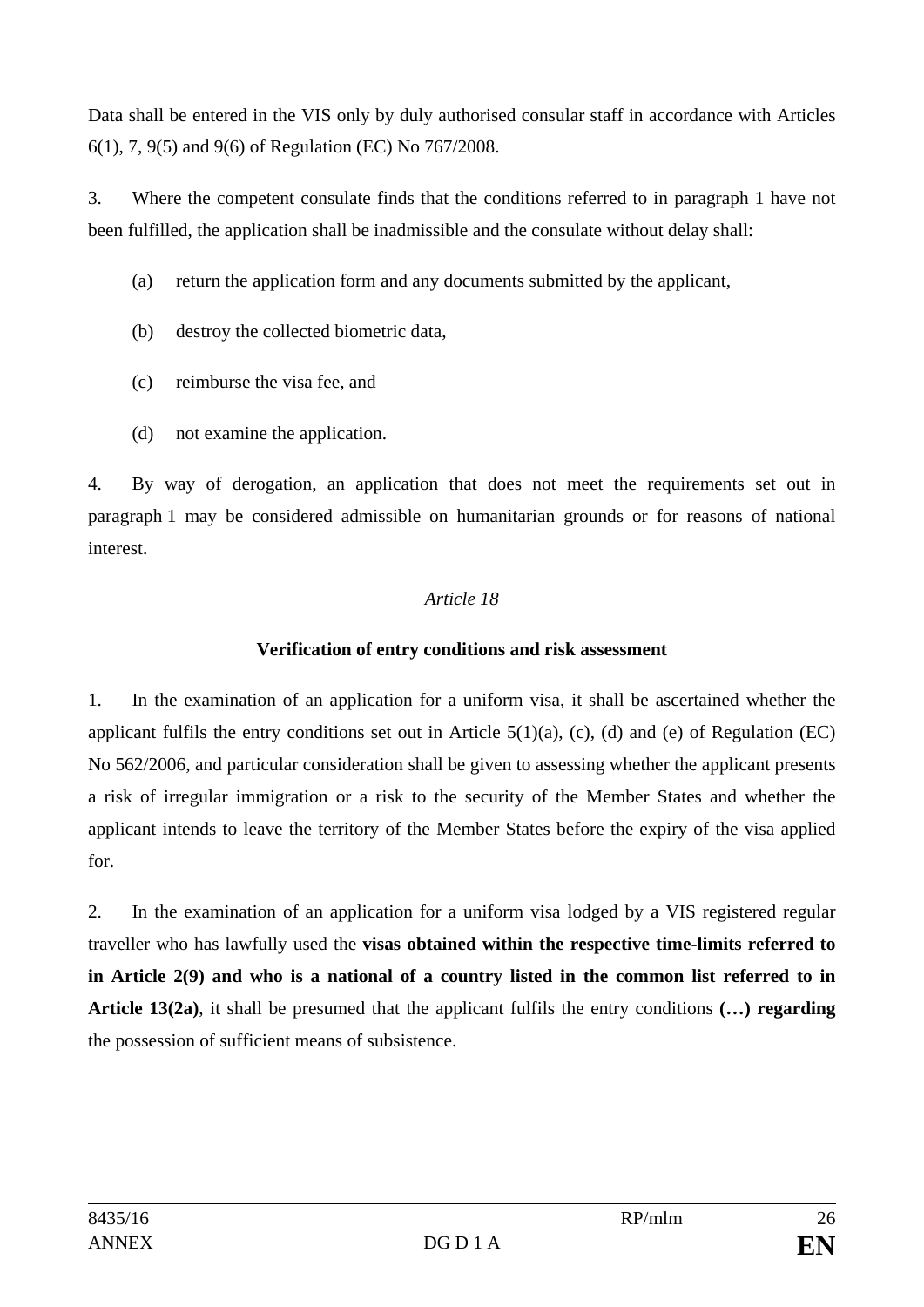Data shall be entered in the VIS only by duly authorised consular staff in accordance with Articles 6(1), 7, 9(5) and 9(6) of Regulation (EC) No 767/2008.

3. Where the competent consulate finds that the conditions referred to in paragraph 1 have not been fulfilled, the application shall be inadmissible and the consulate without delay shall:

(a) return the application form and any documents submitted by the applicant,

(b) destroy the collected biometric data,

(c) reimburse the visa fee, and

(d) not examine the application.

4. By way of derogation, an application that does not meet the requirements set out in paragraph 1 may be considered admissible on humanitarian grounds or for reasons of national interest.

*Article 18*

**Verification of entry conditions and risk assessment**

1. In the examination of an application for a uniform visa, it shall be ascertained whether the applicant fulfils the entry conditions set out in Article 5(1)(a), (c), (d) and (e) of Regulation (EC) No 562/2006, and particular consideration shall be given to assessing whether the applicant presents a risk of irregular immigration or a risk to the security of the Member States and whether the applicant intends to leave the territory of the Member States before the expiry of the visa applied for.

2. In the examination of an application for a uniform visa lodged by a VIS registered regular traveller who has lawfully used the **visas obtained within the respective time-limits referred to in Article 2(9) and who is a national of a country listed in the common list referred to in Article 13(2a)**, it shall be presumed that the applicant fulfils the entry conditions **(…) regarding** the possession of sufficient means of subsistence.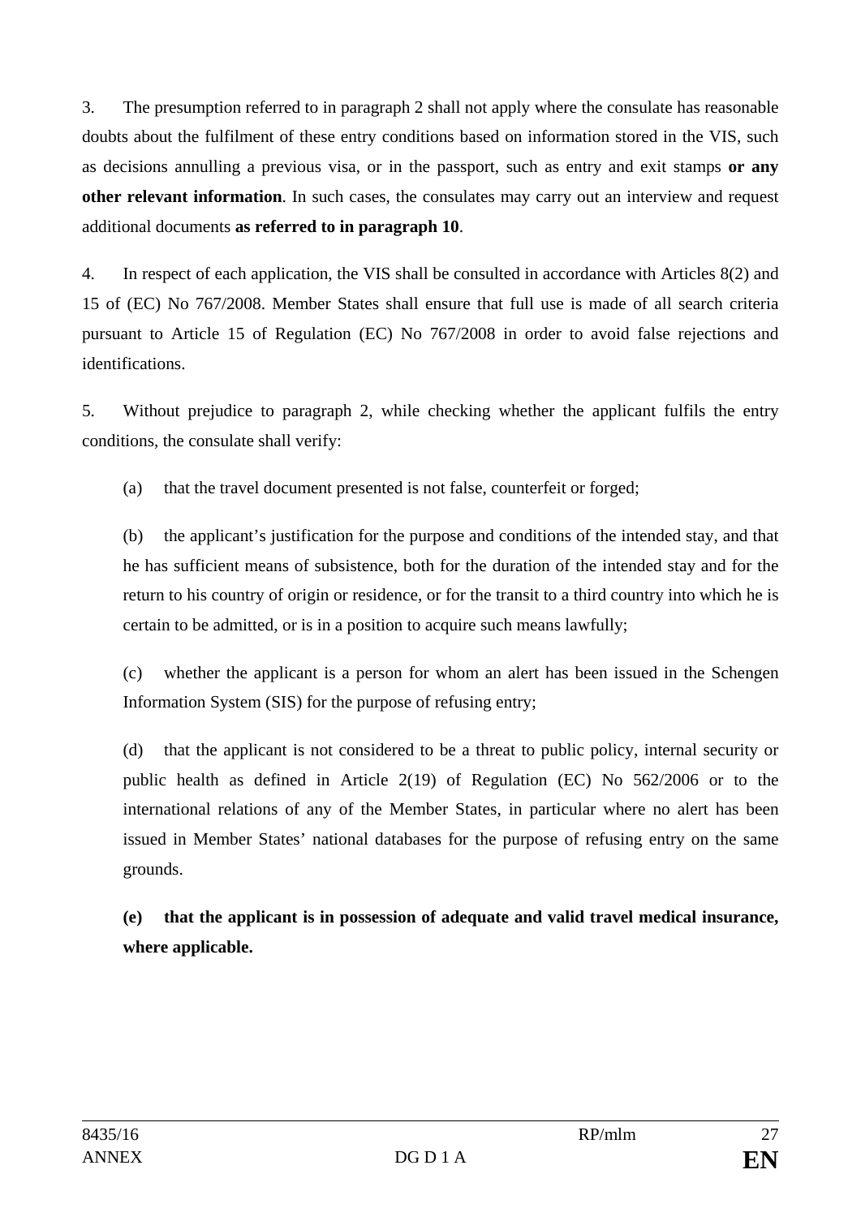3. The presumption referred to in paragraph 2 shall not apply where the consulate has reasonable doubts about the fulfilment of these entry conditions based on information stored in the VIS, such as decisions annulling a previous visa, or in the passport, such as entry and exit stamps **or any other relevant information**. In such cases, the consulates may carry out an interview and request additional documents **as referred to in paragraph 10**.

4. In respect of each application, the VIS shall be consulted in accordance with Articles 8(2) and 15 of (EC) No 767/2008. Member States shall ensure that full use is made of all search criteria pursuant to Article 15 of Regulation (EC) No 767/2008 in order to avoid false rejections and identifications.

5. Without prejudice to paragraph 2, while checking whether the applicant fulfils the entry conditions, the consulate shall verify:

(a) that the travel document presented is not false, counterfeit or forged;

(b) the applicant's justification for the purpose and conditions of the intended stay, and that he has sufficient means of subsistence, both for the duration of the intended stay and for the return to his country of origin or residence, or for the transit to a third country into which he is certain to be admitted, or is in a position to acquire such means lawfully;

(c) whether the applicant is a person for whom an alert has been issued in the Schengen Information System (SIS) for the purpose of refusing entry;

(d) that the applicant is not considered to be a threat to public policy, internal security or public health as defined in Article 2(19) of Regulation (EC) No 562/2006 or to the international relations of any of the Member States, in particular where no alert has been issued in Member States' national databases for the purpose of refusing entry on the same grounds.

**(e) that the applicant is in possession of adequate and valid travel medical insurance, where applicable.**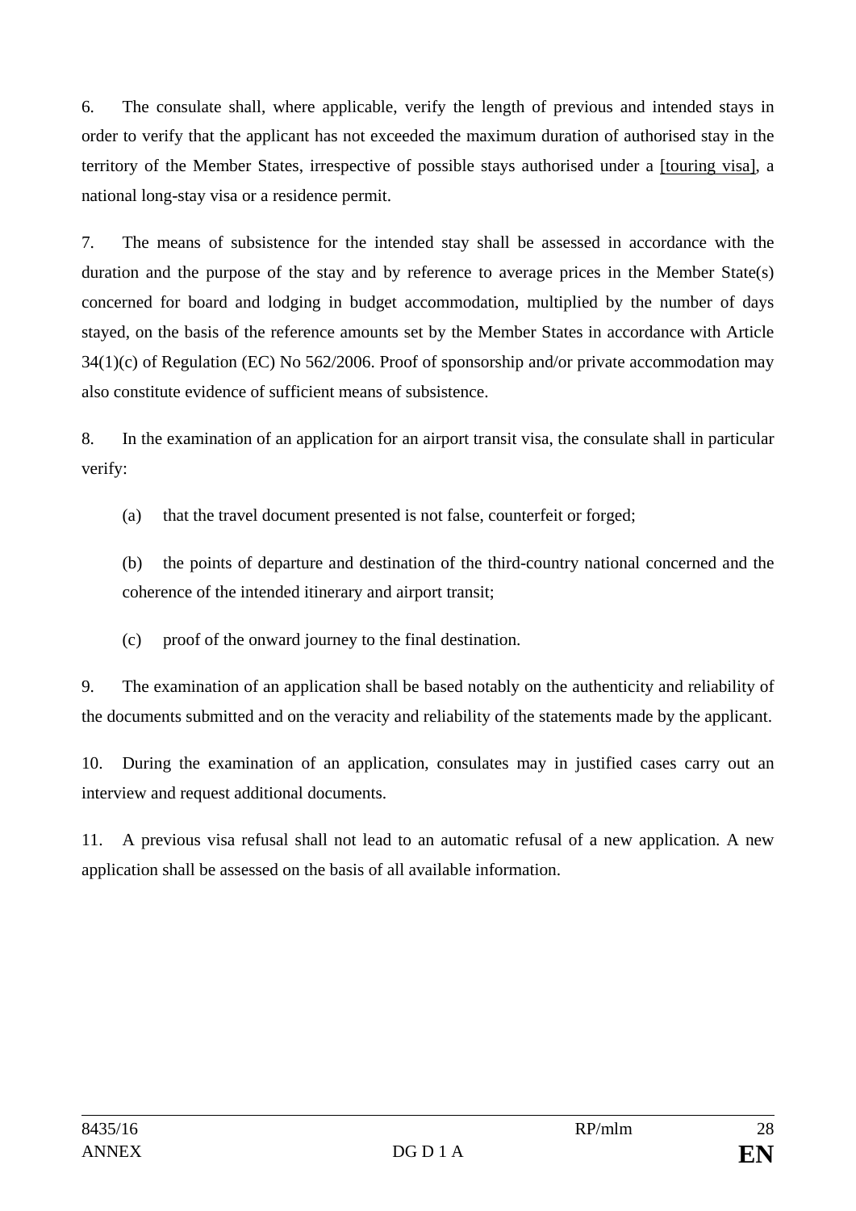6. The consulate shall, where applicable, verify the length of previous and intended stays in order to verify that the applicant has not exceeded the maximum duration of authorised stay in the territory of the Member States, irrespective of possible stays authorised under a [touring visa], a national long-stay visa or a residence permit.

7. The means of subsistence for the intended stay shall be assessed in accordance with the duration and the purpose of the stay and by reference to average prices in the Member State(s) concerned for board and lodging in budget accommodation, multiplied by the number of days stayed, on the basis of the reference amounts set by the Member States in accordance with Article 34(1)(c) of Regulation (EC) No 562/2006. Proof of sponsorship and/or private accommodation may also constitute evidence of sufficient means of subsistence.

8. In the examination of an application for an airport transit visa, the consulate shall in particular verify:

(a) that the travel document presented is not false, counterfeit or forged;

(b) the points of departure and destination of the third-country national concerned and the coherence of the intended itinerary and airport transit;

(c) proof of the onward journey to the final destination.

9. The examination of an application shall be based notably on the authenticity and reliability of the documents submitted and on the veracity and reliability of the statements made by the applicant.

10. During the examination of an application, consulates may in justified cases carry out an interview and request additional documents.

11. A previous visa refusal shall not lead to an automatic refusal of a new application. A new application shall be assessed on the basis of all available information.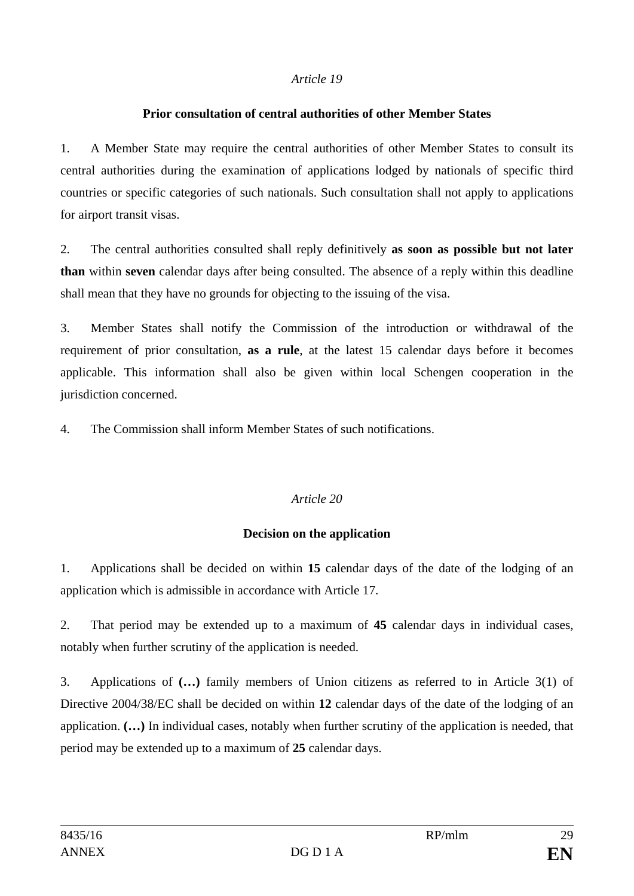*Article 19*

**Prior consultation of central authorities of other Member States**

1. A Member State may require the central authorities of other Member States to consult its central authorities during the examination of applications lodged by nationals of specific third countries or specific categories of such nationals. Such consultation shall not apply to applications for airport transit visas.

2. The central authorities consulted shall reply definitively **as soon as possible but not later than** within **seven** calendar days after being consulted. The absence of a reply within this deadline shall mean that they have no grounds for objecting to the issuing of the visa.

3. Member States shall notify the Commission of the introduction or withdrawal of the requirement of prior consultation, **as a rule**, at the latest 15 calendar days before it becomes applicable. This information shall also be given within local Schengen cooperation in the jurisdiction concerned.

4. The Commission shall inform Member States of such notifications.

*Article 20*

**Decision on the application**

1. Applications shall be decided on within **15** calendar days of the date of the lodging of an application which is admissible in accordance with Article 17.

2. That period may be extended up to a maximum of **45** calendar days in individual cases, notably when further scrutiny of the application is needed.

3. Applications of **(…)** family members of Union citizens as referred to in Article 3(1) of Directive 2004/38/EC shall be decided on within **12** calendar days of the date of the lodging of an application. **(…)** In individual cases, notably when further scrutiny of the application is needed, that period may be extended up to a maximum of **25** calendar days.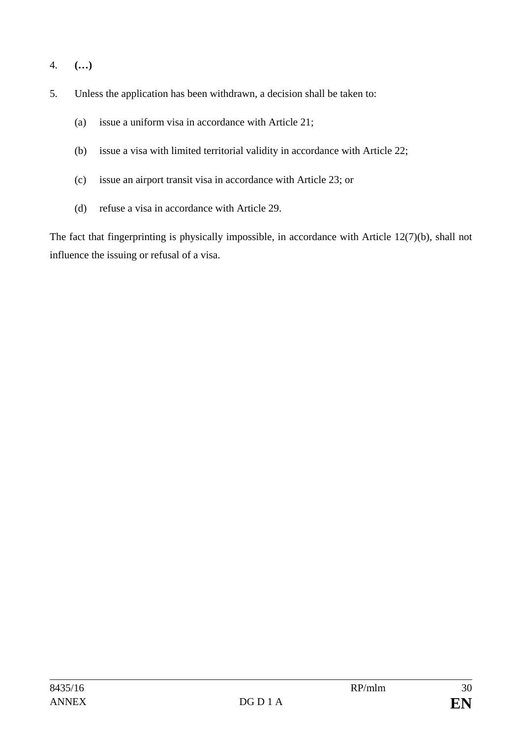4. **(…)**

5. Unless the application has been withdrawn, a decision shall be taken to:

   (a) issue a uniform visa in accordance with Article 21;

   (b) issue a visa with limited territorial validity in accordance with Article 22;

   (c) issue an airport transit visa in accordance with Article 23; or

   (d) refuse a visa in accordance with Article 29.

The fact that fingerprinting is physically impossible, in accordance with Article 12(7)(b), shall not influence the issuing or refusal of a visa.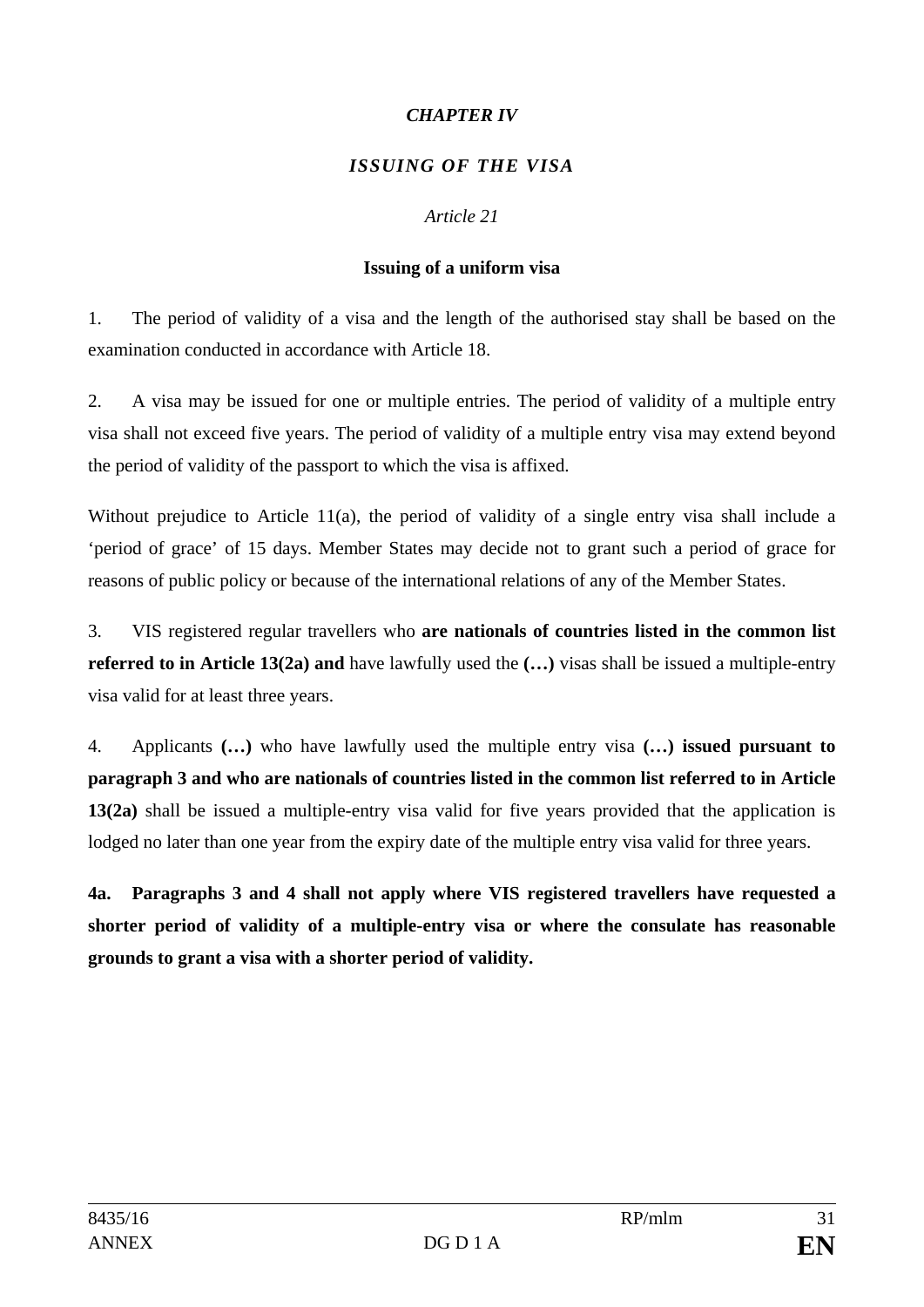*CHAPTER IV*

*ISSUING OF THE VISA*

*Article 21*

**Issuing of a uniform visa**

1. The period of validity of a visa and the length of the authorised stay shall be based on the examination conducted in accordance with Article 18.

2. A visa may be issued for one or multiple entries. The period of validity of a multiple entry visa shall not exceed five years. The period of validity of a multiple entry visa may extend beyond the period of validity of the passport to which the visa is affixed.

Without prejudice to Article 11(a), the period of validity of a single entry visa shall include a 'period of grace' of 15 days. Member States may decide not to grant such a period of grace for reasons of public policy or because of the international relations of any of the Member States.

3. VIS registered regular travellers who **are nationals of countries listed in the common list referred to in Article 13(2a) and** have lawfully used the **(…)** visas shall be issued a multiple-entry visa valid for at least three years.

4. Applicants **(…)** who have lawfully used the multiple entry visa **(…) issued pursuant to paragraph 3 and who are nationals of countries listed in the common list referred to in Article 13(2a)** shall be issued a multiple-entry visa valid for five years provided that the application is lodged no later than one year from the expiry date of the multiple entry visa valid for three years.

**4a. Paragraphs 3 and 4 shall not apply where VIS registered travellers have requested a shorter period of validity of a multiple-entry visa or where the consulate has reasonable grounds to grant a visa with a shorter period of validity.**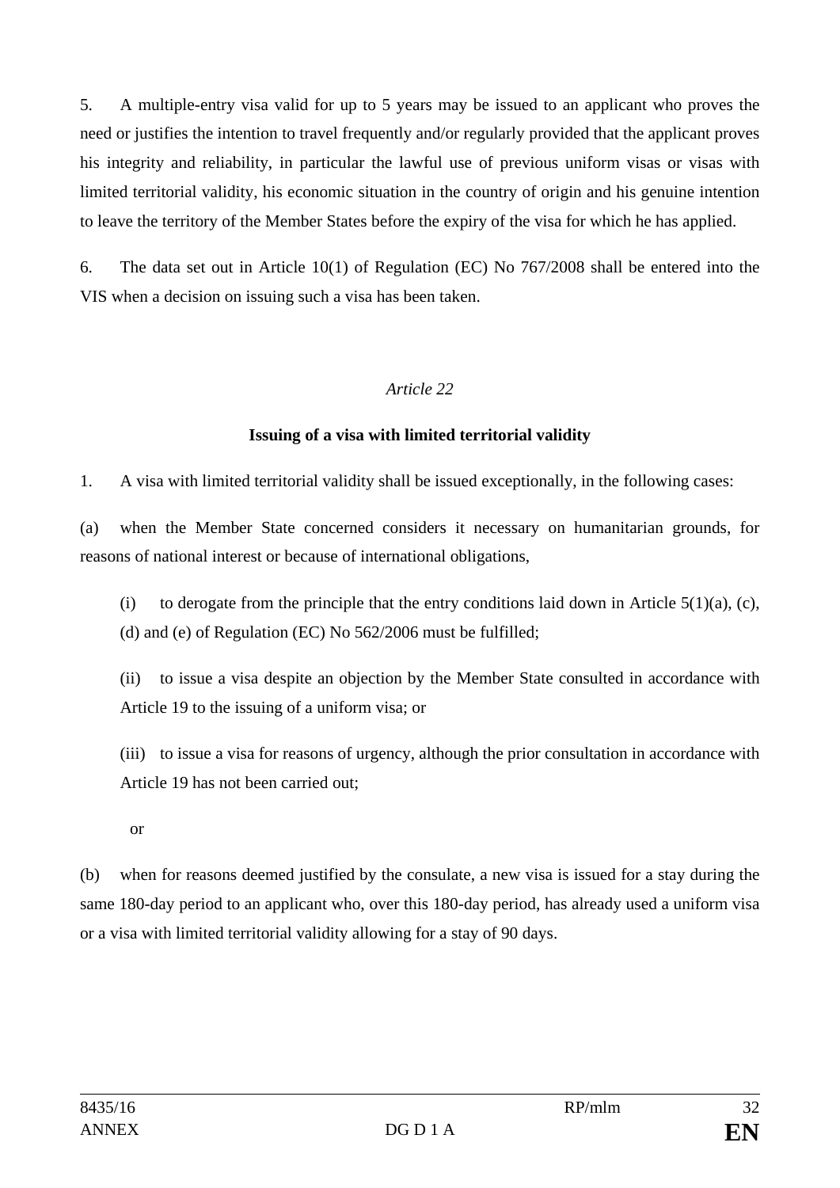5. A multiple-entry visa valid for up to 5 years may be issued to an applicant who proves the need or justifies the intention to travel frequently and/or regularly provided that the applicant proves his integrity and reliability, in particular the lawful use of previous uniform visas or visas with limited territorial validity, his economic situation in the country of origin and his genuine intention to leave the territory of the Member States before the expiry of the visa for which he has applied.

6. The data set out in Article 10(1) of Regulation (EC) No 767/2008 shall be entered into the VIS when a decision on issuing such a visa has been taken.

*Article 22*

**Issuing of a visa with limited territorial validity**

1. A visa with limited territorial validity shall be issued exceptionally, in the following cases:

(a) when the Member State concerned considers it necessary on humanitarian grounds, for reasons of national interest or because of international obligations,

(i) to derogate from the principle that the entry conditions laid down in Article 5(1)(a), (c), (d) and (e) of Regulation (EC) No 562/2006 must be fulfilled;

(ii) to issue a visa despite an objection by the Member State consulted in accordance with Article 19 to the issuing of a uniform visa; or

(iii) to issue a visa for reasons of urgency, although the prior consultation in accordance with Article 19 has not been carried out;

or

(b) when for reasons deemed justified by the consulate, a new visa is issued for a stay during the same 180-day period to an applicant who, over this 180-day period, has already used a uniform visa or a visa with limited territorial validity allowing for a stay of 90 days.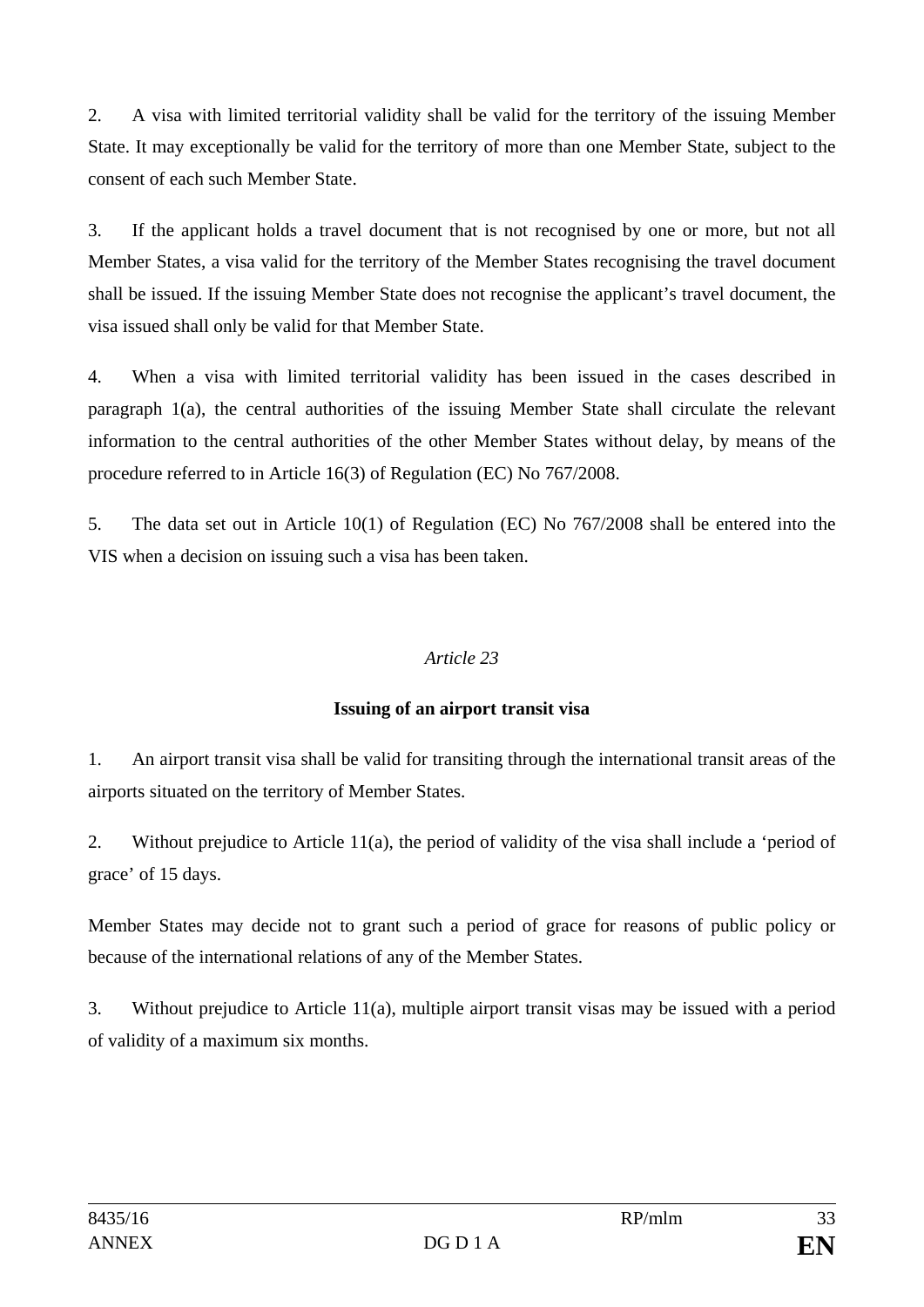2. A visa with limited territorial validity shall be valid for the territory of the issuing Member State. It may exceptionally be valid for the territory of more than one Member State, subject to the consent of each such Member State.

3. If the applicant holds a travel document that is not recognised by one or more, but not all Member States, a visa valid for the territory of the Member States recognising the travel document shall be issued. If the issuing Member State does not recognise the applicant's travel document, the visa issued shall only be valid for that Member State.

4. When a visa with limited territorial validity has been issued in the cases described in paragraph 1(a), the central authorities of the issuing Member State shall circulate the relevant information to the central authorities of the other Member States without delay, by means of the procedure referred to in Article 16(3) of Regulation (EC) No 767/2008.

5. The data set out in Article 10(1) of Regulation (EC) No 767/2008 shall be entered into the VIS when a decision on issuing such a visa has been taken.

*Article 23*

**Issuing of an airport transit visa**

1. An airport transit visa shall be valid for transiting through the international transit areas of the airports situated on the territory of Member States.

2. Without prejudice to Article 11(a), the period of validity of the visa shall include a 'period of grace' of 15 days.

Member States may decide not to grant such a period of grace for reasons of public policy or because of the international relations of any of the Member States.

3. Without prejudice to Article 11(a), multiple airport transit visas may be issued with a period of validity of a maximum six months.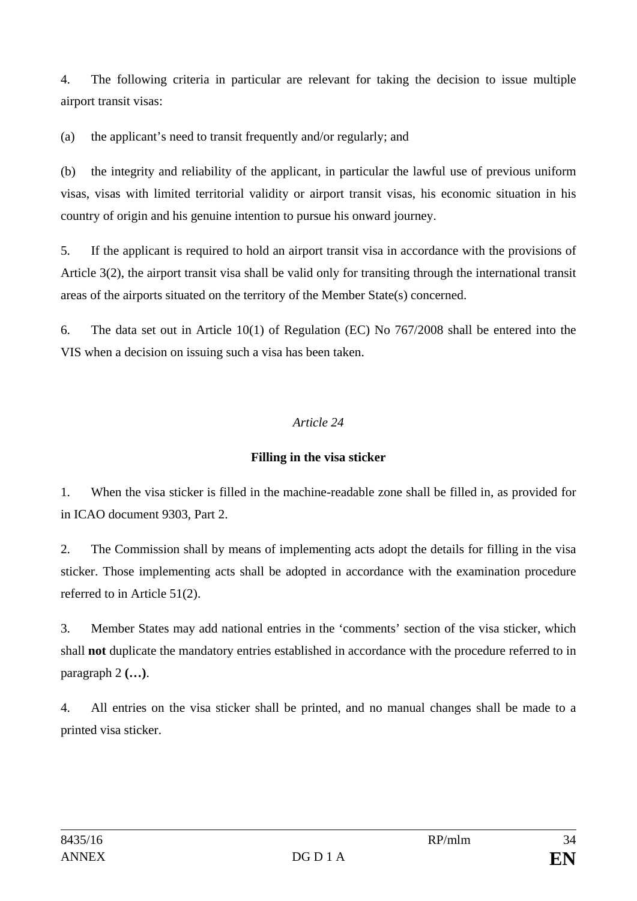4. The following criteria in particular are relevant for taking the decision to issue multiple airport transit visas:

(a) the applicant's need to transit frequently and/or regularly; and

(b) the integrity and reliability of the applicant, in particular the lawful use of previous uniform visas, visas with limited territorial validity or airport transit visas, his economic situation in his country of origin and his genuine intention to pursue his onward journey.

5. If the applicant is required to hold an airport transit visa in accordance with the provisions of Article 3(2), the airport transit visa shall be valid only for transiting through the international transit areas of the airports situated on the territory of the Member State(s) concerned.

6. The data set out in Article 10(1) of Regulation (EC) No 767/2008 shall be entered into the VIS when a decision on issuing such a visa has been taken.

*Article 24*

**Filling in the visa sticker**

1. When the visa sticker is filled in the machine-readable zone shall be filled in, as provided for in ICAO document 9303, Part 2.

2. The Commission shall by means of implementing acts adopt the details for filling in the visa sticker. Those implementing acts shall be adopted in accordance with the examination procedure referred to in Article 51(2).

3. Member States may add national entries in the 'comments' section of the visa sticker, which shall **not** duplicate the mandatory entries established in accordance with the procedure referred to in paragraph 2 **(…)**.

4. All entries on the visa sticker shall be printed, and no manual changes shall be made to a printed visa sticker.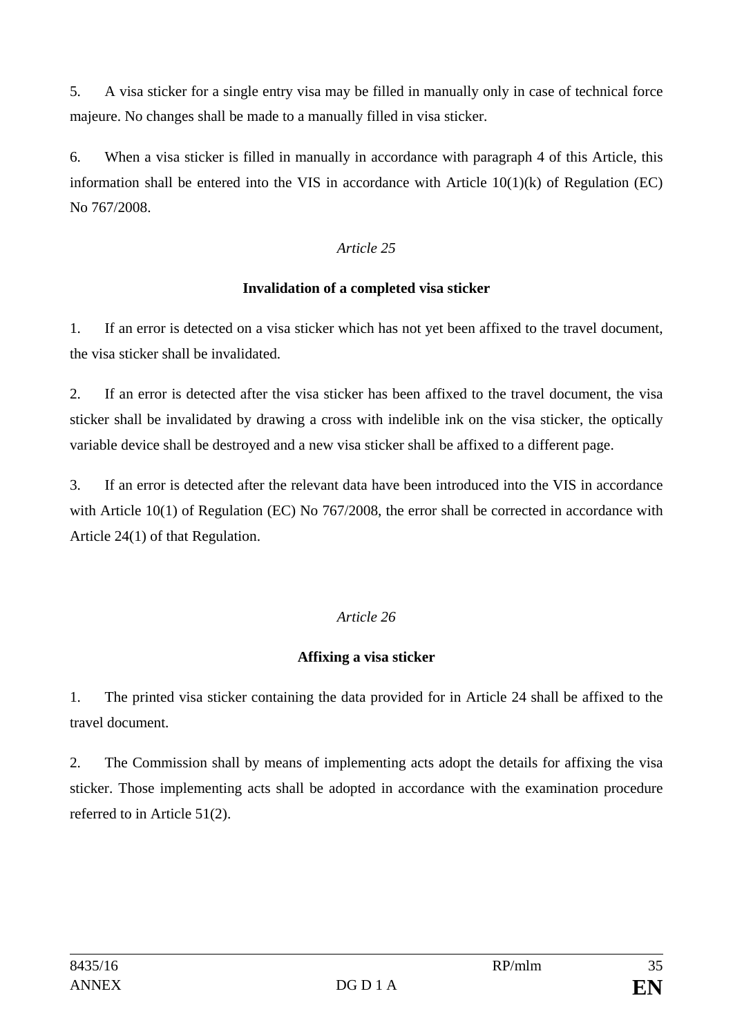5. A visa sticker for a single entry visa may be filled in manually only in case of technical force majeure. No changes shall be made to a manually filled in visa sticker.

6. When a visa sticker is filled in manually in accordance with paragraph 4 of this Article, this information shall be entered into the VIS in accordance with Article 10(1)(k) of Regulation (EC) No 767/2008.

*Article 25*

**Invalidation of a completed visa sticker**

1. If an error is detected on a visa sticker which has not yet been affixed to the travel document, the visa sticker shall be invalidated.

2. If an error is detected after the visa sticker has been affixed to the travel document, the visa sticker shall be invalidated by drawing a cross with indelible ink on the visa sticker, the optically variable device shall be destroyed and a new visa sticker shall be affixed to a different page.

3. If an error is detected after the relevant data have been introduced into the VIS in accordance with Article 10(1) of Regulation (EC) No 767/2008, the error shall be corrected in accordance with Article 24(1) of that Regulation.

*Article 26*

**Affixing a visa sticker**

1. The printed visa sticker containing the data provided for in Article 24 shall be affixed to the travel document.

2. The Commission shall by means of implementing acts adopt the details for affixing the visa sticker. Those implementing acts shall be adopted in accordance with the examination procedure referred to in Article 51(2).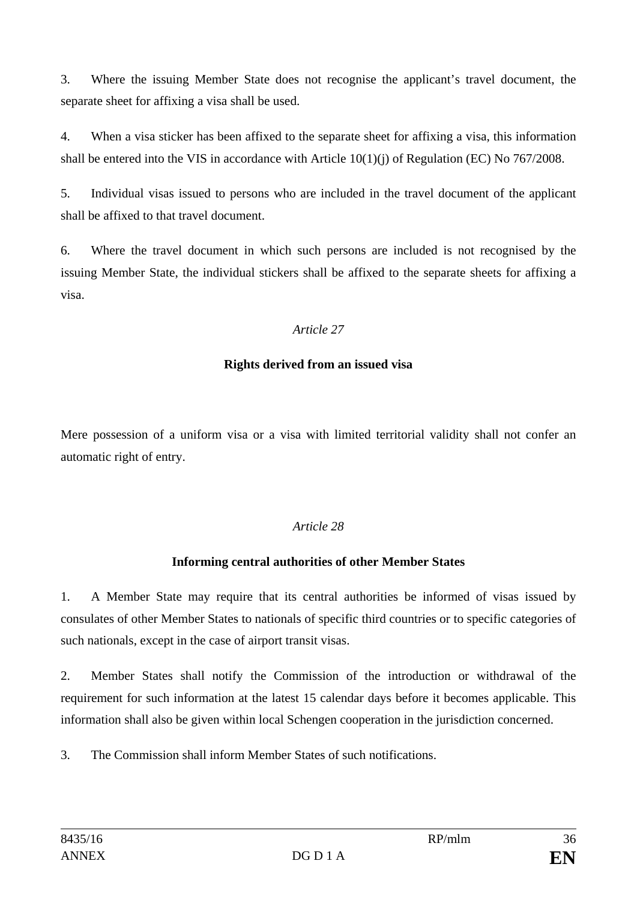3. Where the issuing Member State does not recognise the applicant's travel document, the separate sheet for affixing a visa shall be used.

4. When a visa sticker has been affixed to the separate sheet for affixing a visa, this information shall be entered into the VIS in accordance with Article 10(1)(j) of Regulation (EC) No 767/2008.

5. Individual visas issued to persons who are included in the travel document of the applicant shall be affixed to that travel document.

6. Where the travel document in which such persons are included is not recognised by the issuing Member State, the individual stickers shall be affixed to the separate sheets for affixing a visa.

*Article 27*

**Rights derived from an issued visa**

Mere possession of a uniform visa or a visa with limited territorial validity shall not confer an automatic right of entry.

*Article 28*

**Informing central authorities of other Member States**

1. A Member State may require that its central authorities be informed of visas issued by consulates of other Member States to nationals of specific third countries or to specific categories of such nationals, except in the case of airport transit visas.

2. Member States shall notify the Commission of the introduction or withdrawal of the requirement for such information at the latest 15 calendar days before it becomes applicable. This information shall also be given within local Schengen cooperation in the jurisdiction concerned.

3. The Commission shall inform Member States of such notifications.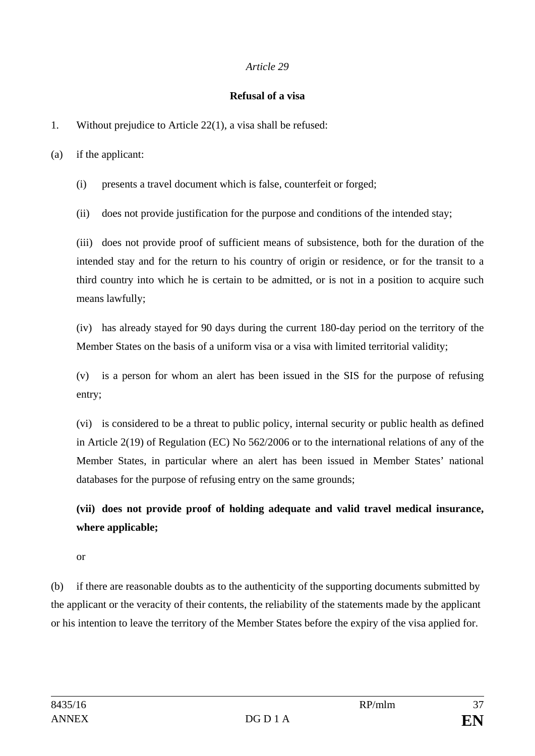*Article 29*

**Refusal of a visa**

1. Without prejudice to Article 22(1), a visa shall be refused:

(a) if the applicant:

(i) presents a travel document which is false, counterfeit or forged;

(ii) does not provide justification for the purpose and conditions of the intended stay;

(iii) does not provide proof of sufficient means of subsistence, both for the duration of the intended stay and for the return to his country of origin or residence, or for the transit to a third country into which he is certain to be admitted, or is not in a position to acquire such means lawfully;

(iv) has already stayed for 90 days during the current 180-day period on the territory of the Member States on the basis of a uniform visa or a visa with limited territorial validity;

(v) is a person for whom an alert has been issued in the SIS for the purpose of refusing entry;

(vi) is considered to be a threat to public policy, internal security or public health as defined in Article 2(19) of Regulation (EC) No 562/2006 or to the international relations of any of the Member States, in particular where an alert has been issued in Member States' national databases for the purpose of refusing entry on the same grounds;

**(vii) does not provide proof of holding adequate and valid travel medical insurance, where applicable;**

or

(b) if there are reasonable doubts as to the authenticity of the supporting documents submitted by the applicant or the veracity of their contents, the reliability of the statements made by the applicant or his intention to leave the territory of the Member States before the expiry of the visa applied for.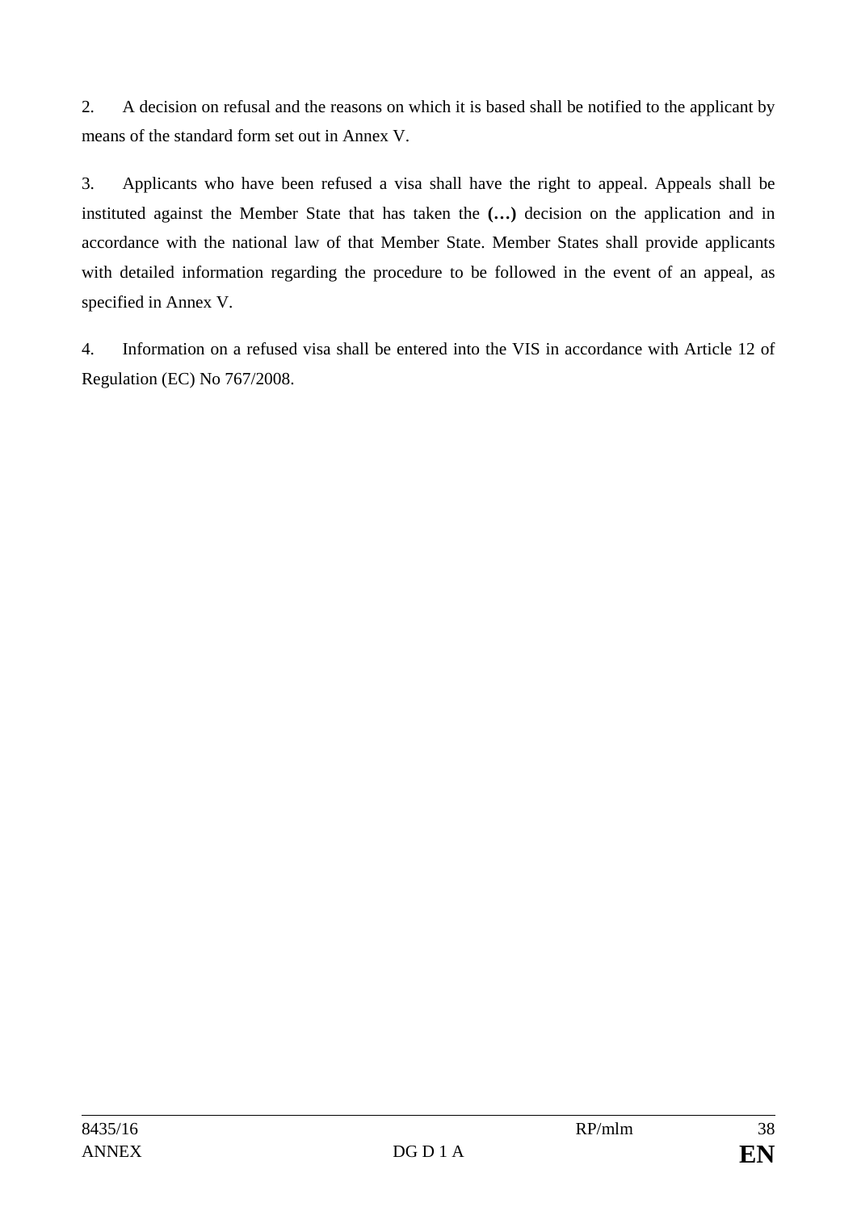2. A decision on refusal and the reasons on which it is based shall be notified to the applicant by means of the standard form set out in Annex V.

3. Applicants who have been refused a visa shall have the right to appeal. Appeals shall be instituted against the Member State that has taken the **(…)** decision on the application and in accordance with the national law of that Member State. Member States shall provide applicants with detailed information regarding the procedure to be followed in the event of an appeal, as specified in Annex V.

4. Information on a refused visa shall be entered into the VIS in accordance with Article 12 of Regulation (EC) No 767/2008.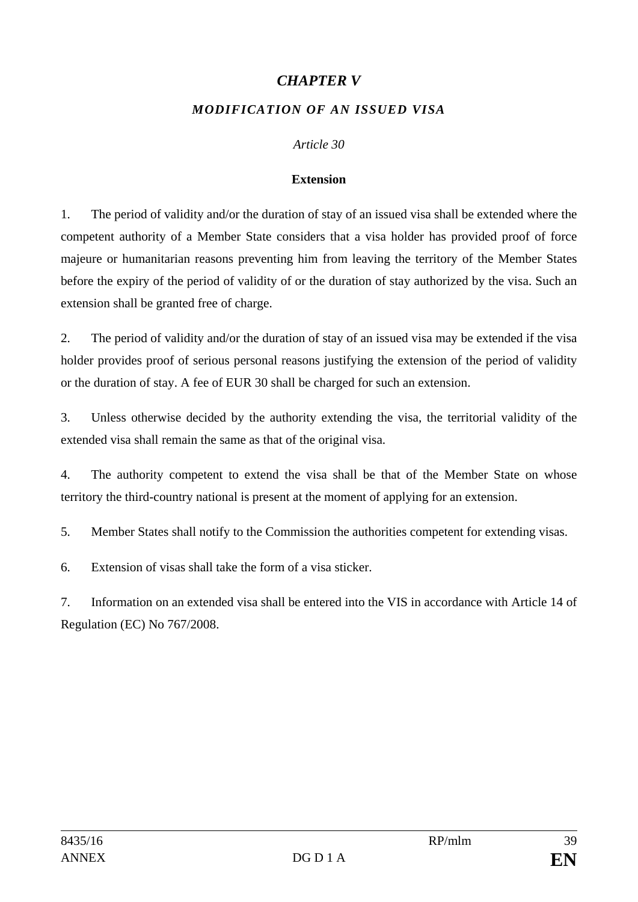## *CHAPTER V*

### *MODIFICATION OF AN ISSUED VISA*

*Article 30*

**Extension**

1. The period of validity and/or the duration of stay of an issued visa shall be extended where the competent authority of a Member State considers that a visa holder has provided proof of force majeure or humanitarian reasons preventing him from leaving the territory of the Member States before the expiry of the period of validity of or the duration of stay authorized by the visa. Such an extension shall be granted free of charge.

2. The period of validity and/or the duration of stay of an issued visa may be extended if the visa holder provides proof of serious personal reasons justifying the extension of the period of validity or the duration of stay. A fee of EUR 30 shall be charged for such an extension.

3. Unless otherwise decided by the authority extending the visa, the territorial validity of the extended visa shall remain the same as that of the original visa.

4. The authority competent to extend the visa shall be that of the Member State on whose territory the third-country national is present at the moment of applying for an extension.

5. Member States shall notify to the Commission the authorities competent for extending visas.

6. Extension of visas shall take the form of a visa sticker.

7. Information on an extended visa shall be entered into the VIS in accordance with Article 14 of Regulation (EC) No 767/2008.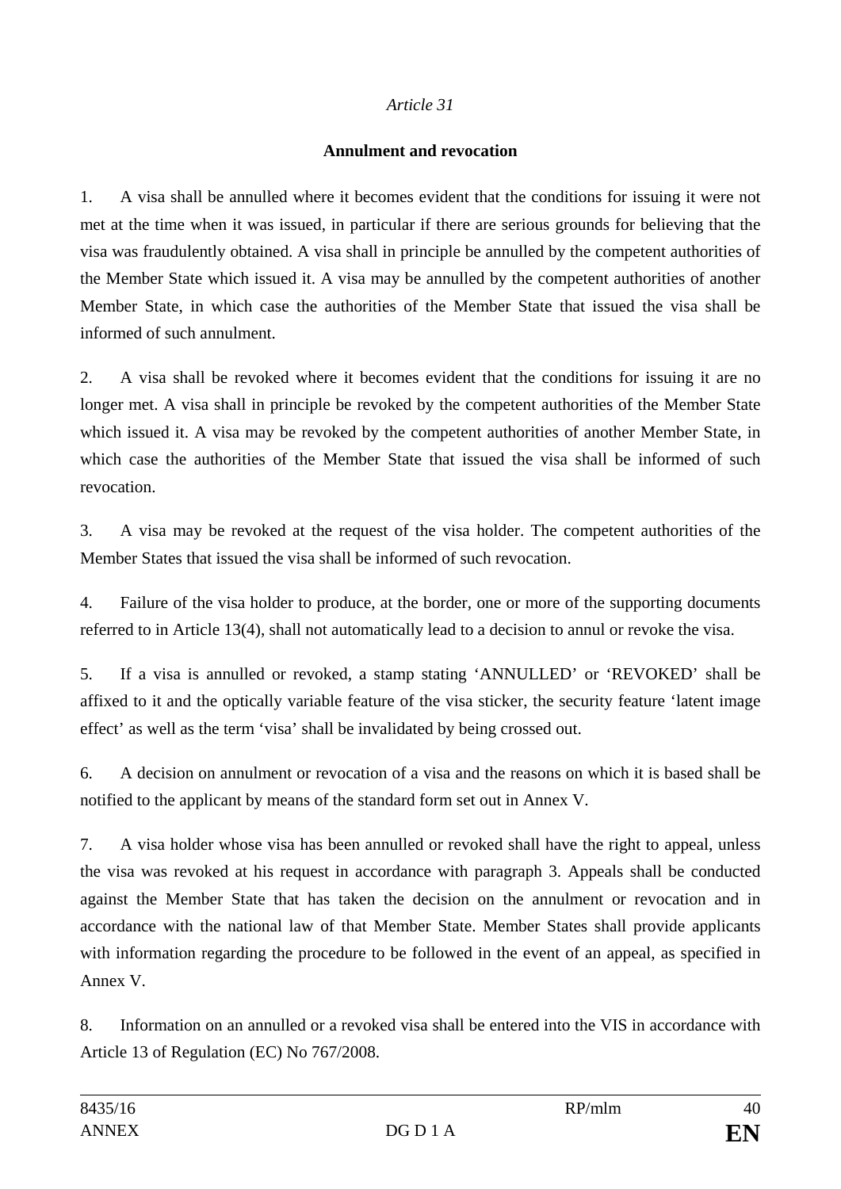*Article 31*

**Annulment and revocation**

1. A visa shall be annulled where it becomes evident that the conditions for issuing it were not met at the time when it was issued, in particular if there are serious grounds for believing that the visa was fraudulently obtained. A visa shall in principle be annulled by the competent authorities of the Member State which issued it. A visa may be annulled by the competent authorities of another Member State, in which case the authorities of the Member State that issued the visa shall be informed of such annulment.

2. A visa shall be revoked where it becomes evident that the conditions for issuing it are no longer met. A visa shall in principle be revoked by the competent authorities of the Member State which issued it. A visa may be revoked by the competent authorities of another Member State, in which case the authorities of the Member State that issued the visa shall be informed of such revocation.

3. A visa may be revoked at the request of the visa holder. The competent authorities of the Member States that issued the visa shall be informed of such revocation.

4. Failure of the visa holder to produce, at the border, one or more of the supporting documents referred to in Article 13(4), shall not automatically lead to a decision to annul or revoke the visa.

5. If a visa is annulled or revoked, a stamp stating 'ANNULLED' or 'REVOKED' shall be affixed to it and the optically variable feature of the visa sticker, the security feature 'latent image effect' as well as the term 'visa' shall be invalidated by being crossed out.

6. A decision on annulment or revocation of a visa and the reasons on which it is based shall be notified to the applicant by means of the standard form set out in Annex V.

7. A visa holder whose visa has been annulled or revoked shall have the right to appeal, unless the visa was revoked at his request in accordance with paragraph 3. Appeals shall be conducted against the Member State that has taken the decision on the annulment or revocation and in accordance with the national law of that Member State. Member States shall provide applicants with information regarding the procedure to be followed in the event of an appeal, as specified in Annex V.

8. Information on an annulled or a revoked visa shall be entered into the VIS in accordance with Article 13 of Regulation (EC) No 767/2008.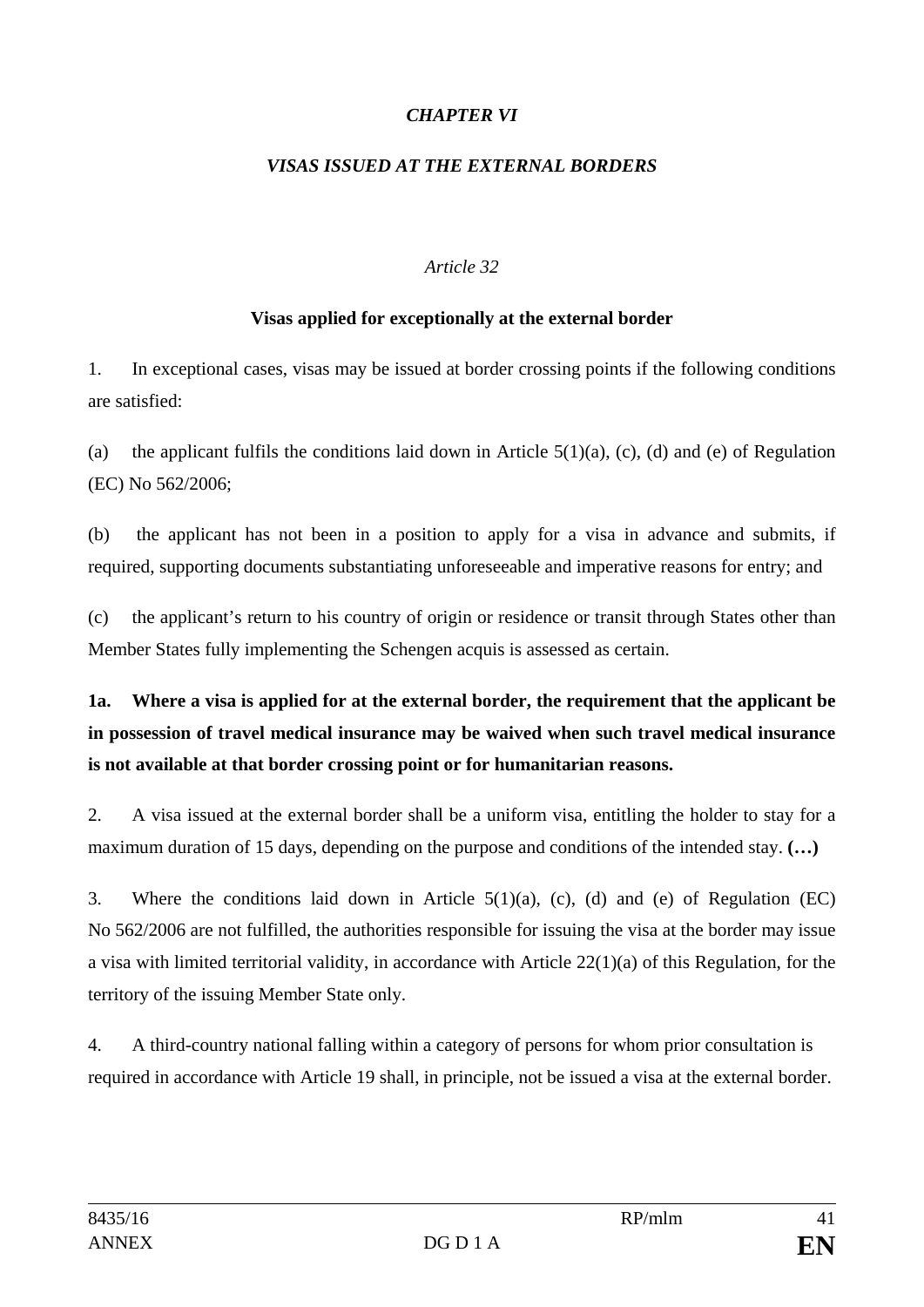*CHAPTER VI*

*VISAS ISSUED AT THE EXTERNAL BORDERS*

*Article 32*

**Visas applied for exceptionally at the external border**

1. In exceptional cases, visas may be issued at border crossing points if the following conditions are satisfied:

(a) the applicant fulfils the conditions laid down in Article 5(1)(a), (c), (d) and (e) of Regulation (EC) No 562/2006;

(b) the applicant has not been in a position to apply for a visa in advance and submits, if required, supporting documents substantiating unforeseeable and imperative reasons for entry; and

(c) the applicant's return to his country of origin or residence or transit through States other than Member States fully implementing the Schengen acquis is assessed as certain.

**1a. Where a visa is applied for at the external border, the requirement that the applicant be in possession of travel medical insurance may be waived when such travel medical insurance is not available at that border crossing point or for humanitarian reasons.**

2. A visa issued at the external border shall be a uniform visa, entitling the holder to stay for a maximum duration of 15 days, depending on the purpose and conditions of the intended stay. **(…)**

3. Where the conditions laid down in Article 5(1)(a), (c), (d) and (e) of Regulation (EC) No 562/2006 are not fulfilled, the authorities responsible for issuing the visa at the border may issue a visa with limited territorial validity, in accordance with Article 22(1)(a) of this Regulation, for the territory of the issuing Member State only.

4. A third-country national falling within a category of persons for whom prior consultation is required in accordance with Article 19 shall, in principle, not be issued a visa at the external border.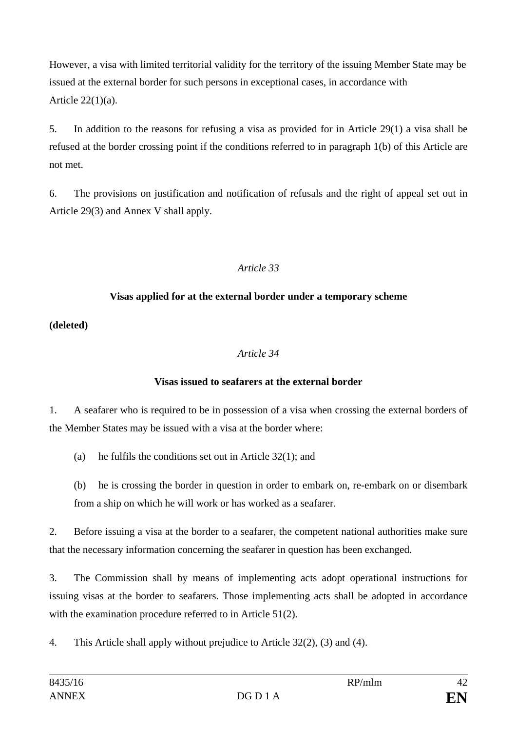However, a visa with limited territorial validity for the territory of the issuing Member State may be issued at the external border for such persons in exceptional cases, in accordance with Article 22(1)(a).

5. In addition to the reasons for refusing a visa as provided for in Article 29(1) a visa shall be refused at the border crossing point if the conditions referred to in paragraph 1(b) of this Article are not met.

6. The provisions on justification and notification of refusals and the right of appeal set out in Article 29(3) and Annex V shall apply.

*Article 33*

**Visas applied for at the external border under a temporary scheme**

**(deleted)**

*Article 34*

**Visas issued to seafarers at the external border**

1. A seafarer who is required to be in possession of a visa when crossing the external borders of the Member States may be issued with a visa at the border where:

(a) he fulfils the conditions set out in Article 32(1); and

(b) he is crossing the border in question in order to embark on, re-embark on or disembark from a ship on which he will work or has worked as a seafarer.

2. Before issuing a visa at the border to a seafarer, the competent national authorities make sure that the necessary information concerning the seafarer in question has been exchanged.

3. The Commission shall by means of implementing acts adopt operational instructions for issuing visas at the border to seafarers. Those implementing acts shall be adopted in accordance with the examination procedure referred to in Article 51(2).

4. This Article shall apply without prejudice to Article 32(2), (3) and (4).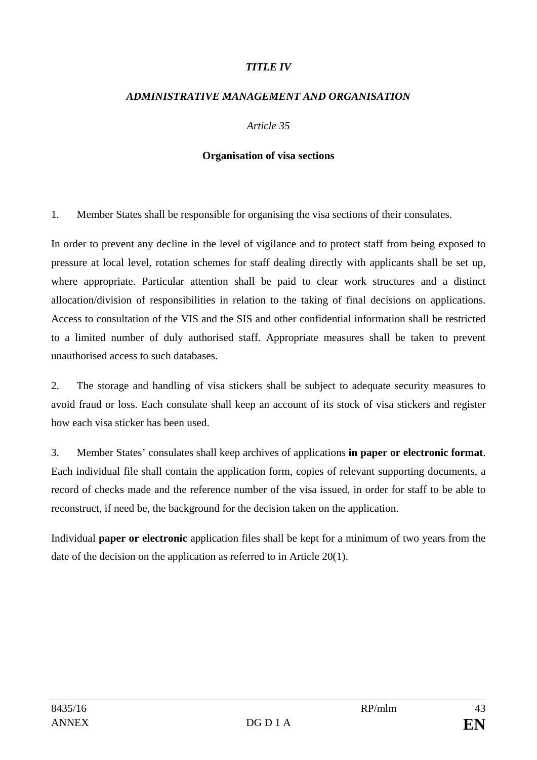*TITLE IV*

*ADMINISTRATIVE MANAGEMENT AND ORGANISATION*

*Article 35*

**Organisation of visa sections**

1. Member States shall be responsible for organising the visa sections of their consulates.

In order to prevent any decline in the level of vigilance and to protect staff from being exposed to pressure at local level, rotation schemes for staff dealing directly with applicants shall be set up, where appropriate. Particular attention shall be paid to clear work structures and a distinct allocation/division of responsibilities in relation to the taking of final decisions on applications. Access to consultation of the VIS and the SIS and other confidential information shall be restricted to a limited number of duly authorised staff. Appropriate measures shall be taken to prevent unauthorised access to such databases.

2. The storage and handling of visa stickers shall be subject to adequate security measures to avoid fraud or loss. Each consulate shall keep an account of its stock of visa stickers and register how each visa sticker has been used.

3. Member States' consulates shall keep archives of applications **in paper or electronic format**. Each individual file shall contain the application form, copies of relevant supporting documents, a record of checks made and the reference number of the visa issued, in order for staff to be able to reconstruct, if need be, the background for the decision taken on the application.

Individual **paper or electronic** application files shall be kept for a minimum of two years from the date of the decision on the application as referred to in Article 20(1).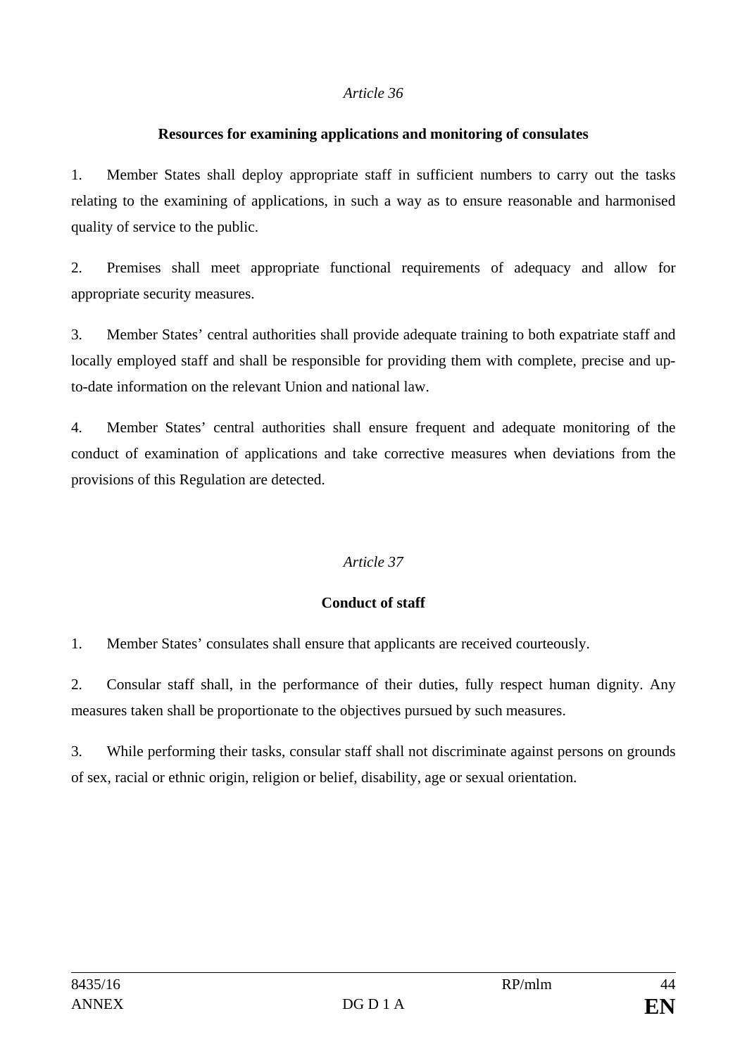*Article 36*

**Resources for examining applications and monitoring of consulates**

1. Member States shall deploy appropriate staff in sufficient numbers to carry out the tasks relating to the examining of applications, in such a way as to ensure reasonable and harmonised quality of service to the public.

2. Premises shall meet appropriate functional requirements of adequacy and allow for appropriate security measures.

3. Member States' central authorities shall provide adequate training to both expatriate staff and locally employed staff and shall be responsible for providing them with complete, precise and up-to-date information on the relevant Union and national law.

4. Member States' central authorities shall ensure frequent and adequate monitoring of the conduct of examination of applications and take corrective measures when deviations from the provisions of this Regulation are detected.

*Article 37*

**Conduct of staff**

1. Member States' consulates shall ensure that applicants are received courteously.

2. Consular staff shall, in the performance of their duties, fully respect human dignity. Any measures taken shall be proportionate to the objectives pursued by such measures.

3. While performing their tasks, consular staff shall not discriminate against persons on grounds of sex, racial or ethnic origin, religion or belief, disability, age or sexual orientation.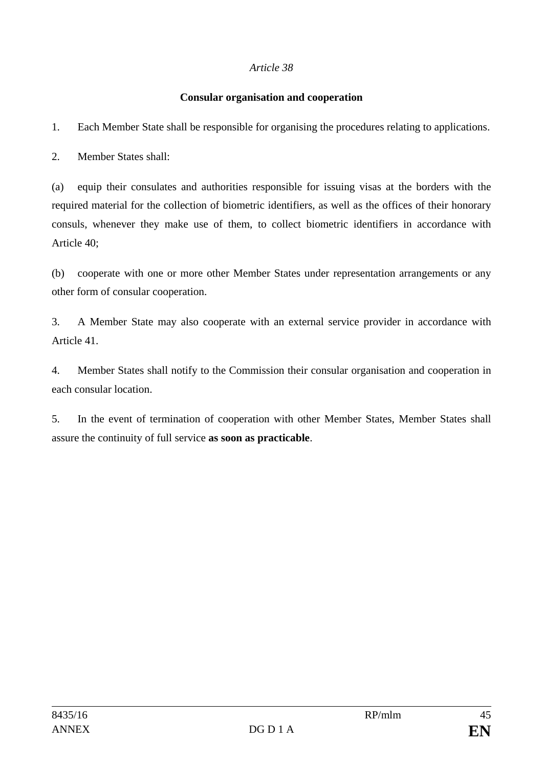*Article 38*

**Consular organisation and cooperation**

1. Each Member State shall be responsible for organising the procedures relating to applications.

2. Member States shall:

(a) equip their consulates and authorities responsible for issuing visas at the borders with the required material for the collection of biometric identifiers, as well as the offices of their honorary consuls, whenever they make use of them, to collect biometric identifiers in accordance with Article 40;

(b) cooperate with one or more other Member States under representation arrangements or any other form of consular cooperation.

3. A Member State may also cooperate with an external service provider in accordance with Article 41.

4. Member States shall notify to the Commission their consular organisation and cooperation in each consular location.

5. In the event of termination of cooperation with other Member States, Member States shall assure the continuity of full service **as soon as practicable**.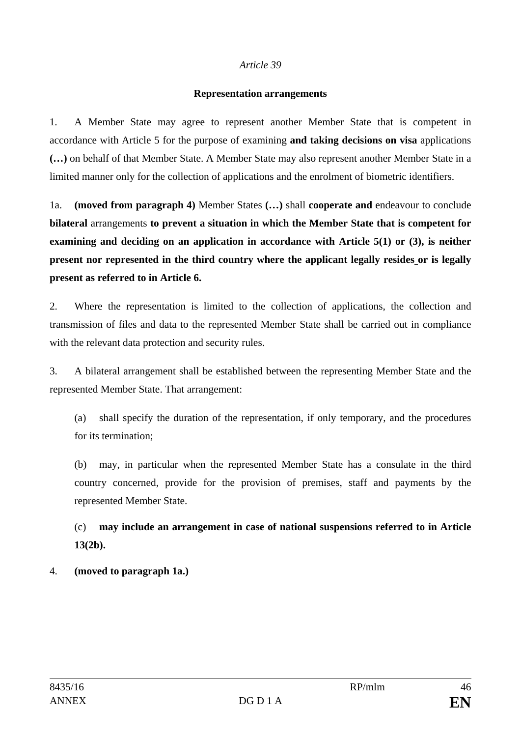*Article 39*

**Representation arrangements**

1. A Member State may agree to represent another Member State that is competent in accordance with Article 5 for the purpose of examining **and taking decisions on visa** applications **(…)** on behalf of that Member State. A Member State may also represent another Member State in a limited manner only for the collection of applications and the enrolment of biometric identifiers.

1a. **(moved from paragraph 4)** Member States **(…)** shall **cooperate and** endeavour to conclude **bilateral** arrangements **to prevent a situation in which the Member State that is competent for examining and deciding on an application in accordance with Article 5(1) or (3), is neither present nor represented in the third country where the applicant legally resides or is legally present as referred to in Article 6.**

2. Where the representation is limited to the collection of applications, the collection and transmission of files and data to the represented Member State shall be carried out in compliance with the relevant data protection and security rules.

3. A bilateral arrangement shall be established between the representing Member State and the represented Member State. That arrangement:

(a) shall specify the duration of the representation, if only temporary, and the procedures for its termination;

(b) may, in particular when the represented Member State has a consulate in the third country concerned, provide for the provision of premises, staff and payments by the represented Member State.

(c) **may include an arrangement in case of national suspensions referred to in Article 13(2b).**

4. **(moved to paragraph 1a.)**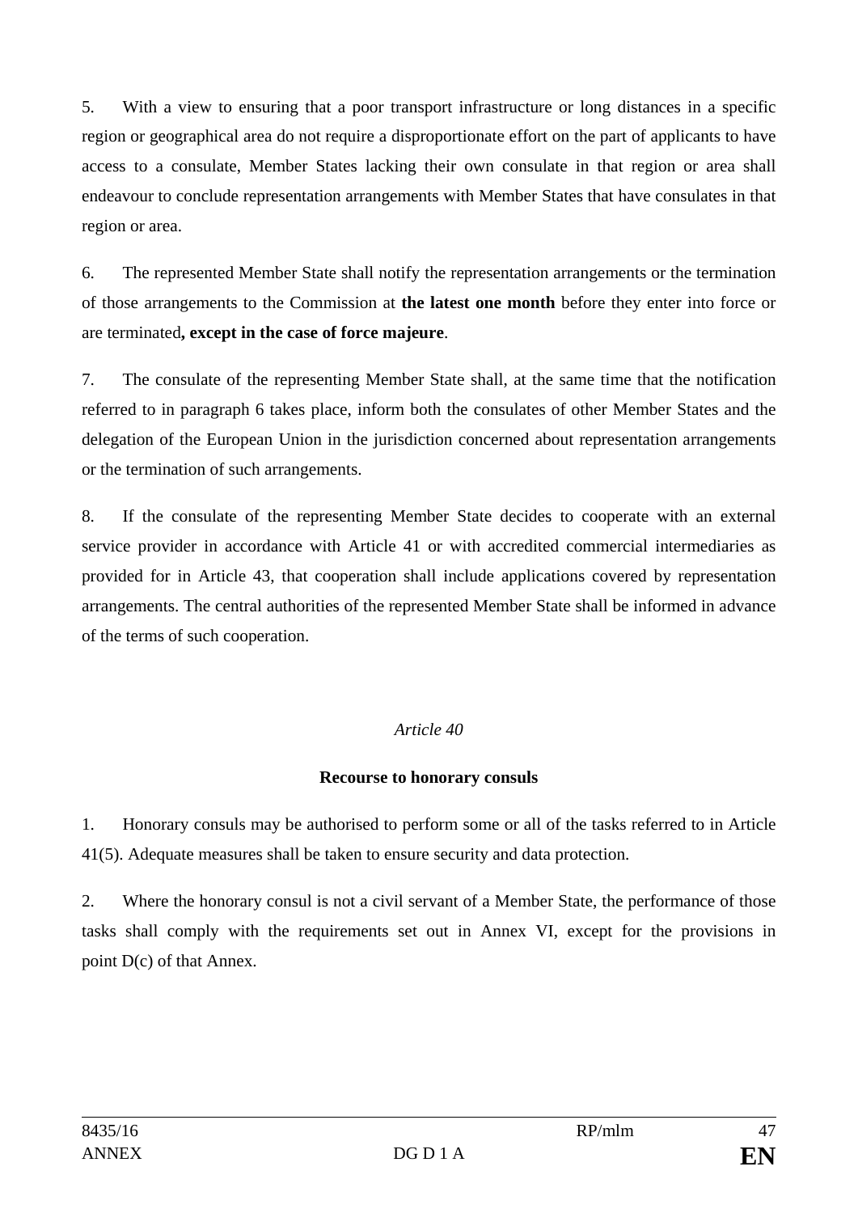5. With a view to ensuring that a poor transport infrastructure or long distances in a specific region or geographical area do not require a disproportionate effort on the part of applicants to have access to a consulate, Member States lacking their own consulate in that region or area shall endeavour to conclude representation arrangements with Member States that have consulates in that region or area.

6. The represented Member State shall notify the representation arrangements or the termination of those arrangements to the Commission at **the latest one month** before they enter into force or are terminated**, except in the case of force majeure**.

7. The consulate of the representing Member State shall, at the same time that the notification referred to in paragraph 6 takes place, inform both the consulates of other Member States and the delegation of the European Union in the jurisdiction concerned about representation arrangements or the termination of such arrangements.

8. If the consulate of the representing Member State decides to cooperate with an external service provider in accordance with Article 41 or with accredited commercial intermediaries as provided for in Article 43, that cooperation shall include applications covered by representation arrangements. The central authorities of the represented Member State shall be informed in advance of the terms of such cooperation.

*Article 40*

**Recourse to honorary consuls**

1. Honorary consuls may be authorised to perform some or all of the tasks referred to in Article 41(5). Adequate measures shall be taken to ensure security and data protection.

2. Where the honorary consul is not a civil servant of a Member State, the performance of those tasks shall comply with the requirements set out in Annex VI, except for the provisions in point D(c) of that Annex.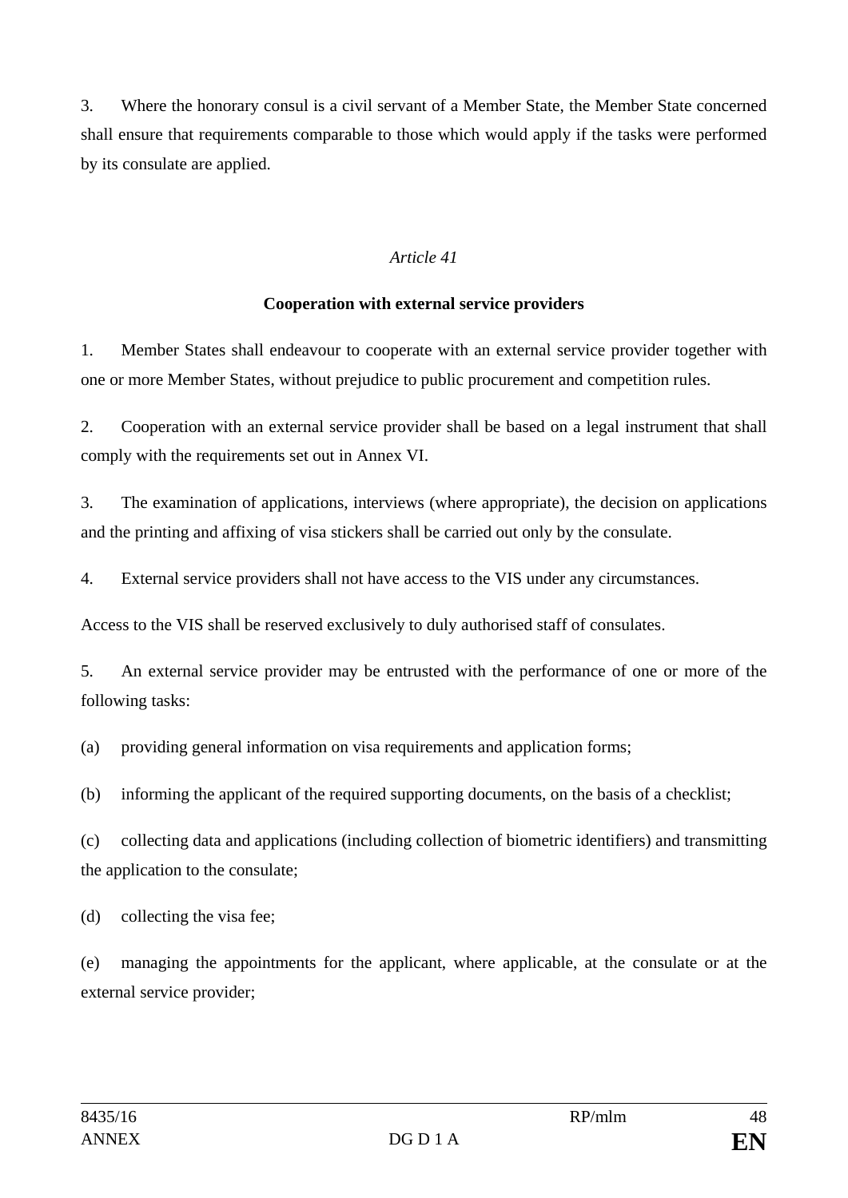3. Where the honorary consul is a civil servant of a Member State, the Member State concerned shall ensure that requirements comparable to those which would apply if the tasks were performed by its consulate are applied.

*Article 41*

**Cooperation with external service providers**

1. Member States shall endeavour to cooperate with an external service provider together with one or more Member States, without prejudice to public procurement and competition rules.

2. Cooperation with an external service provider shall be based on a legal instrument that shall comply with the requirements set out in Annex VI.

3. The examination of applications, interviews (where appropriate), the decision on applications and the printing and affixing of visa stickers shall be carried out only by the consulate.

4. External service providers shall not have access to the VIS under any circumstances.

Access to the VIS shall be reserved exclusively to duly authorised staff of consulates.

5. An external service provider may be entrusted with the performance of one or more of the following tasks:

(a) providing general information on visa requirements and application forms;

(b) informing the applicant of the required supporting documents, on the basis of a checklist;

(c) collecting data and applications (including collection of biometric identifiers) and transmitting the application to the consulate;

(d) collecting the visa fee;

(e) managing the appointments for the applicant, where applicable, at the consulate or at the external service provider;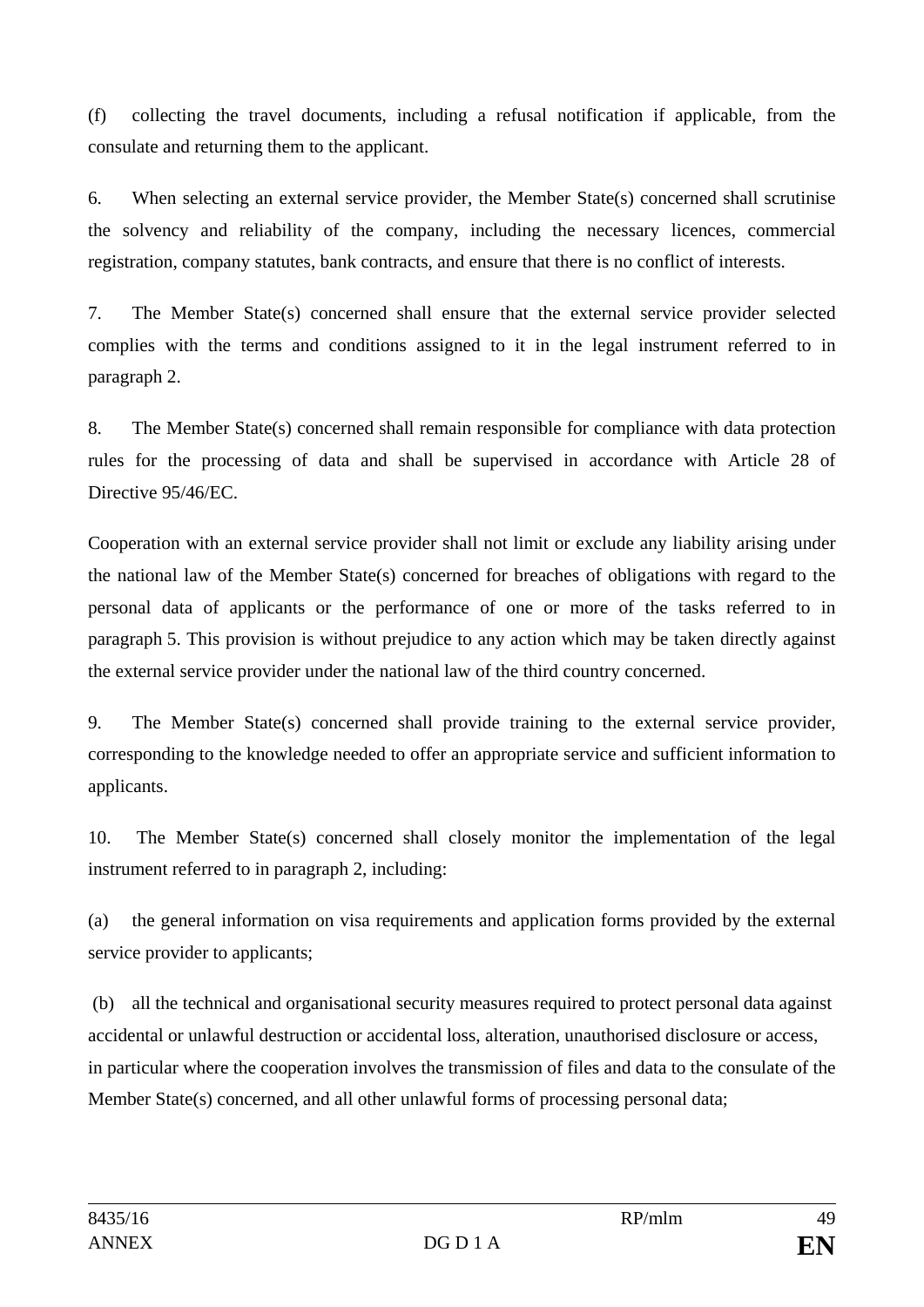(f) collecting the travel documents, including a refusal notification if applicable, from the consulate and returning them to the applicant.

6. When selecting an external service provider, the Member State(s) concerned shall scrutinise the solvency and reliability of the company, including the necessary licences, commercial registration, company statutes, bank contracts, and ensure that there is no conflict of interests.

7. The Member State(s) concerned shall ensure that the external service provider selected complies with the terms and conditions assigned to it in the legal instrument referred to in paragraph 2.

8. The Member State(s) concerned shall remain responsible for compliance with data protection rules for the processing of data and shall be supervised in accordance with Article 28 of Directive 95/46/EC.

Cooperation with an external service provider shall not limit or exclude any liability arising under the national law of the Member State(s) concerned for breaches of obligations with regard to the personal data of applicants or the performance of one or more of the tasks referred to in paragraph 5. This provision is without prejudice to any action which may be taken directly against the external service provider under the national law of the third country concerned.

9. The Member State(s) concerned shall provide training to the external service provider, corresponding to the knowledge needed to offer an appropriate service and sufficient information to applicants.

10. The Member State(s) concerned shall closely monitor the implementation of the legal instrument referred to in paragraph 2, including:

(a) the general information on visa requirements and application forms provided by the external service provider to applicants;

(b) all the technical and organisational security measures required to protect personal data against accidental or unlawful destruction or accidental loss, alteration, unauthorised disclosure or access, in particular where the cooperation involves the transmission of files and data to the consulate of the Member State(s) concerned, and all other unlawful forms of processing personal data;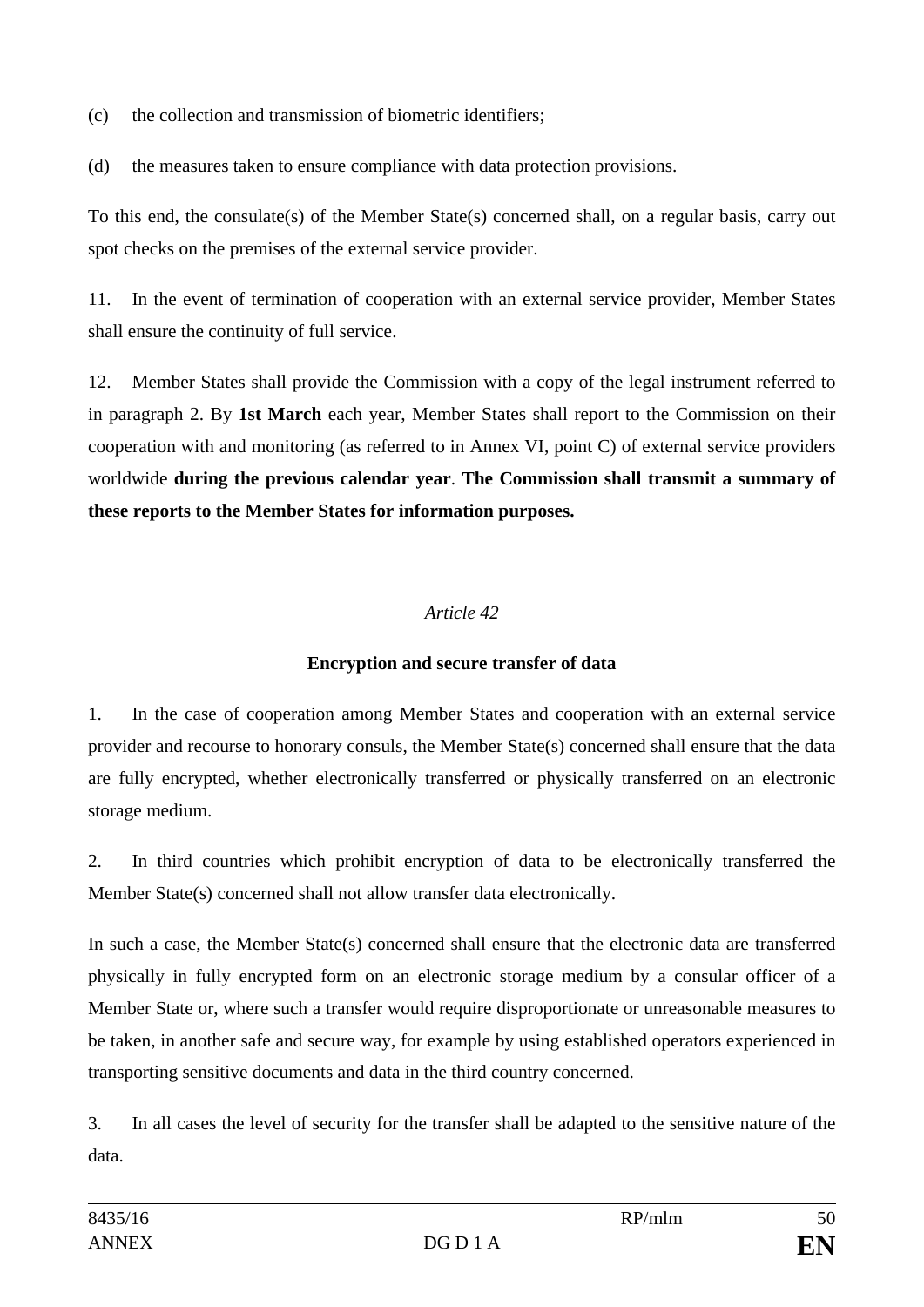(c) the collection and transmission of biometric identifiers;

(d) the measures taken to ensure compliance with data protection provisions.

To this end, the consulate(s) of the Member State(s) concerned shall, on a regular basis, carry out spot checks on the premises of the external service provider.

11. In the event of termination of cooperation with an external service provider, Member States shall ensure the continuity of full service.

12. Member States shall provide the Commission with a copy of the legal instrument referred to in paragraph 2. By **1st March** each year, Member States shall report to the Commission on their cooperation with and monitoring (as referred to in Annex VI, point C) of external service providers worldwide **during the previous calendar year**. **The Commission shall transmit a summary of these reports to the Member States for information purposes.**

*Article 42*

**Encryption and secure transfer of data**

1. In the case of cooperation among Member States and cooperation with an external service provider and recourse to honorary consuls, the Member State(s) concerned shall ensure that the data are fully encrypted, whether electronically transferred or physically transferred on an electronic storage medium.

2. In third countries which prohibit encryption of data to be electronically transferred the Member State(s) concerned shall not allow transfer data electronically.

In such a case, the Member State(s) concerned shall ensure that the electronic data are transferred physically in fully encrypted form on an electronic storage medium by a consular officer of a Member State or, where such a transfer would require disproportionate or unreasonable measures to be taken, in another safe and secure way, for example by using established operators experienced in transporting sensitive documents and data in the third country concerned.

3. In all cases the level of security for the transfer shall be adapted to the sensitive nature of the data.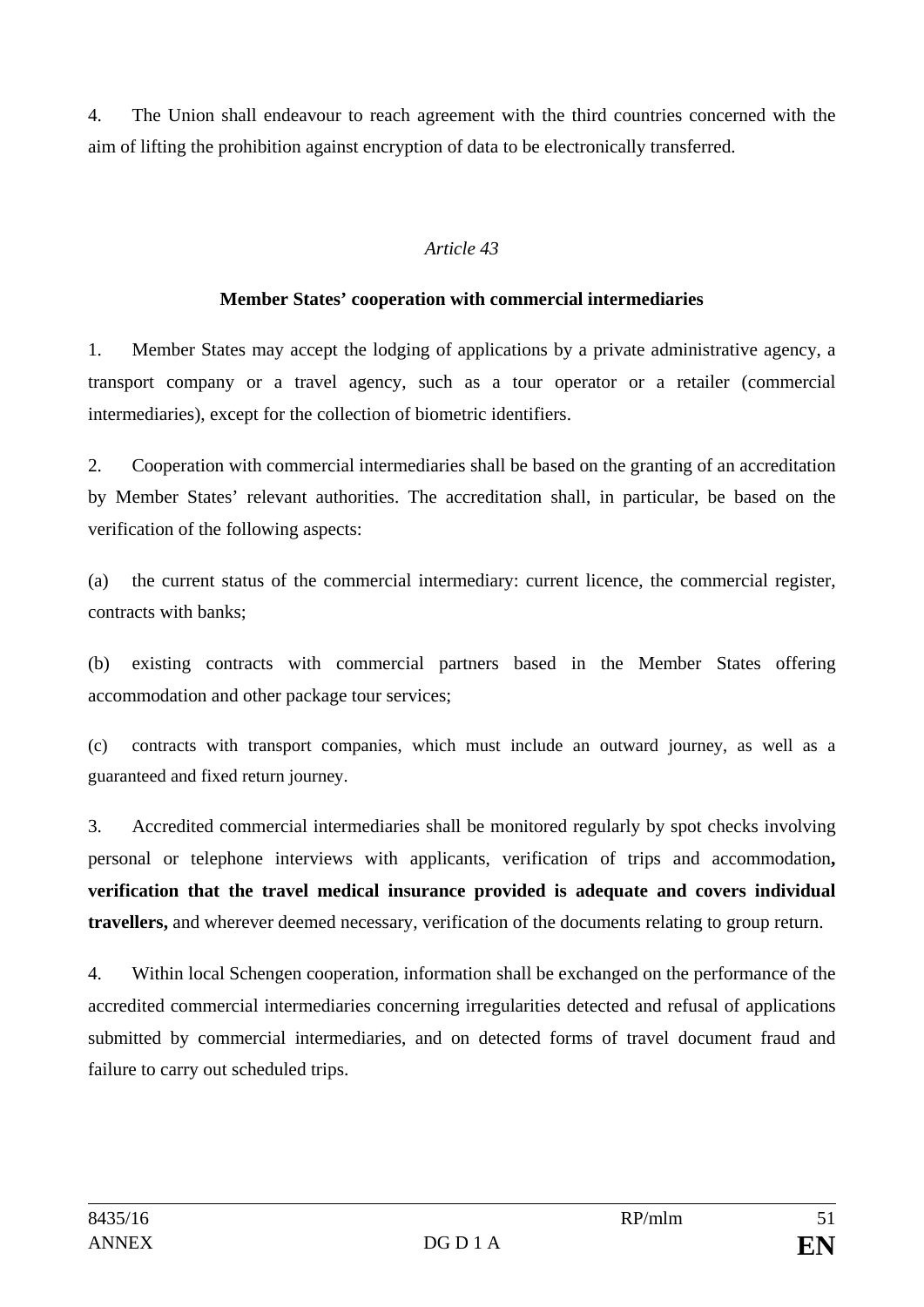4. The Union shall endeavour to reach agreement with the third countries concerned with the aim of lifting the prohibition against encryption of data to be electronically transferred.

*Article 43*

**Member States' cooperation with commercial intermediaries**

1. Member States may accept the lodging of applications by a private administrative agency, a transport company or a travel agency, such as a tour operator or a retailer (commercial intermediaries), except for the collection of biometric identifiers.

2. Cooperation with commercial intermediaries shall be based on the granting of an accreditation by Member States' relevant authorities. The accreditation shall, in particular, be based on the verification of the following aspects:

(a) the current status of the commercial intermediary: current licence, the commercial register, contracts with banks;

(b) existing contracts with commercial partners based in the Member States offering accommodation and other package tour services;

(c) contracts with transport companies, which must include an outward journey, as well as a guaranteed and fixed return journey.

3. Accredited commercial intermediaries shall be monitored regularly by spot checks involving personal or telephone interviews with applicants, verification of trips and accommodation**, verification that the travel medical insurance provided is adequate and covers individual travellers,** and wherever deemed necessary, verification of the documents relating to group return.

4. Within local Schengen cooperation, information shall be exchanged on the performance of the accredited commercial intermediaries concerning irregularities detected and refusal of applications submitted by commercial intermediaries, and on detected forms of travel document fraud and failure to carry out scheduled trips.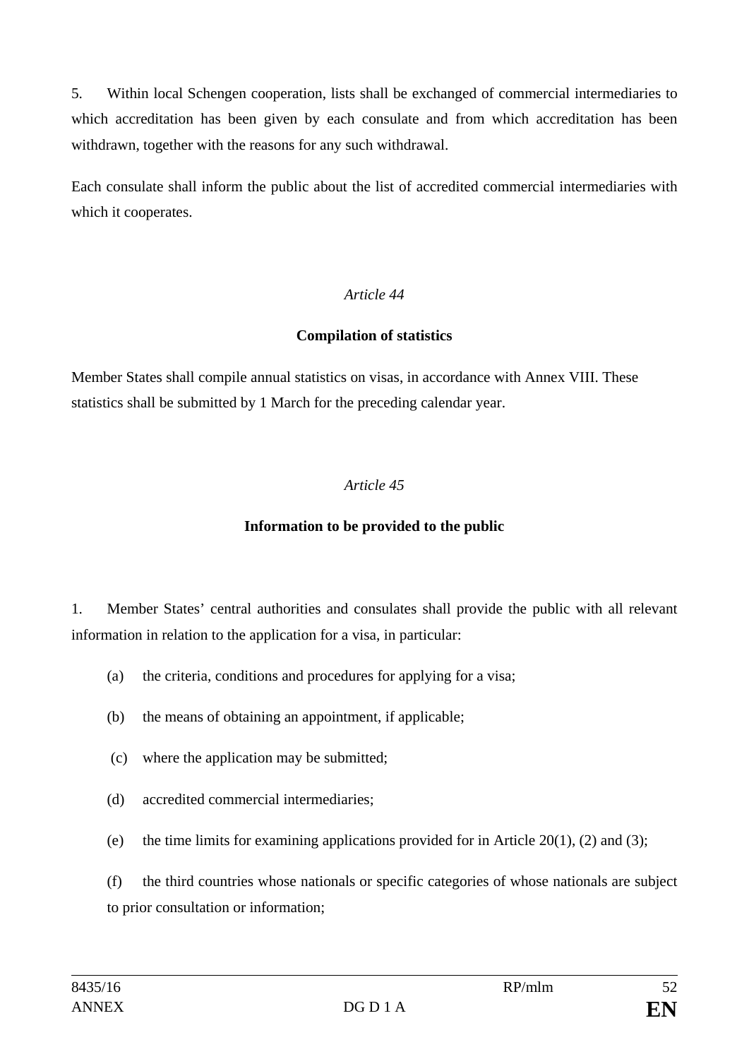5. Within local Schengen cooperation, lists shall be exchanged of commercial intermediaries to which accreditation has been given by each consulate and from which accreditation has been withdrawn, together with the reasons for any such withdrawal.

Each consulate shall inform the public about the list of accredited commercial intermediaries with which it cooperates.

*Article 44*

**Compilation of statistics**

Member States shall compile annual statistics on visas, in accordance with Annex VIII. These statistics shall be submitted by 1 March for the preceding calendar year.

*Article 45*

**Information to be provided to the public**

1. Member States' central authorities and consulates shall provide the public with all relevant information in relation to the application for a visa, in particular:

(a) the criteria, conditions and procedures for applying for a visa;

(b) the means of obtaining an appointment, if applicable;

(c) where the application may be submitted;

(d) accredited commercial intermediaries;

(e) the time limits for examining applications provided for in Article 20(1), (2) and (3);

(f) the third countries whose nationals or specific categories of whose nationals are subject to prior consultation or information;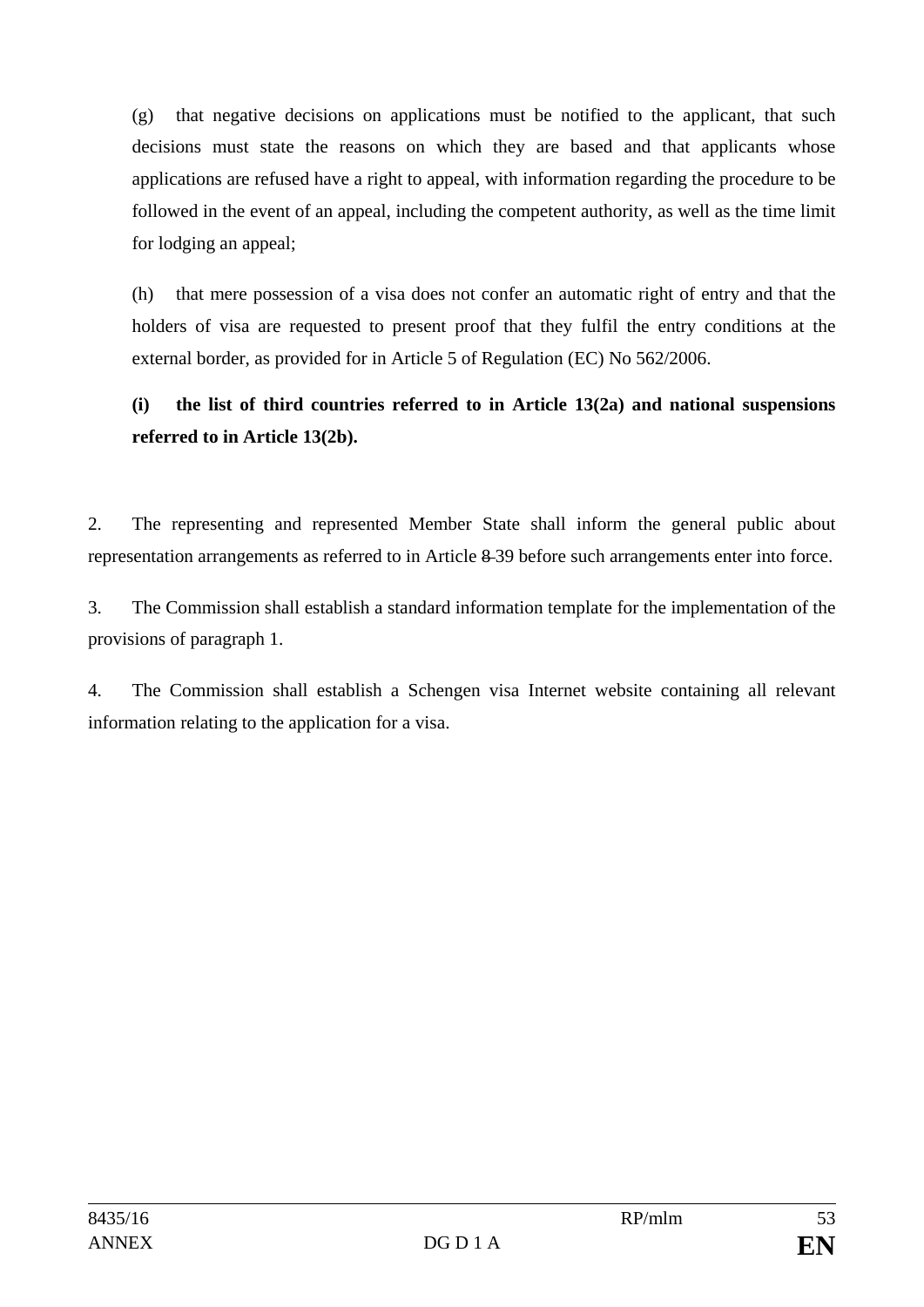(g) that negative decisions on applications must be notified to the applicant, that such decisions must state the reasons on which they are based and that applicants whose applications are refused have a right to appeal, with information regarding the procedure to be followed in the event of an appeal, including the competent authority, as well as the time limit for lodging an appeal;

(h) that mere possession of a visa does not confer an automatic right of entry and that the holders of visa are requested to present proof that they fulfil the entry conditions at the external border, as provided for in Article 5 of Regulation (EC) No 562/2006.

**(i) the list of third countries referred to in Article 13(2a) and national suspensions referred to in Article 13(2b).**

2. The representing and represented Member State shall inform the general public about representation arrangements as referred to in Article ~~8~~ 39 before such arrangements enter into force.

3. The Commission shall establish a standard information template for the implementation of the provisions of paragraph 1.

4. The Commission shall establish a Schengen visa Internet website containing all relevant information relating to the application for a visa.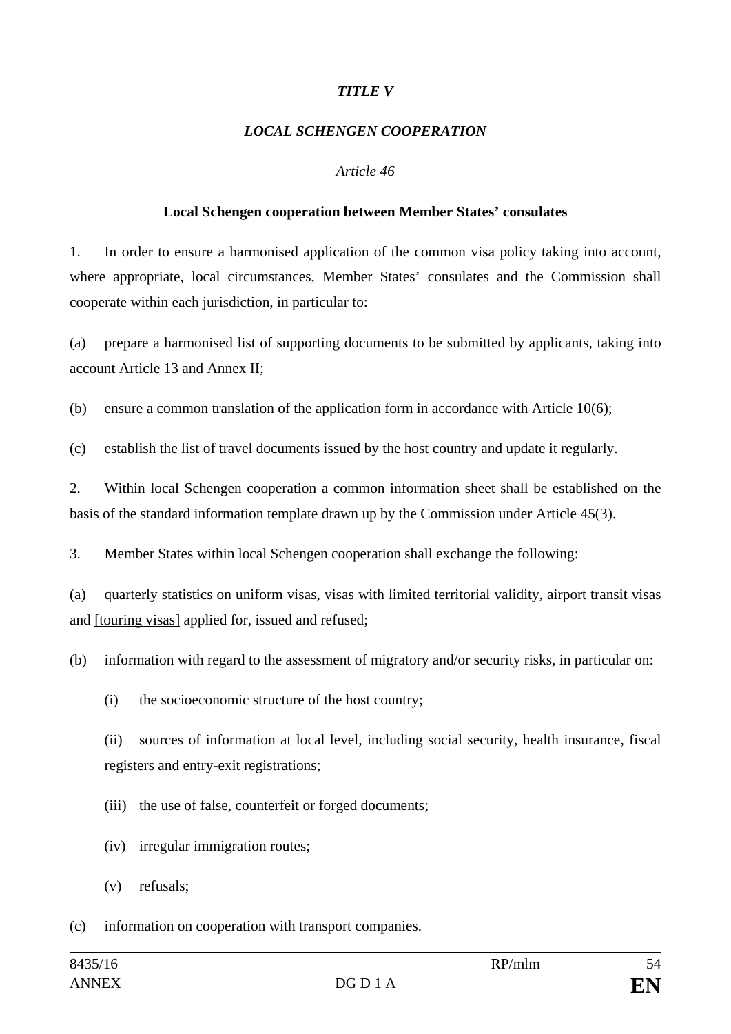*TITLE V*

*LOCAL SCHENGEN COOPERATION*

*Article 46*

**Local Schengen cooperation between Member States' consulates**

1. In order to ensure a harmonised application of the common visa policy taking into account, where appropriate, local circumstances, Member States' consulates and the Commission shall cooperate within each jurisdiction, in particular to:

(a) prepare a harmonised list of supporting documents to be submitted by applicants, taking into account Article 13 and Annex II;

(b) ensure a common translation of the application form in accordance with Article 10(6);

(c) establish the list of travel documents issued by the host country and update it regularly.

2. Within local Schengen cooperation a common information sheet shall be established on the basis of the standard information template drawn up by the Commission under Article 45(3).

3. Member States within local Schengen cooperation shall exchange the following:

(a) quarterly statistics on uniform visas, visas with limited territorial validity, airport transit visas and <u>[touring visas]</u> applied for, issued and refused;

(b) information with regard to the assessment of migratory and/or security risks, in particular on:

(i) the socioeconomic structure of the host country;

(ii) sources of information at local level, including social security, health insurance, fiscal registers and entry-exit registrations;

(iii) the use of false, counterfeit or forged documents;

(iv) irregular immigration routes;

(v) refusals;

(c) information on cooperation with transport companies.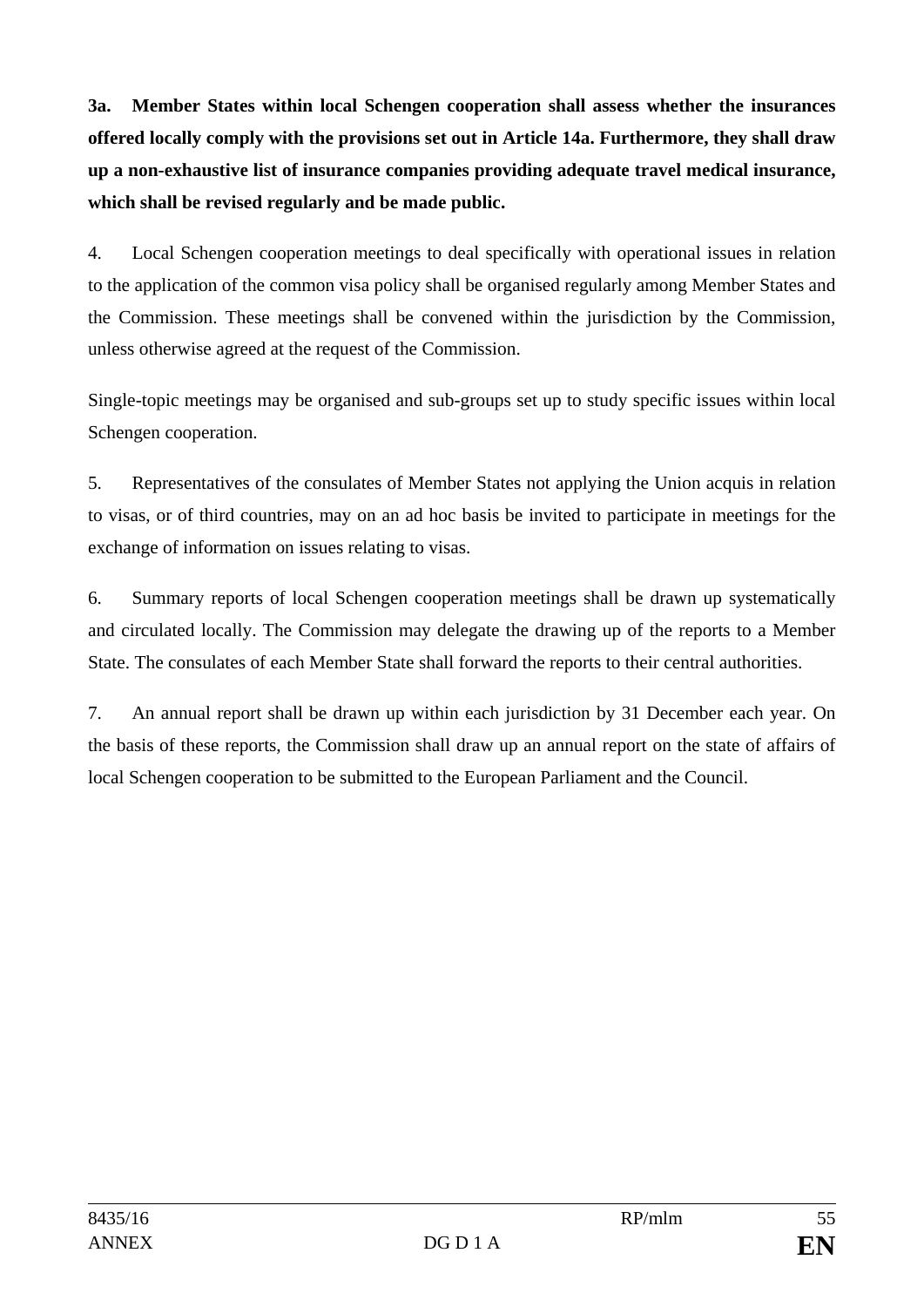**3a. Member States within local Schengen cooperation shall assess whether the insurances offered locally comply with the provisions set out in Article 14a. Furthermore, they shall draw up a non-exhaustive list of insurance companies providing adequate travel medical insurance, which shall be revised regularly and be made public.**

4. Local Schengen cooperation meetings to deal specifically with operational issues in relation to the application of the common visa policy shall be organised regularly among Member States and the Commission. These meetings shall be convened within the jurisdiction by the Commission, unless otherwise agreed at the request of the Commission.

Single-topic meetings may be organised and sub-groups set up to study specific issues within local Schengen cooperation.

5. Representatives of the consulates of Member States not applying the Union acquis in relation to visas, or of third countries, may on an ad hoc basis be invited to participate in meetings for the exchange of information on issues relating to visas.

6. Summary reports of local Schengen cooperation meetings shall be drawn up systematically and circulated locally. The Commission may delegate the drawing up of the reports to a Member State. The consulates of each Member State shall forward the reports to their central authorities.

7. An annual report shall be drawn up within each jurisdiction by 31 December each year. On the basis of these reports, the Commission shall draw up an annual report on the state of affairs of local Schengen cooperation to be submitted to the European Parliament and the Council.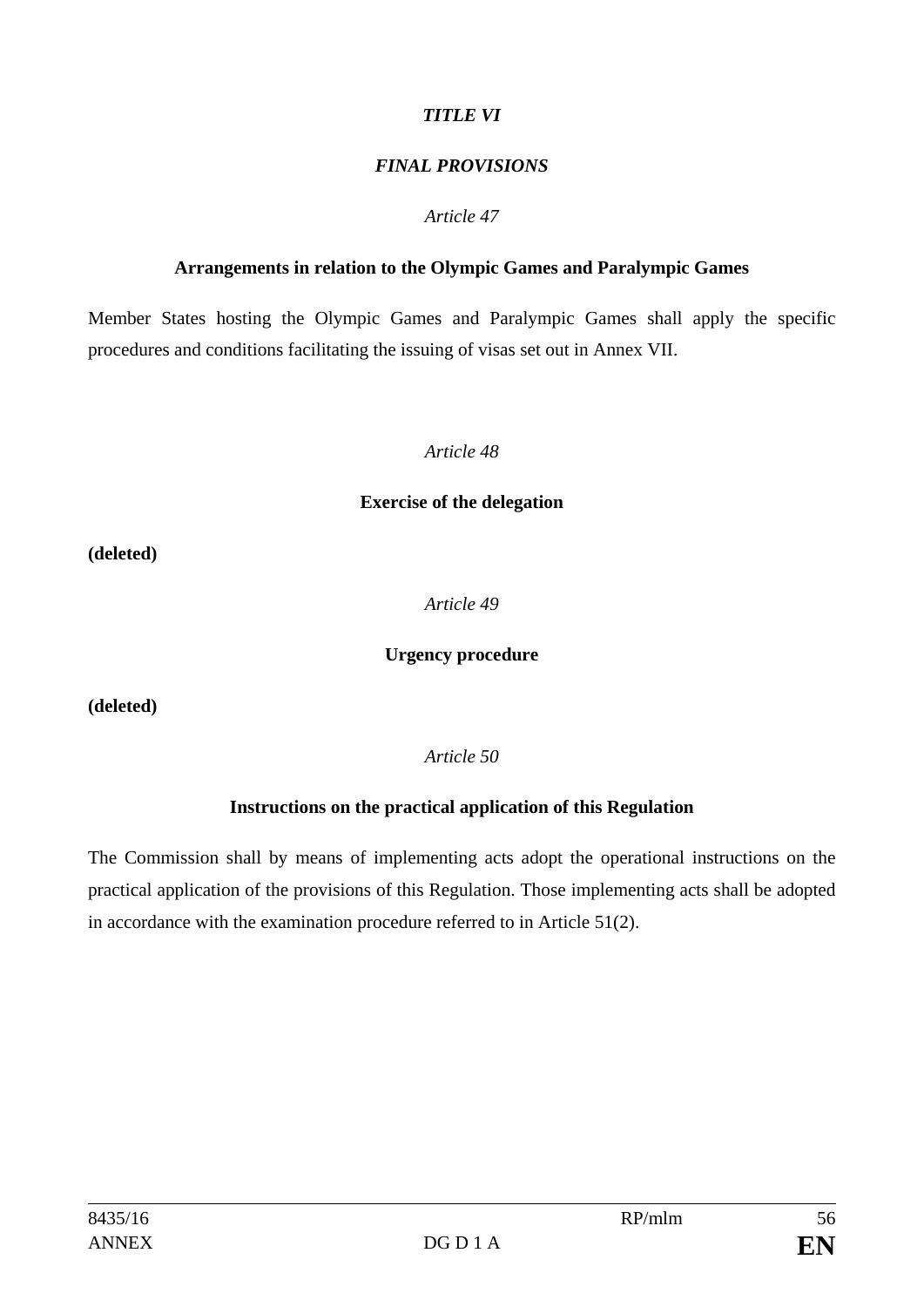## *TITLE VI*

## *FINAL PROVISIONS*

### *Article 47*

**Arrangements in relation to the Olympic Games and Paralympic Games**

Member States hosting the Olympic Games and Paralympic Games shall apply the specific procedures and conditions facilitating the issuing of visas set out in Annex VII.

### *Article 48*

**Exercise of the delegation**

**(deleted)**

### *Article 49*

**Urgency procedure**

**(deleted)**

### *Article 50*

**Instructions on the practical application of this Regulation**

The Commission shall by means of implementing acts adopt the operational instructions on the practical application of the provisions of this Regulation. Those implementing acts shall be adopted in accordance with the examination procedure referred to in Article 51(2).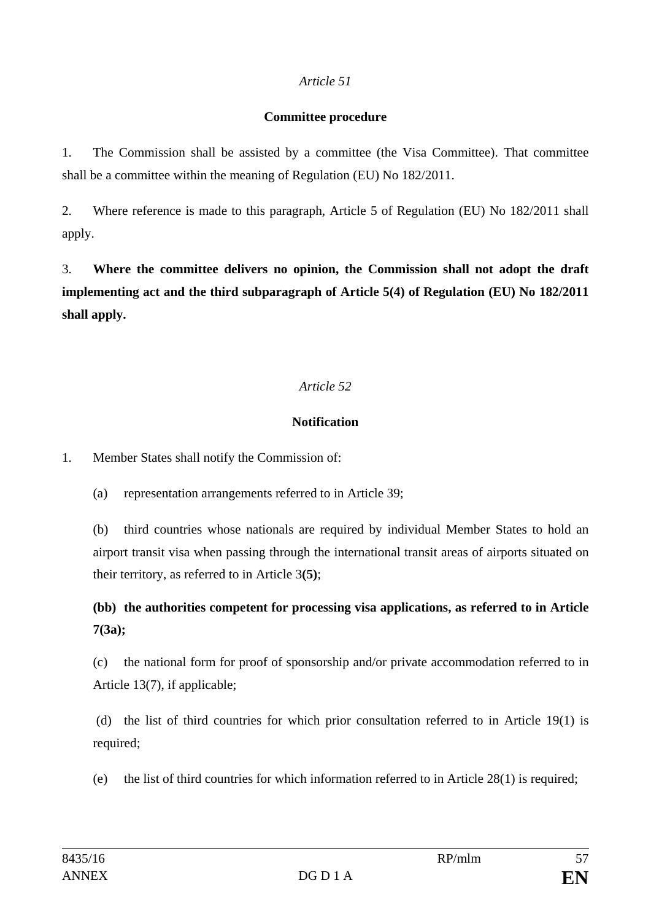*Article 51*

**Committee procedure**

1. The Commission shall be assisted by a committee (the Visa Committee). That committee shall be a committee within the meaning of Regulation (EU) No 182/2011.

2. Where reference is made to this paragraph, Article 5 of Regulation (EU) No 182/2011 shall apply.

3. **Where the committee delivers no opinion, the Commission shall not adopt the draft implementing act and the third subparagraph of Article 5(4) of Regulation (EU) No 182/2011 shall apply.**

*Article 52*

**Notification**

1. Member States shall notify the Commission of:

   (a) representation arrangements referred to in Article 39;

   (b) third countries whose nationals are required by individual Member States to hold an airport transit visa when passing through the international transit areas of airports situated on their territory, as referred to in Article 3**(5)**;

   **(bb) the authorities competent for processing visa applications, as referred to in Article 7(3a);**

   (c) the national form for proof of sponsorship and/or private accommodation referred to in Article 13(7), if applicable;

   (d) the list of third countries for which prior consultation referred to in Article 19(1) is required;

   (e) the list of third countries for which information referred to in Article 28(1) is required;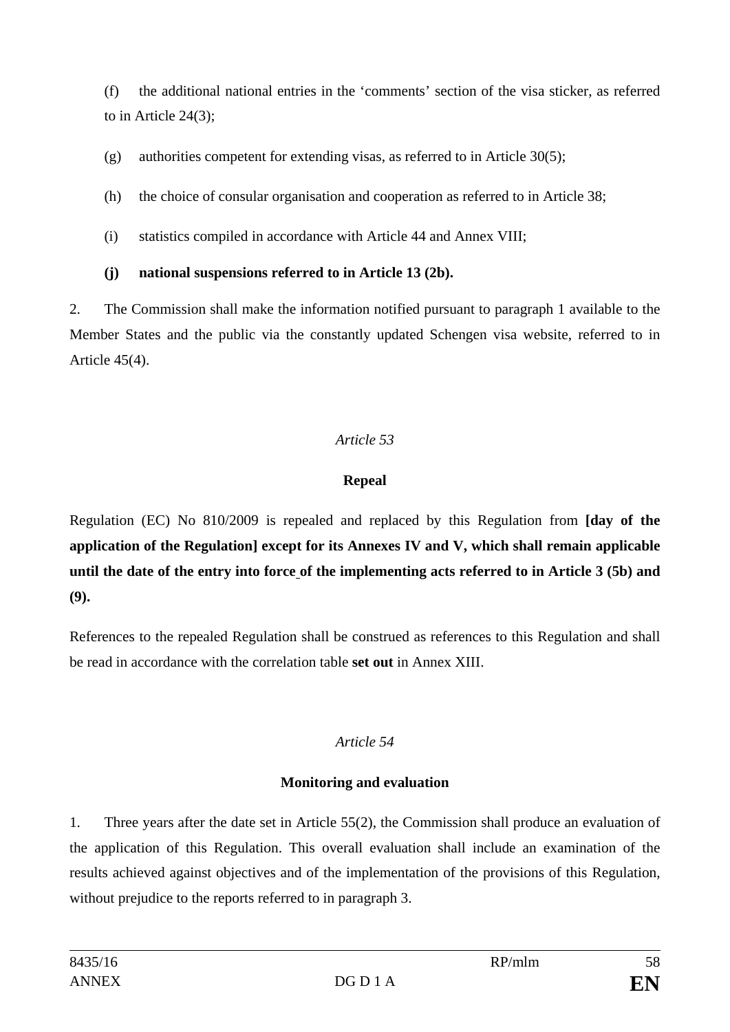(f) the additional national entries in the 'comments' section of the visa sticker, as referred to in Article 24(3);

(g) authorities competent for extending visas, as referred to in Article 30(5);

(h) the choice of consular organisation and cooperation as referred to in Article 38;

(i) statistics compiled in accordance with Article 44 and Annex VIII;

**(j) national suspensions referred to in Article 13 (2b).**

2. The Commission shall make the information notified pursuant to paragraph 1 available to the Member States and the public via the constantly updated Schengen visa website, referred to in Article 45(4).

*Article 53*

**Repeal**

Regulation (EC) No 810/2009 is repealed and replaced by this Regulation from **[day of the application of the Regulation] except for its Annexes IV and V, which shall remain applicable until the date of the entry into force of the implementing acts referred to in Article 3 (5b) and (9).**

References to the repealed Regulation shall be construed as references to this Regulation and shall be read in accordance with the correlation table **set out** in Annex XIII.

*Article 54*

**Monitoring and evaluation**

1. Three years after the date set in Article 55(2), the Commission shall produce an evaluation of the application of this Regulation. This overall evaluation shall include an examination of the results achieved against objectives and of the implementation of the provisions of this Regulation, without prejudice to the reports referred to in paragraph 3.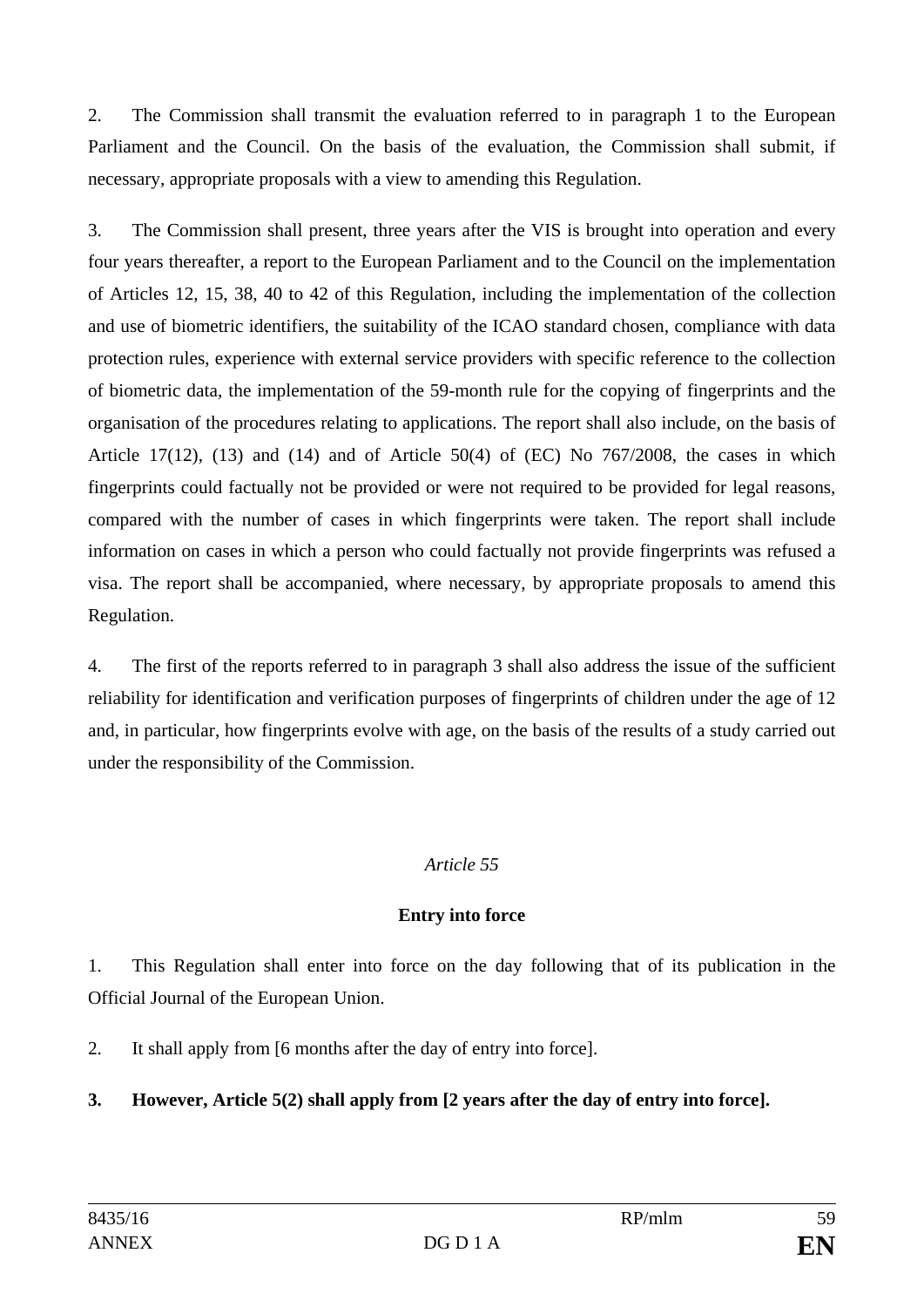2. The Commission shall transmit the evaluation referred to in paragraph 1 to the European Parliament and the Council. On the basis of the evaluation, the Commission shall submit, if necessary, appropriate proposals with a view to amending this Regulation.

3. The Commission shall present, three years after the VIS is brought into operation and every four years thereafter, a report to the European Parliament and to the Council on the implementation of Articles 12, 15, 38, 40 to 42 of this Regulation, including the implementation of the collection and use of biometric identifiers, the suitability of the ICAO standard chosen, compliance with data protection rules, experience with external service providers with specific reference to the collection of biometric data, the implementation of the 59-month rule for the copying of fingerprints and the organisation of the procedures relating to applications. The report shall also include, on the basis of Article 17(12), (13) and (14) and of Article 50(4) of (EC) No 767/2008, the cases in which fingerprints could factually not be provided or were not required to be provided for legal reasons, compared with the number of cases in which fingerprints were taken. The report shall include information on cases in which a person who could factually not provide fingerprints was refused a visa. The report shall be accompanied, where necessary, by appropriate proposals to amend this Regulation.

4. The first of the reports referred to in paragraph 3 shall also address the issue of the sufficient reliability for identification and verification purposes of fingerprints of children under the age of 12 and, in particular, how fingerprints evolve with age, on the basis of the results of a study carried out under the responsibility of the Commission.

*Article 55*

**Entry into force**

1. This Regulation shall enter into force on the day following that of its publication in the Official Journal of the European Union.

2. It shall apply from [6 months after the day of entry into force].

**3. However, Article 5(2) shall apply from [2 years after the day of entry into force].**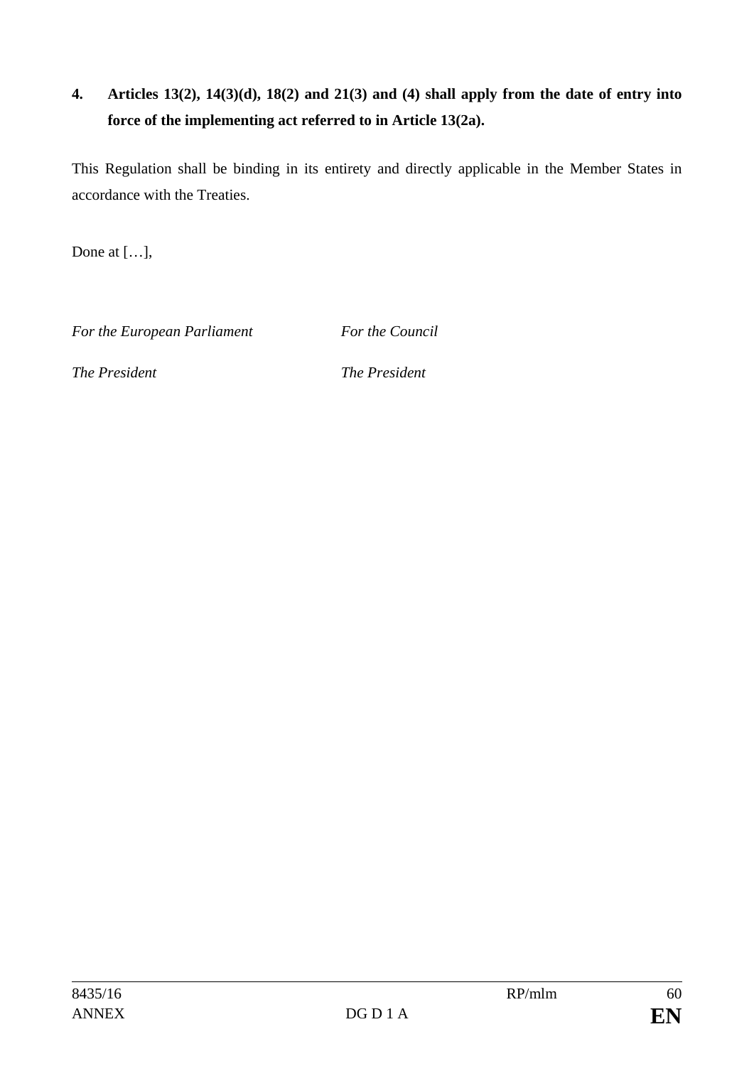**4. Articles 13(2), 14(3)(d), 18(2) and 21(3) and (4) shall apply from the date of entry into force of the implementing act referred to in Article 13(2a).**

This Regulation shall be binding in its entirety and directly applicable in the Member States in accordance with the Treaties.

Done at […],

| *For the European Parliament* | *For the Council* |
| --- | --- |
| *The President* | *The President* |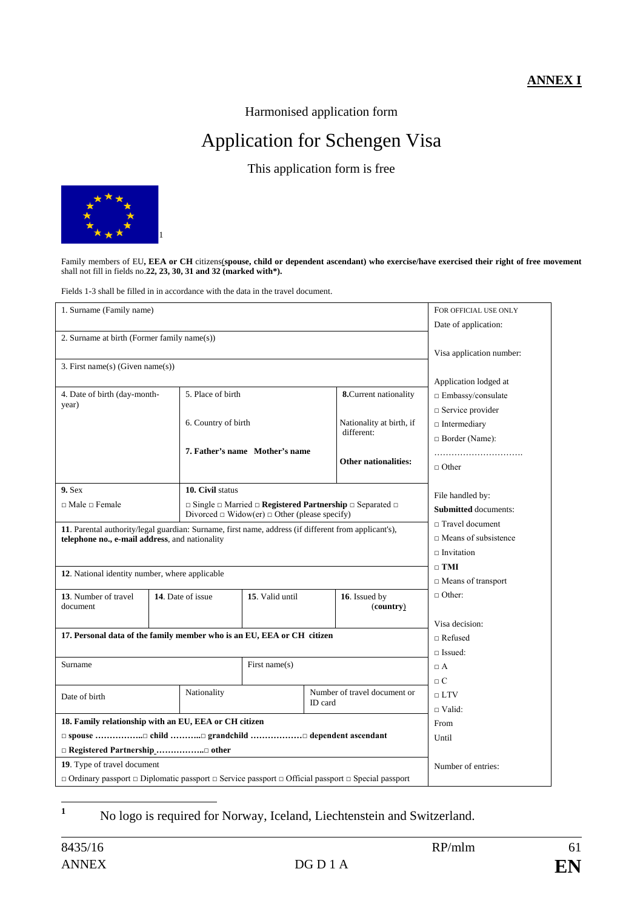**ANNEX I**

Harmonised application form

# Application for Schengen Visa

This application form is free

[1]

Family members of EU**, EEA or CH** citizens(**spouse, child or dependent ascendant) who exercise/have exercised their right of free movement** shall not fill in fields no.**22, 23, 30, 31 and 32 (marked with*).**

Fields 1-3 shall be filled in in accordance with the data in the travel document.

| | | | | FOR OFFICIAL USE ONLY |
|---|---|---|---|---|
| 1. Surname (Family name) | | | | Date of application: |
| 2. Surname at birth (Former family name(s)) | | | | Visa application number: |
| 3. First name(s) (Given name(s)) | | | | Application lodged at |
| 4. Date of birth (day-month-year) | 5. Place of birth<br><br>6. Country of birth<br><br>**7. Father's name Mother's name** | | **8.**Current nationality<br><br>Nationality at birth, if different:<br><br>**Other nationalities:** | □ Embassy/consulate<br>□ Service provider<br>□ Intermediary<br>□ Border (Name):<br>…………………………<br>□ Other |
| **9.** Sex<br>□ Male □ Female | **10. Civil** status<br>□ Single □ Married □ **Registered Partnership** □ Separated □ Divorced □ Widow(er) □ Other (please specify) | | | File handled by: |
| **11**. Parental authority/legal guardian: Surname, first name, address (if different from applicant's), **telephone no., e-mail address**, and nationality | | | | **Submitted** documents:<br>□ Travel document<br>□ Means of subsistence<br>□ Invitation |
| **12**. National identity number, where applicable | | | | □ **TMI**<br>□ Means of transport |
| **13**. Number of travel document | **14**. Date of issue | **15**. Valid until | **16**. Issued by (**country**) | □ Other: |
| **17. Personal data of the family member who is an EU, EEA or CH citizen** | | | | Visa decision:<br>□ Refused<br>□ Issued: |
| Surname | | First name(s) | | □ A<br>□ C |
| Date of birth | Nationality | | Number of travel document or ID card | □ LTV<br>□ Valid: |
| **18. Family relationship with an EU, EEA or CH citizen**<br>□ **spouse** ……………..□ **child** ………..□ **grandchild** ………………□ **dependent ascendant**<br>□ **Registered Partnership**……………..□ **other** | | | | From<br>Until |
| **19**. Type of travel document<br>□ Ordinary passport □ Diplomatic passport □ Service passport □ Official passport □ Special passport | | | | Number of entries: |

[1] No logo is required for Norway, Iceland, Liechtenstein and Switzerland.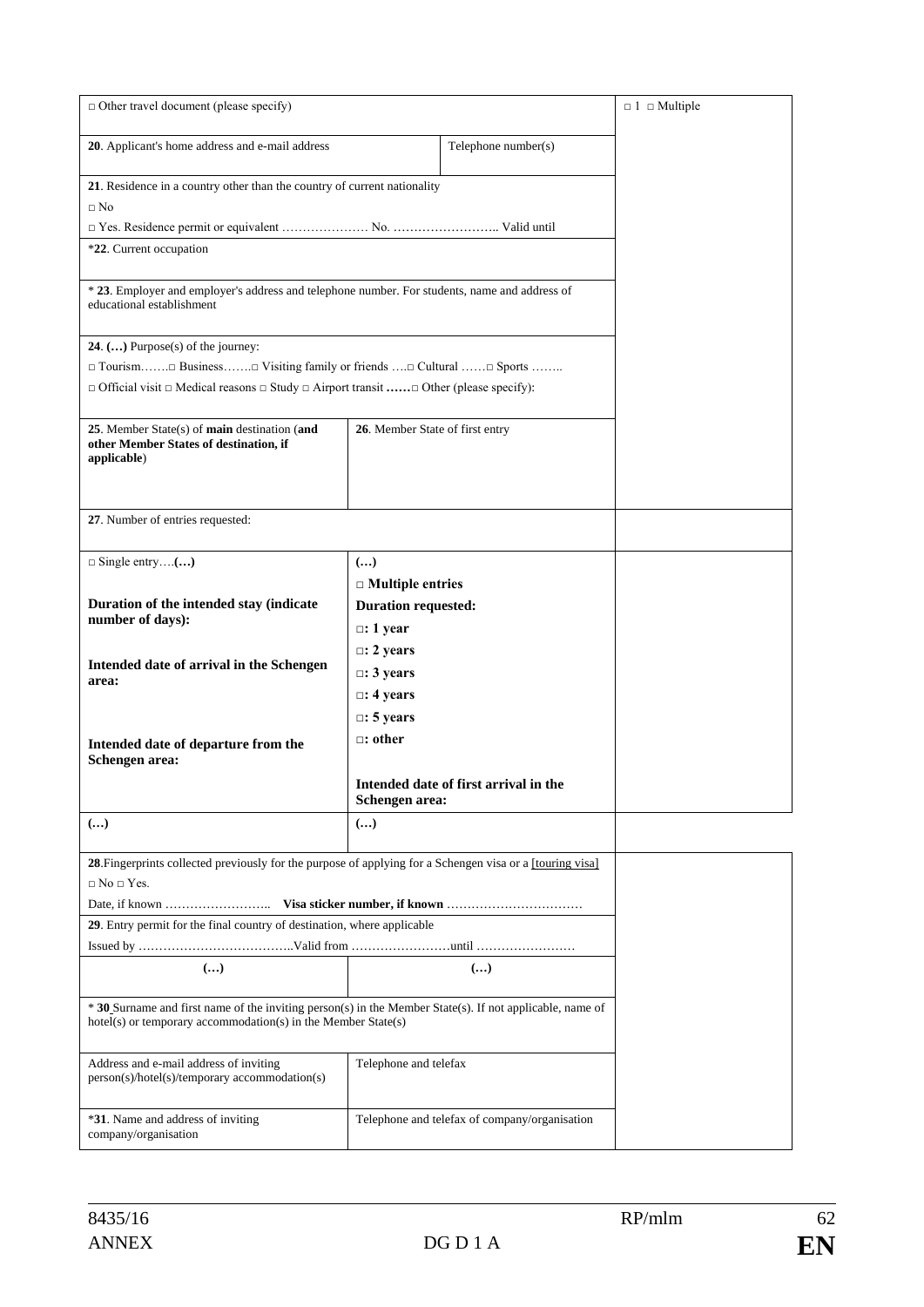| | | |
|---|---|---|
| □ Other travel document (please specify) | | □ 1 □ Multiple |
| **20**. Applicant's home address and e-mail address | Telephone number(s) | |
| **21**. Residence in a country other than the country of current nationality<br>□ No<br>□ Yes. Residence permit or equivalent ………………… No. …………………….. Valid until | | |
| *22. Current occupation | | |
| * **23**. Employer and employer's address and telephone number. For students, name and address of educational establishment | | |
| **24**. **(…)** Purpose(s) of the journey:<br>□ Tourism…….□ Business…….□ Visiting family or friends ….□ Cultural ……□ Sports ……..<br>□ Official visit □ Medical reasons □ Study □ Airport transit **……**□ Other (please specify): | | |
| **25**. Member State(s) of **main** destination (**and other Member States of destination, if applicable**) | **26**. Member State of first entry | |
| **27**. Number of entries requested: | | |
| □ Single entry….**(…)**<br><br>**Duration of the intended stay (indicate number of days):**<br><br>**Intended date of arrival in the Schengen area:**<br><br>**Intended date of departure from the Schengen area:** | **(…)**<br>**□ Multiple entries**<br>**Duration requested:**<br>**□: 1 year**<br>**□: 2 years**<br>**□: 3 years**<br>**□: 4 years**<br>**□: 5 years**<br>**□: other**<br><br>**Intended date of first arrival in the Schengen area:** | |
| **(…)** | **(…)** | |
| **28**.Fingerprints collected previously for the purpose of applying for a Schengen visa or a [touring visa]<br>□ No □ Yes.<br>Date, if known …………………….. **Visa sticker number, if known** …………………………… | | |
| **29**. Entry permit for the final country of destination, where applicable<br>Issued by ………………………………..Valid from ……………………until …………………… | | |
| **(…)** | **(…)** | |
| * **30** Surname and first name of the inviting person(s) in the Member State(s). If not applicable, name of hotel(s) or temporary accommodation(s) in the Member State(s) | | |
| Address and e-mail address of inviting person(s)/hotel(s)/temporary accommodation(s) | Telephone and telefax | |
| ***31**. Name and address of inviting company/organisation | Telephone and telefax of company/organisation | |

8435/16 RP/mlm
ANNEX DG D 1 A **EN**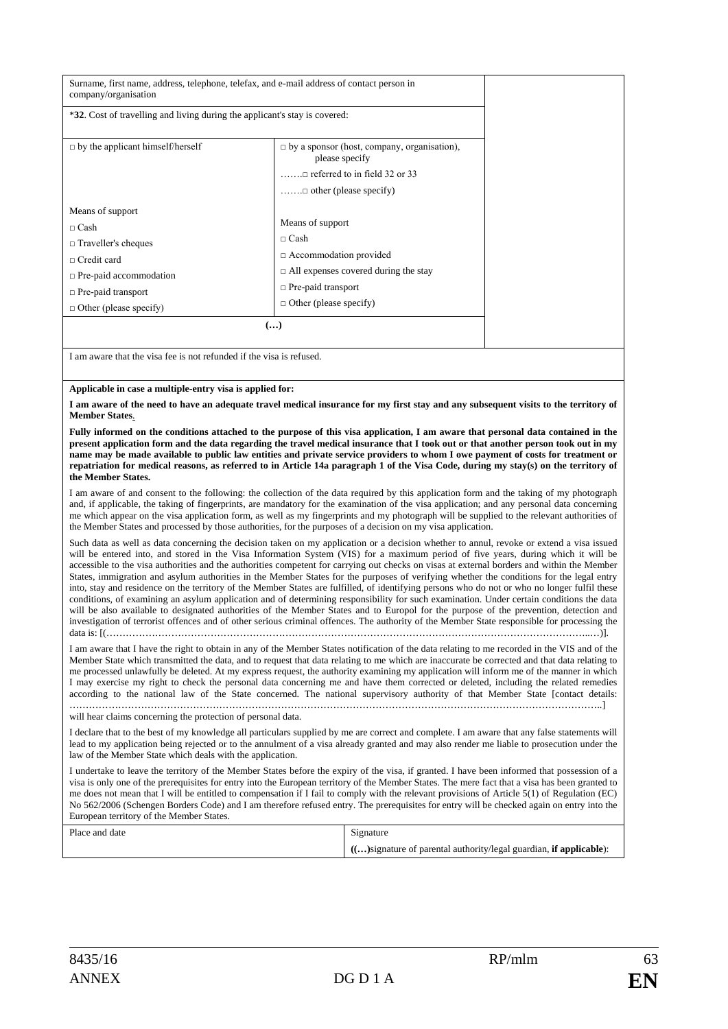| Surname, first name, address, telephone, telefax, and e-mail address of contact person in company/organisation | | |
|---|---|---|
| *32. Cost of travelling and living during the applicant's stay is covered: | | |
| □ by the applicant himself/herself<br><br>Means of support<br>□ Cash<br>□ Traveller's cheques<br>□ Credit card<br>□ Pre-paid accommodation<br>□ Pre-paid transport<br>□ Other (please specify) | □ by a sponsor (host, company, organisation), please specify<br>…….□ referred to in field 32 or 33<br>…….□ other (please specify)<br><br>Means of support<br>□ Cash<br>□ Accommodation provided<br>□ All expenses covered during the stay<br>□ Pre-paid transport<br>□ Other (please specify) | |
| **(…)** | | |

I am aware that the visa fee is not refunded if the visa is refused.

**Applicable in case a multiple-entry visa is applied for:**

**I am aware of the need to have an adequate travel medical insurance for my first stay and any subsequent visits to the territory of Member States.**

**Fully informed on the conditions attached to the purpose of this visa application, I am aware that personal data contained in the present application form and the data regarding the travel medical insurance that I took out or that another person took out in my name may be made available to public law entities and private service providers to whom I owe payment of costs for treatment or repatriation for medical reasons, as referred to in Article 14a paragraph 1 of the Visa Code, during my stay(s) on the territory of the Member States.**

I am aware of and consent to the following: the collection of the data required by this application form and the taking of my photograph and, if applicable, the taking of fingerprints, are mandatory for the examination of the visa application; and any personal data concerning me which appear on the visa application form, as well as my fingerprints and my photograph will be supplied to the relevant authorities of the Member States and processed by those authorities, for the purposes of a decision on my visa application.

Such data as well as data concerning the decision taken on my application or a decision whether to annul, revoke or extend a visa issued will be entered into, and stored in the Visa Information System (VIS) for a maximum period of five years, during which it will be accessible to the visa authorities and the authorities competent for carrying out checks on visas at external borders and within the Member States, immigration and asylum authorities in the Member States for the purposes of verifying whether the conditions for the legal entry into, stay and residence on the territory of the Member States are fulfilled, of identifying persons who do not or who no longer fulfil these conditions, of examining an asylum application and of determining responsibility for such examination. Under certain conditions the data will be also available to designated authorities of the Member States and to Europol for the purpose of the prevention, detection and investigation of terrorist offences and of other serious criminal offences. The authority of the Member State responsible for processing the data is: [(……………………………………………………………………………………………………………………………..…)].

I am aware that I have the right to obtain in any of the Member States notification of the data relating to me recorded in the VIS and of the Member State which transmitted the data, and to request that data relating to me which are inaccurate be corrected and that data relating to me processed unlawfully be deleted. At my express request, the authority examining my application will inform me of the manner in which I may exercise my right to check the personal data concerning me and have them corrected or deleted, including the related remedies according to the national law of the State concerned. The national supervisory authority of that Member State [contact details: ……………………………………………………………………………………………………………………………………..] will hear claims concerning the protection of personal data.

I declare that to the best of my knowledge all particulars supplied by me are correct and complete. I am aware that any false statements will lead to my application being rejected or to the annulment of a visa already granted and may also render me liable to prosecution under the law of the Member State which deals with the application.

I undertake to leave the territory of the Member States before the expiry of the visa, if granted. I have been informed that possession of a visa is only one of the prerequisites for entry into the European territory of the Member States. The mere fact that a visa has been granted to me does not mean that I will be entitled to compensation if I fail to comply with the relevant provisions of Article 5(1) of Regulation (EC) No 562/2006 (Schengen Borders Code) and I am therefore refused entry. The prerequisites for entry will be checked again on entry into the European territory of the Member States.

| Place and date | Signature<br>**((…)**signature of parental authority/legal guardian, **if applicable**): |
|---|---|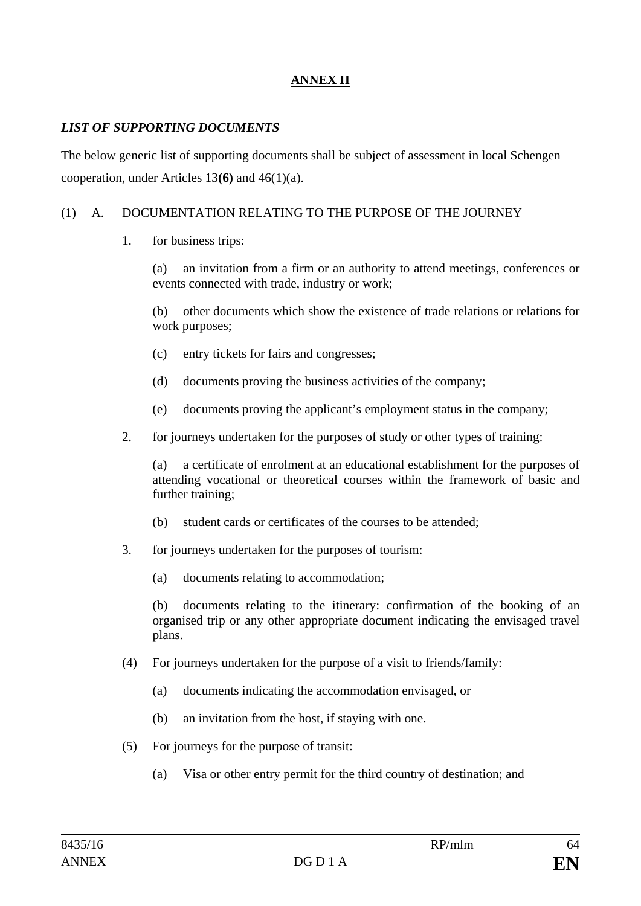# ANNEX II

***LIST OF SUPPORTING DOCUMENTS***

The below generic list of supporting documents shall be subject of assessment in local Schengen cooperation, under Articles 13**(6)** and 46(1)(a).

(1) A. DOCUMENTATION RELATING TO THE PURPOSE OF THE JOURNEY

1. for business trips:

   (a) an invitation from a firm or an authority to attend meetings, conferences or events connected with trade, industry or work;

   (b) other documents which show the existence of trade relations or relations for work purposes;

   (c) entry tickets for fairs and congresses;

   (d) documents proving the business activities of the company;

   (e) documents proving the applicant's employment status in the company;

2. for journeys undertaken for the purposes of study or other types of training:

   (a) a certificate of enrolment at an educational establishment for the purposes of attending vocational or theoretical courses within the framework of basic and further training;

   (b) student cards or certificates of the courses to be attended;

3. for journeys undertaken for the purposes of tourism:

   (a) documents relating to accommodation;

   (b) documents relating to the itinerary: confirmation of the booking of an organised trip or any other appropriate document indicating the envisaged travel plans.

(4) For journeys undertaken for the purpose of a visit to friends/family:

   (a) documents indicating the accommodation envisaged, or

   (b) an invitation from the host, if staying with one.

(5) For journeys for the purpose of transit:

   (a) Visa or other entry permit for the third country of destination; and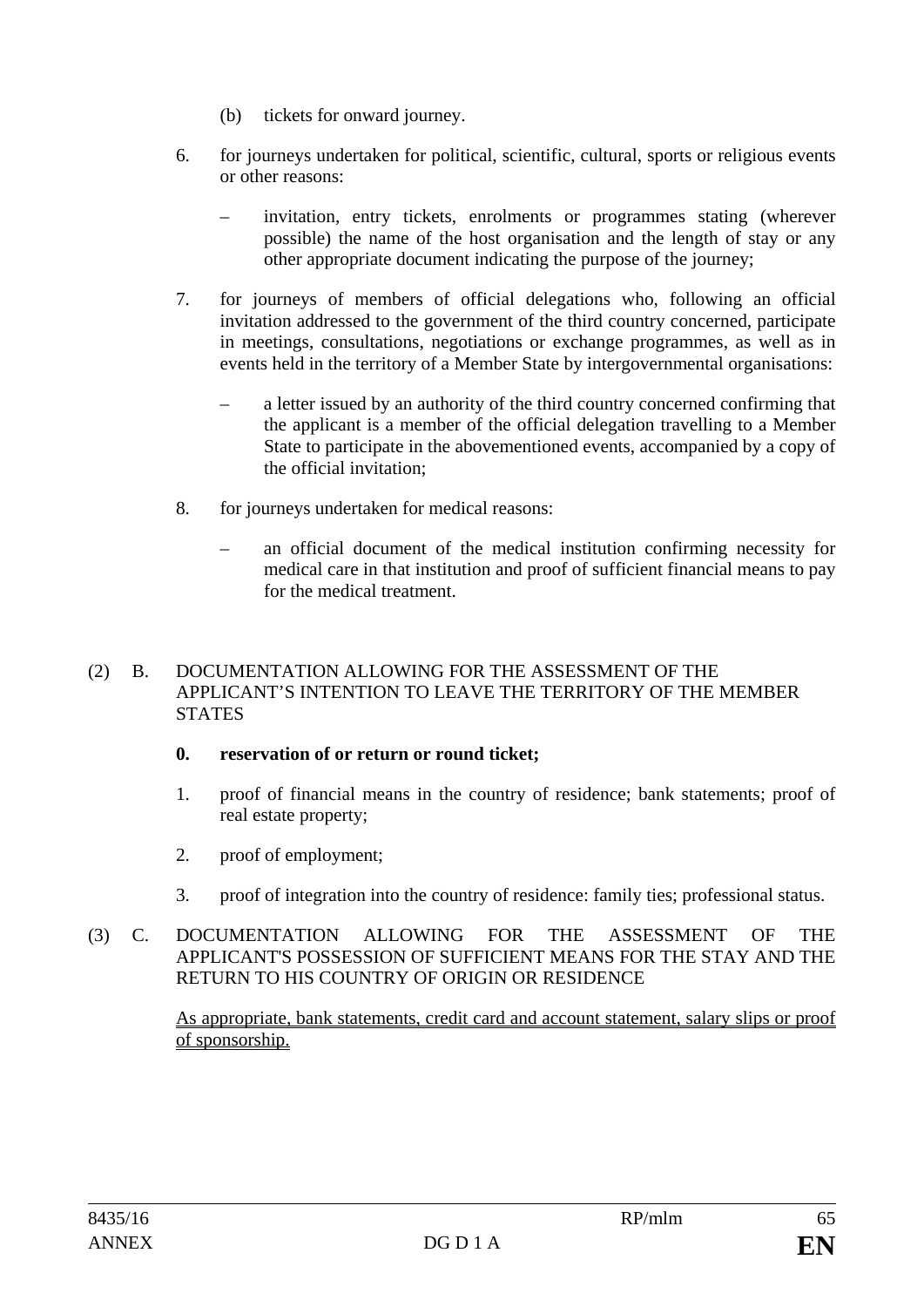(b) tickets for onward journey.

6. for journeys undertaken for political, scientific, cultural, sports or religious events or other reasons:

   – invitation, entry tickets, enrolments or programmes stating (wherever possible) the name of the host organisation and the length of stay or any other appropriate document indicating the purpose of the journey;

7. for journeys of members of official delegations who, following an official invitation addressed to the government of the third country concerned, participate in meetings, consultations, negotiations or exchange programmes, as well as in events held in the territory of a Member State by intergovernmental organisations:

   – a letter issued by an authority of the third country concerned confirming that the applicant is a member of the official delegation travelling to a Member State to participate in the abovementioned events, accompanied by a copy of the official invitation;

8. for journeys undertaken for medical reasons:

   – an official document of the medical institution confirming necessity for medical care in that institution and proof of sufficient financial means to pay for the medical treatment.

(2) B. DOCUMENTATION ALLOWING FOR THE ASSESSMENT OF THE APPLICANT'S INTENTION TO LEAVE THE TERRITORY OF THE MEMBER STATES

**0. reservation of or return or round ticket;**

1. proof of financial means in the country of residence; bank statements; proof of real estate property;

2. proof of employment;

3. proof of integration into the country of residence: family ties; professional status.

(3) C. DOCUMENTATION ALLOWING FOR THE ASSESSMENT OF THE APPLICANT'S POSSESSION OF SUFFICIENT MEANS FOR THE STAY AND THE RETURN TO HIS COUNTRY OF ORIGIN OR RESIDENCE

As appropriate, bank statements, credit card and account statement, salary slips or proof of sponsorship.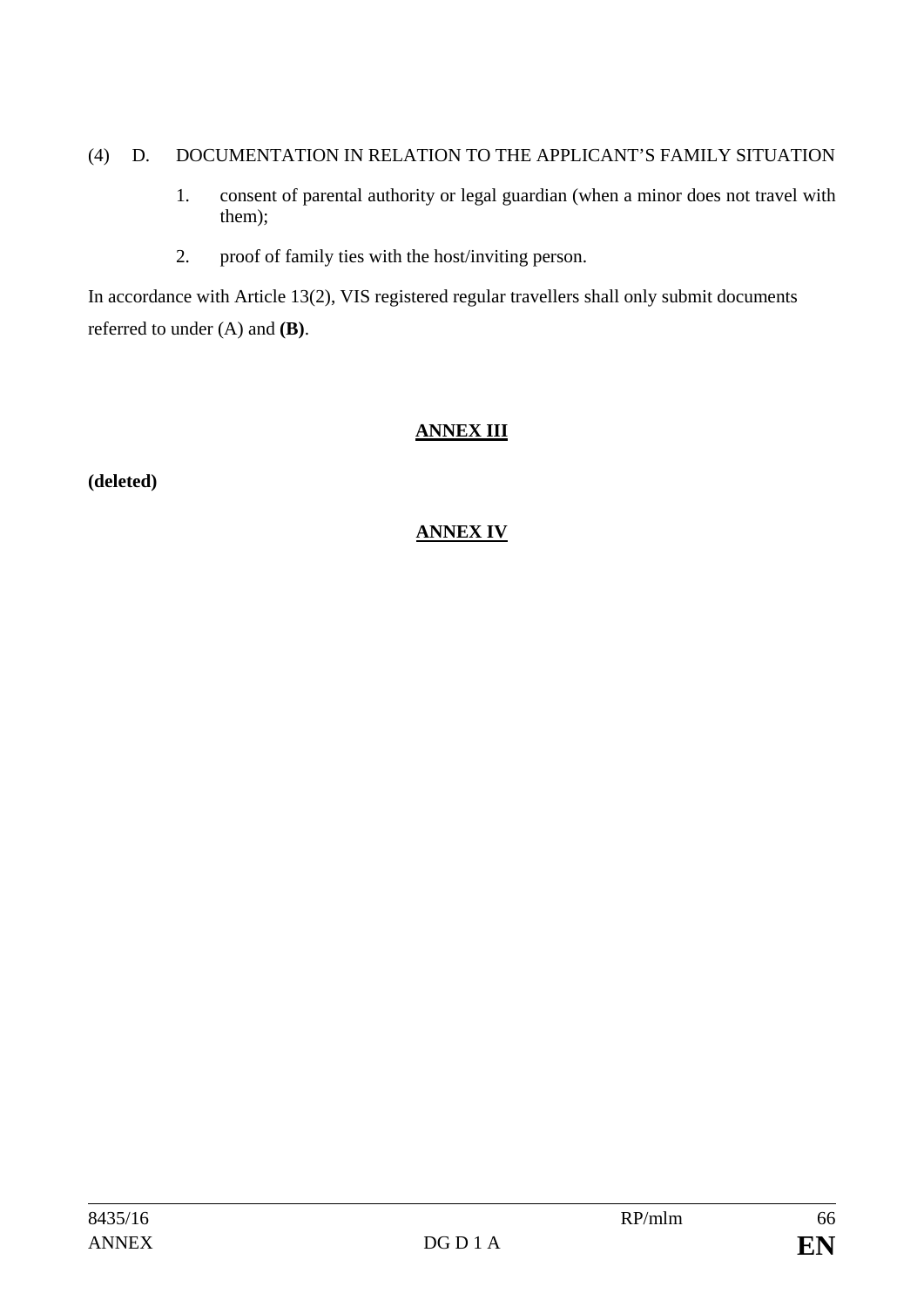(4) D. DOCUMENTATION IN RELATION TO THE APPLICANT'S FAMILY SITUATION

1. consent of parental authority or legal guardian (when a minor does not travel with them);
2. proof of family ties with the host/inviting person.

In accordance with Article 13(2), VIS registered regular travellers shall only submit documents referred to under (A) and **(B)**.

## **ANNEX III**

**(deleted)**

## **ANNEX IV**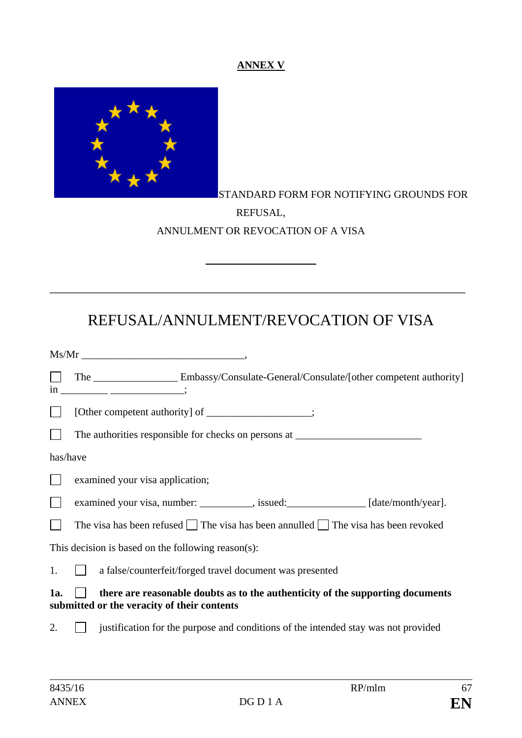**ANNEX V**

STANDARD FORM FOR NOTIFYING GROUNDS FOR REFUSAL,

ANNULMENT OR REVOCATION OF A VISA

\_\_\_\_\_\_\_\_\_\_\_\_\_\_\_\_\_\_\_\_

# REFUSAL/ANNULMENT/REVOCATION OF VISA

Ms/Mr \_\_\_\_\_\_\_\_\_\_\_\_\_\_\_\_\_\_\_\_\_\_\_\_\_\_\_\_\_\_\_\_,

☐ The \_\_\_\_\_\_\_\_\_\_\_\_\_\_\_\_ Embassy/Consulate-General/Consulate/[other competent authority] in \_\_\_\_\_\_\_\_\_ \_\_\_\_\_\_\_\_\_\_\_\_\_\_;

☐ [Other competent authority] of \_\_\_\_\_\_\_\_\_\_\_\_\_\_\_\_\_\_\_\_;

☐ The authorities responsible for checks on persons at \_\_\_\_\_\_\_\_\_\_\_\_\_\_\_\_\_\_\_\_\_\_\_\_

has/have

☐ examined your visa application;

☐ examined your visa, number: \_\_\_\_\_\_\_\_\_\_, issued:\_\_\_\_\_\_\_\_\_\_\_\_\_\_\_ [date/month/year].

☐ The visa has been refused ☐ The visa has been annulled ☐ The visa has been revoked

This decision is based on the following reason(s):

1. ☐ a false/counterfeit/forged travel document was presented

**1a.** ☐ **there are reasonable doubts as to the authenticity of the supporting documents submitted or the veracity of their contents**

2. ☐ justification for the purpose and conditions of the intended stay was not provided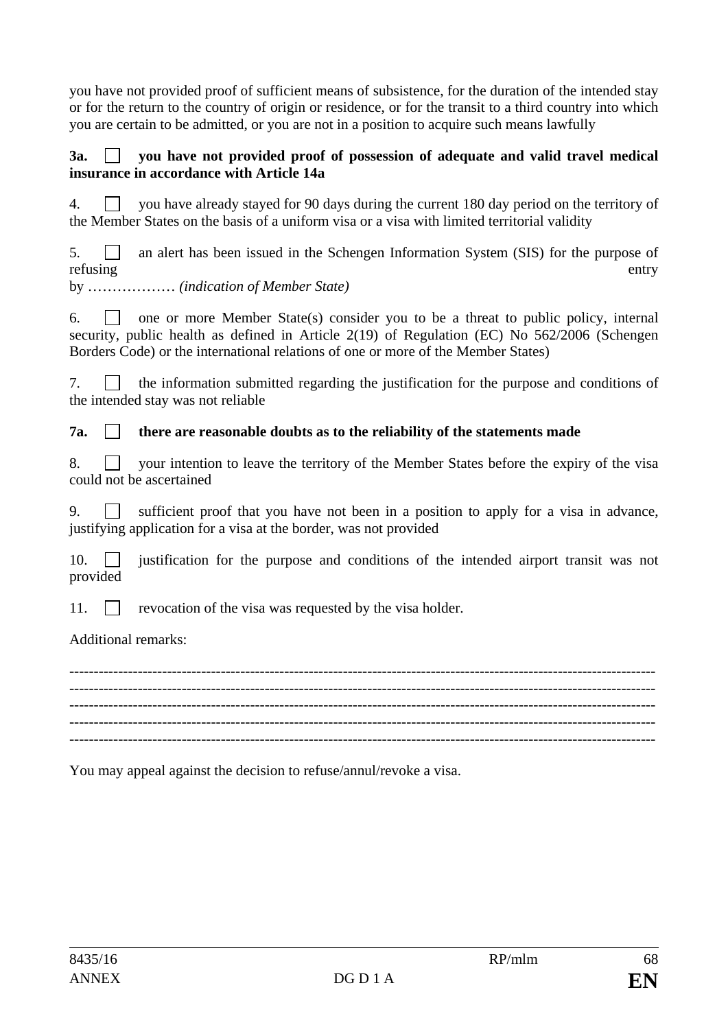you have not provided proof of sufficient means of subsistence, for the duration of the intended stay or for the return to the country of origin or residence, or for the transit to a third country into which you are certain to be admitted, or you are not in a position to acquire such means lawfully

**3a. ☐ you have not provided proof of possession of adequate and valid travel medical insurance in accordance with Article 14a**

4. ☐ you have already stayed for 90 days during the current 180 day period on the territory of the Member States on the basis of a uniform visa or a visa with limited territorial validity

5. ☐ an alert has been issued in the Schengen Information System (SIS) for the purpose of refusing entry by ……………… *(indication of Member State)*

6. ☐ one or more Member State(s) consider you to be a threat to public policy, internal security, public health as defined in Article 2(19) of Regulation (EC) No 562/2006 (Schengen Borders Code) or the international relations of one or more of the Member States)

7. ☐ the information submitted regarding the justification for the purpose and conditions of the intended stay was not reliable

**7a. ☐ there are reasonable doubts as to the reliability of the statements made**

8. ☐ your intention to leave the territory of the Member States before the expiry of the visa could not be ascertained

9. ☐ sufficient proof that you have not been in a position to apply for a visa in advance, justifying application for a visa at the border, was not provided

10. ☐ justification for the purpose and conditions of the intended airport transit was not provided

11. ☐ revocation of the visa was requested by the visa holder.

Additional remarks:

--------------------------------------------------------------------------------------------------------------------
--------------------------------------------------------------------------------------------------------------------
--------------------------------------------------------------------------------------------------------------------
--------------------------------------------------------------------------------------------------------------------
--------------------------------------------------------------------------------------------------------------------

You may appeal against the decision to refuse/annul/revoke a visa.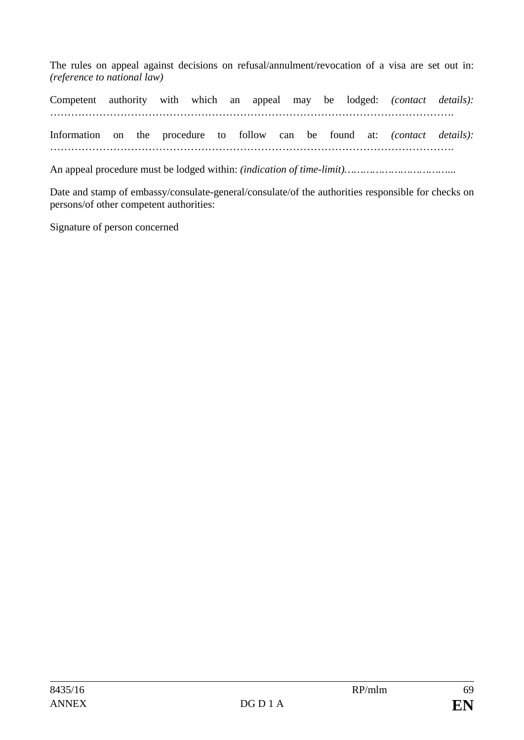The rules on appeal against decisions on refusal/annulment/revocation of a visa are set out in: *(reference to national law)*

Competent authority with which an appeal may be lodged: *(contact details):* …………………………………………………………………………………………………….

Information on the procedure to follow can be found at: *(contact details):* …………………………………………………………………………………………………….

An appeal procedure must be lodged within: *(indication of time-limit)*……………………………...

Date and stamp of embassy/consulate-general/consulate/of the authorities responsible for checks on persons/of other competent authorities:

Signature of person concerned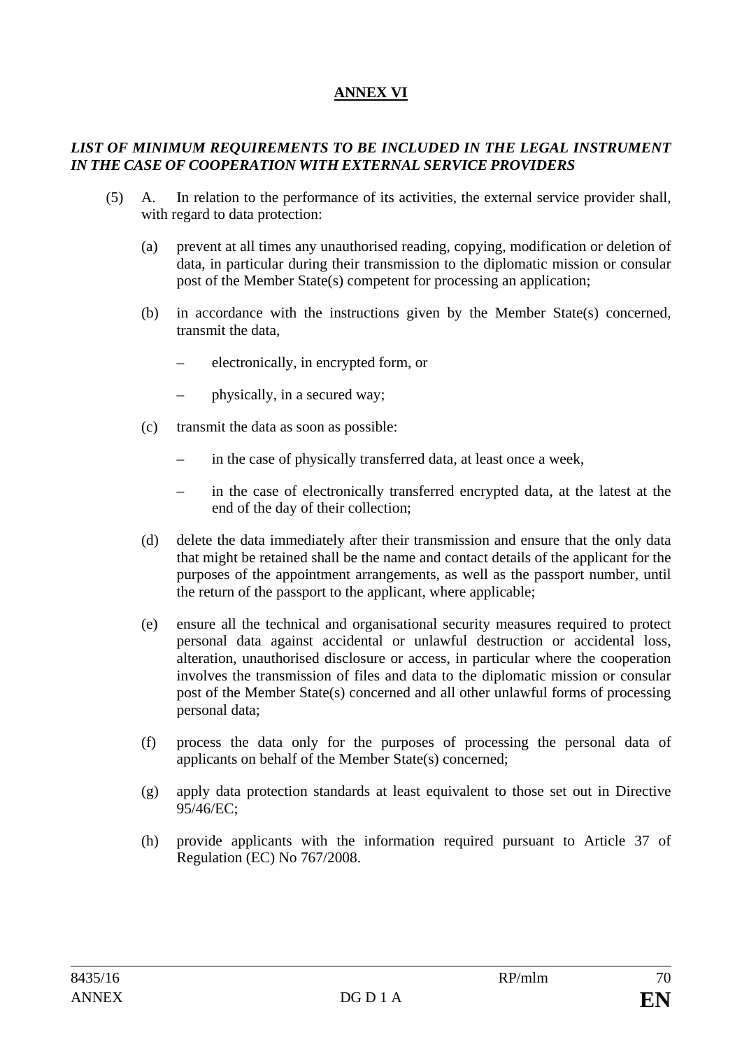**ANNEX VI**

***LIST OF MINIMUM REQUIREMENTS TO BE INCLUDED IN THE LEGAL INSTRUMENT IN THE CASE OF COOPERATION WITH EXTERNAL SERVICE PROVIDERS***

(5) A. In relation to the performance of its activities, the external service provider shall, with regard to data protection:

(a) prevent at all times any unauthorised reading, copying, modification or deletion of data, in particular during their transmission to the diplomatic mission or consular post of the Member State(s) competent for processing an application;

(b) in accordance with the instructions given by the Member State(s) concerned, transmit the data,

– electronically, in encrypted form, or

– physically, in a secured way;

(c) transmit the data as soon as possible:

– in the case of physically transferred data, at least once a week,

– in the case of electronically transferred encrypted data, at the latest at the end of the day of their collection;

(d) delete the data immediately after their transmission and ensure that the only data that might be retained shall be the name and contact details of the applicant for the purposes of the appointment arrangements, as well as the passport number, until the return of the passport to the applicant, where applicable;

(e) ensure all the technical and organisational security measures required to protect personal data against accidental or unlawful destruction or accidental loss, alteration, unauthorised disclosure or access, in particular where the cooperation involves the transmission of files and data to the diplomatic mission or consular post of the Member State(s) concerned and all other unlawful forms of processing personal data;

(f) process the data only for the purposes of processing the personal data of applicants on behalf of the Member State(s) concerned;

(g) apply data protection standards at least equivalent to those set out in Directive 95/46/EC;

(h) provide applicants with the information required pursuant to Article 37 of Regulation (EC) No 767/2008.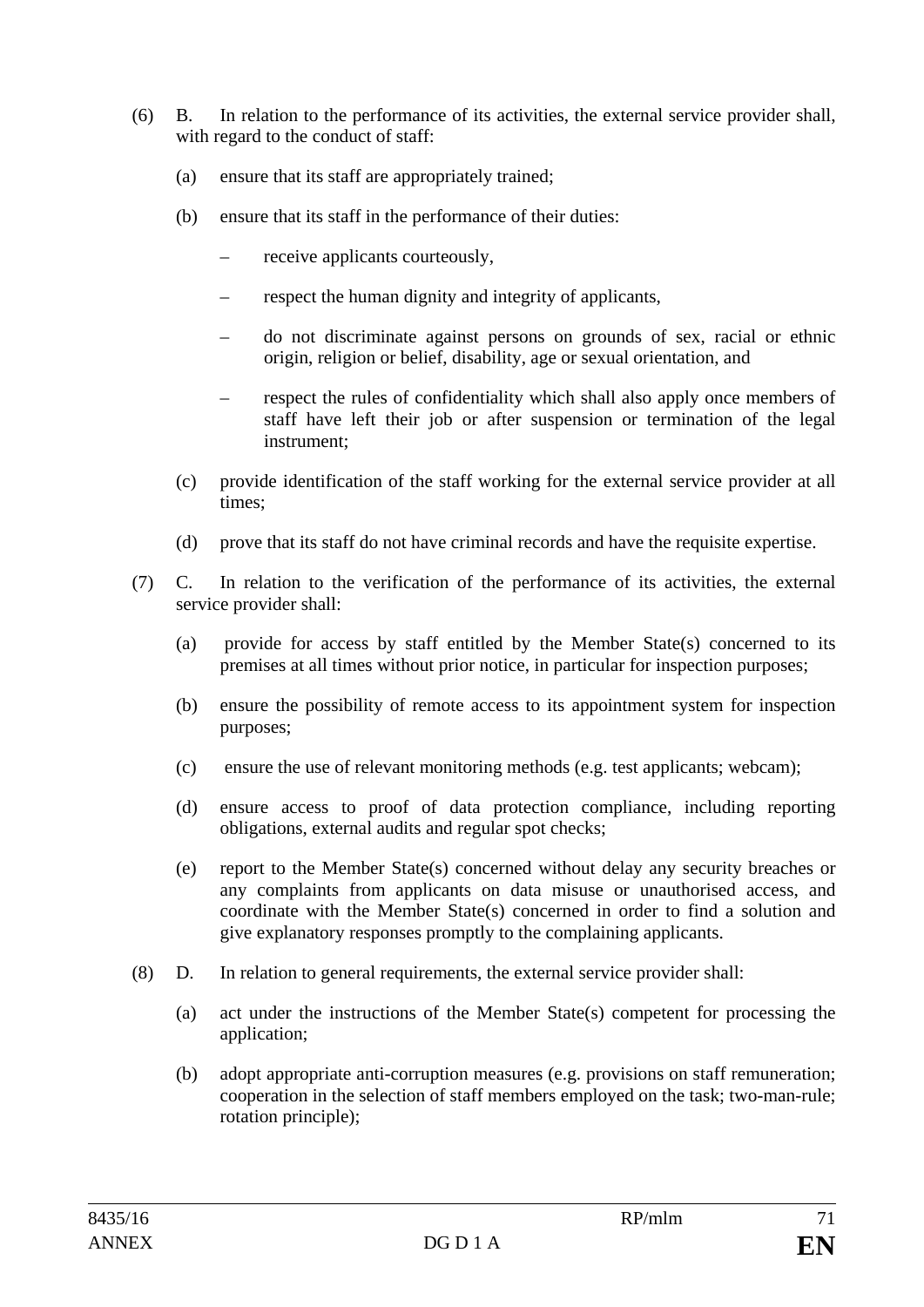(6) B. In relation to the performance of its activities, the external service provider shall, with regard to the conduct of staff:

(a) ensure that its staff are appropriately trained;

(b) ensure that its staff in the performance of their duties:

– receive applicants courteously,

– respect the human dignity and integrity of applicants,

– do not discriminate against persons on grounds of sex, racial or ethnic origin, religion or belief, disability, age or sexual orientation, and

– respect the rules of confidentiality which shall also apply once members of staff have left their job or after suspension or termination of the legal instrument;

(c) provide identification of the staff working for the external service provider at all times;

(d) prove that its staff do not have criminal records and have the requisite expertise.

(7) C. In relation to the verification of the performance of its activities, the external service provider shall:

(a) provide for access by staff entitled by the Member State(s) concerned to its premises at all times without prior notice, in particular for inspection purposes;

(b) ensure the possibility of remote access to its appointment system for inspection purposes;

(c) ensure the use of relevant monitoring methods (e.g. test applicants; webcam);

(d) ensure access to proof of data protection compliance, including reporting obligations, external audits and regular spot checks;

(e) report to the Member State(s) concerned without delay any security breaches or any complaints from applicants on data misuse or unauthorised access, and coordinate with the Member State(s) concerned in order to find a solution and give explanatory responses promptly to the complaining applicants.

(8) D. In relation to general requirements, the external service provider shall:

(a) act under the instructions of the Member State(s) competent for processing the application;

(b) adopt appropriate anti-corruption measures (e.g. provisions on staff remuneration; cooperation in the selection of staff members employed on the task; two-man-rule; rotation principle);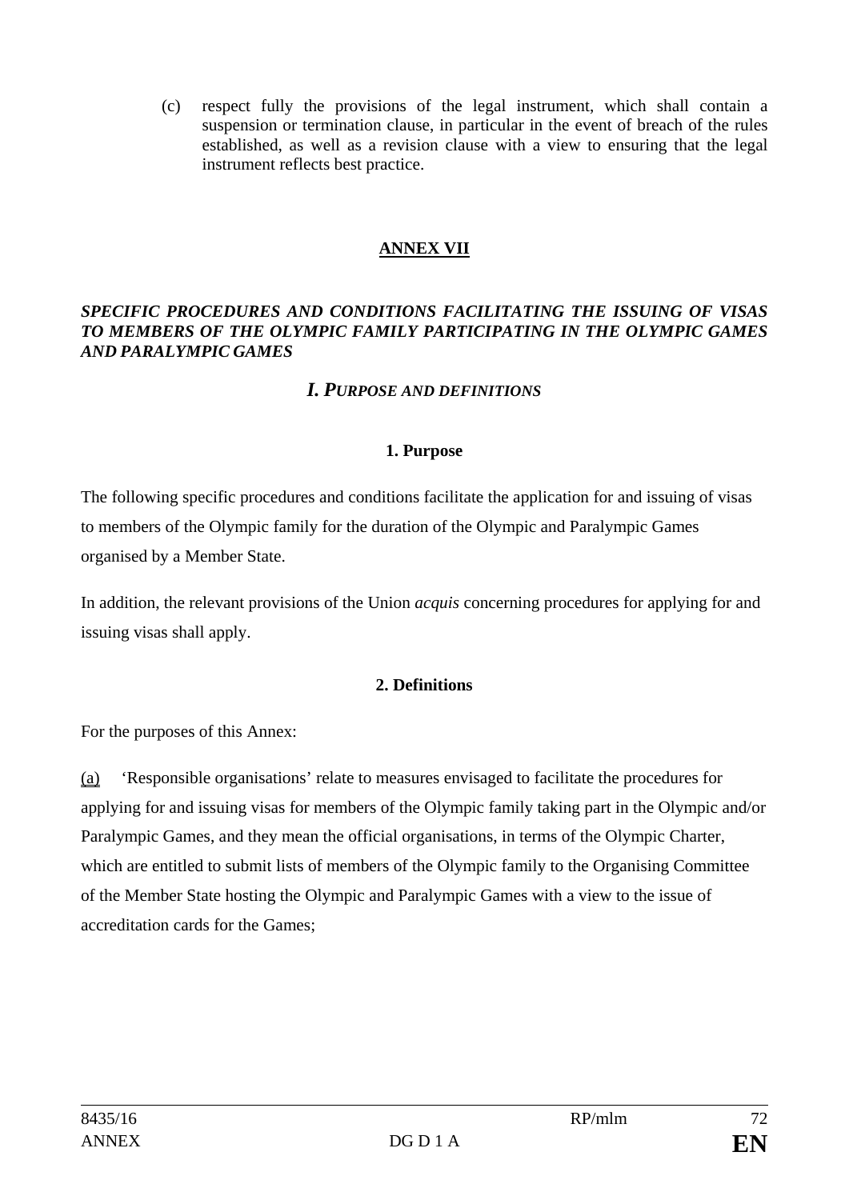(c) respect fully the provisions of the legal instrument, which shall contain a suspension or termination clause, in particular in the event of breach of the rules established, as well as a revision clause with a view to ensuring that the legal instrument reflects best practice.

## ANNEX VII

***SPECIFIC PROCEDURES AND CONDITIONS FACILITATING THE ISSUING OF VISAS TO MEMBERS OF THE OLYMPIC FAMILY PARTICIPATING IN THE OLYMPIC GAMES AND PARALYMPIC GAMES***

### *I. PURPOSE AND DEFINITIONS*

#### 1. Purpose

The following specific procedures and conditions facilitate the application for and issuing of visas to members of the Olympic family for the duration of the Olympic and Paralympic Games organised by a Member State.

In addition, the relevant provisions of the Union *acquis* concerning procedures for applying for and issuing visas shall apply.

#### 2. Definitions

For the purposes of this Annex:

(a) 'Responsible organisations' relate to measures envisaged to facilitate the procedures for applying for and issuing visas for members of the Olympic family taking part in the Olympic and/or Paralympic Games, and they mean the official organisations, in terms of the Olympic Charter, which are entitled to submit lists of members of the Olympic family to the Organising Committee of the Member State hosting the Olympic and Paralympic Games with a view to the issue of accreditation cards for the Games;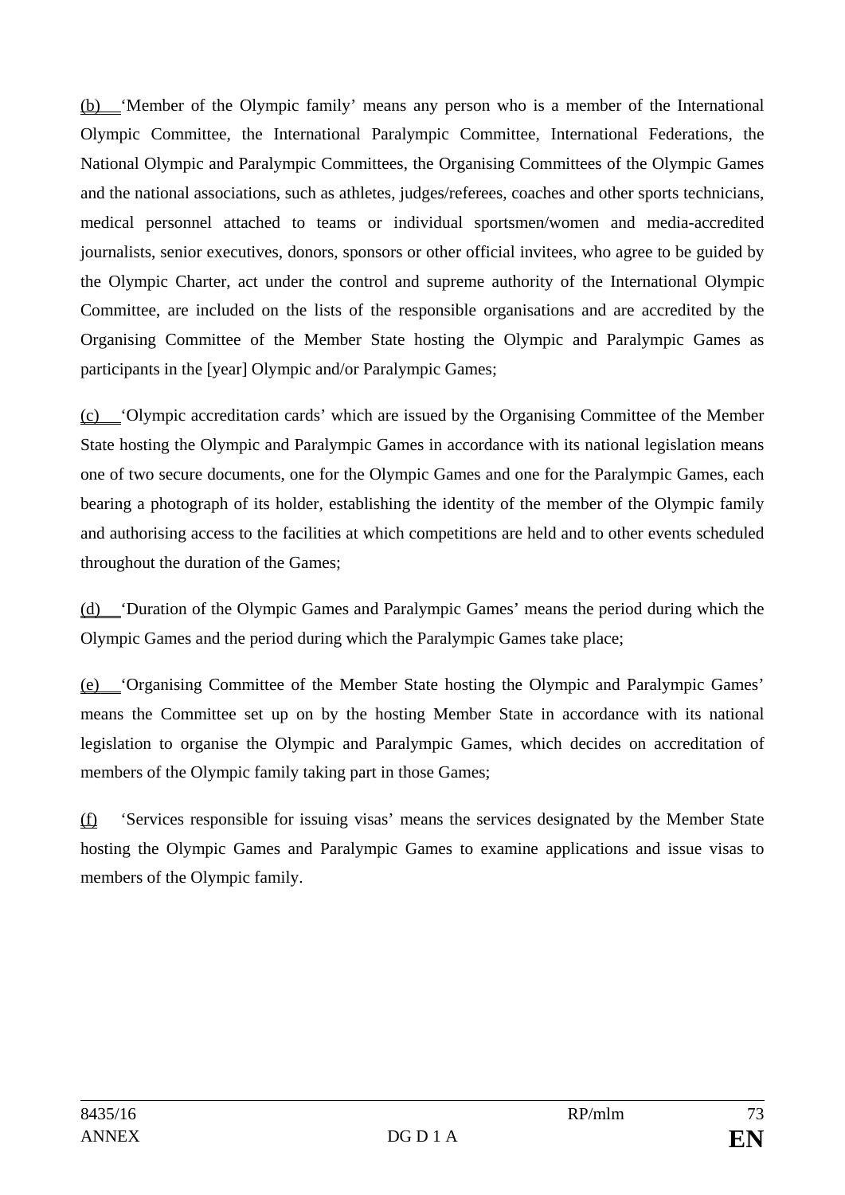(b) 'Member of the Olympic family' means any person who is a member of the International Olympic Committee, the International Paralympic Committee, International Federations, the National Olympic and Paralympic Committees, the Organising Committees of the Olympic Games and the national associations, such as athletes, judges/referees, coaches and other sports technicians, medical personnel attached to teams or individual sportsmen/women and media-accredited journalists, senior executives, donors, sponsors or other official invitees, who agree to be guided by the Olympic Charter, act under the control and supreme authority of the International Olympic Committee, are included on the lists of the responsible organisations and are accredited by the Organising Committee of the Member State hosting the Olympic and Paralympic Games as participants in the [year] Olympic and/or Paralympic Games;

(c) 'Olympic accreditation cards' which are issued by the Organising Committee of the Member State hosting the Olympic and Paralympic Games in accordance with its national legislation means one of two secure documents, one for the Olympic Games and one for the Paralympic Games, each bearing a photograph of its holder, establishing the identity of the member of the Olympic family and authorising access to the facilities at which competitions are held and to other events scheduled throughout the duration of the Games;

(d) 'Duration of the Olympic Games and Paralympic Games' means the period during which the Olympic Games and the period during which the Paralympic Games take place;

(e) 'Organising Committee of the Member State hosting the Olympic and Paralympic Games' means the Committee set up on by the hosting Member State in accordance with its national legislation to organise the Olympic and Paralympic Games, which decides on accreditation of members of the Olympic family taking part in those Games;

(f) 'Services responsible for issuing visas' means the services designated by the Member State hosting the Olympic Games and Paralympic Games to examine applications and issue visas to members of the Olympic family.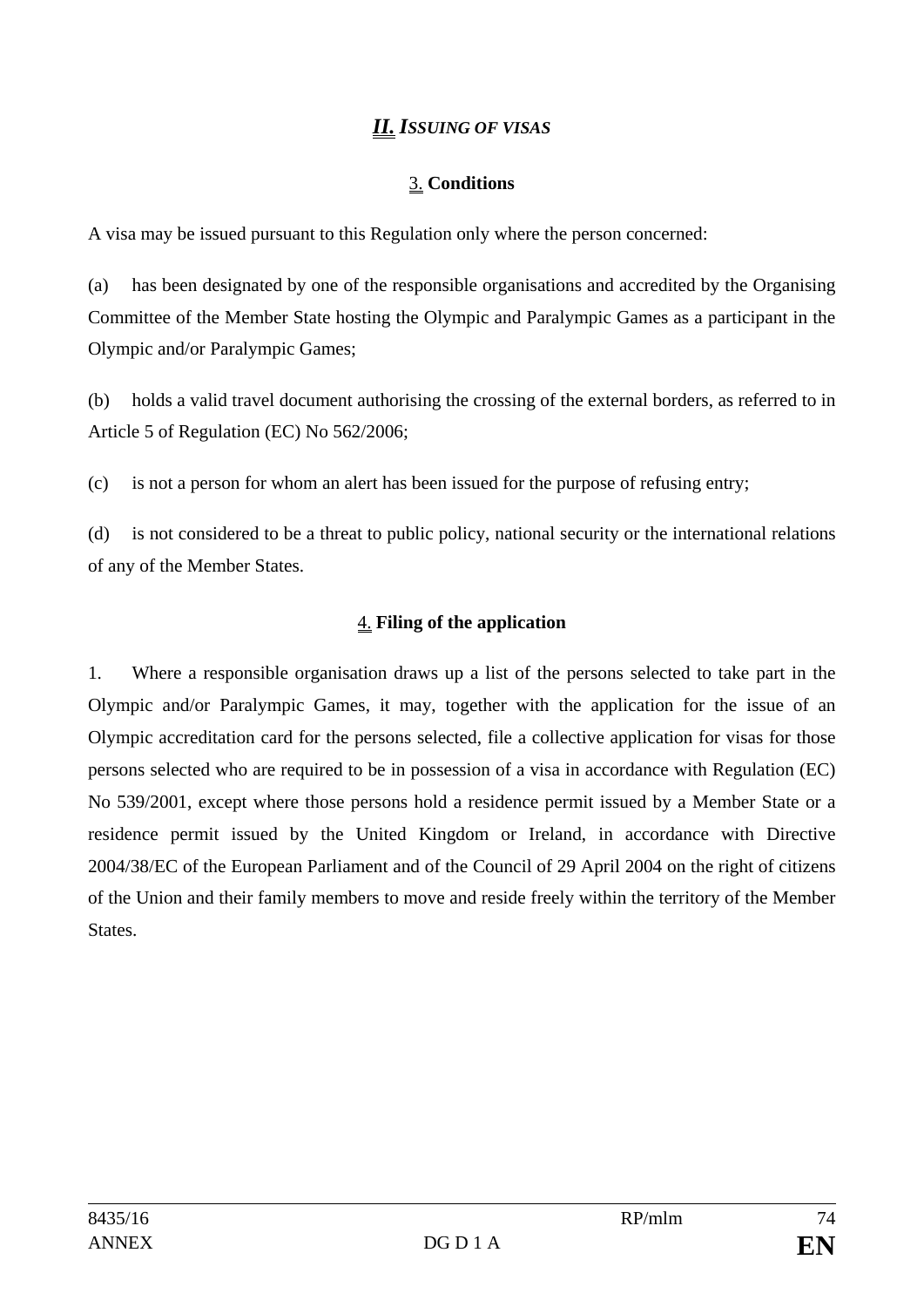## *II. ISSUING OF VISAS*

### 3. **Conditions**

A visa may be issued pursuant to this Regulation only where the person concerned:

(a) has been designated by one of the responsible organisations and accredited by the Organising Committee of the Member State hosting the Olympic and Paralympic Games as a participant in the Olympic and/or Paralympic Games;

(b) holds a valid travel document authorising the crossing of the external borders, as referred to in Article 5 of Regulation (EC) No 562/2006;

(c) is not a person for whom an alert has been issued for the purpose of refusing entry;

(d) is not considered to be a threat to public policy, national security or the international relations of any of the Member States.

### 4. **Filing of the application**

1. Where a responsible organisation draws up a list of the persons selected to take part in the Olympic and/or Paralympic Games, it may, together with the application for the issue of an Olympic accreditation card for the persons selected, file a collective application for visas for those persons selected who are required to be in possession of a visa in accordance with Regulation (EC) No 539/2001, except where those persons hold a residence permit issued by a Member State or a residence permit issued by the United Kingdom or Ireland, in accordance with Directive 2004/38/EC of the European Parliament and of the Council of 29 April 2004 on the right of citizens of the Union and their family members to move and reside freely within the territory of the Member States.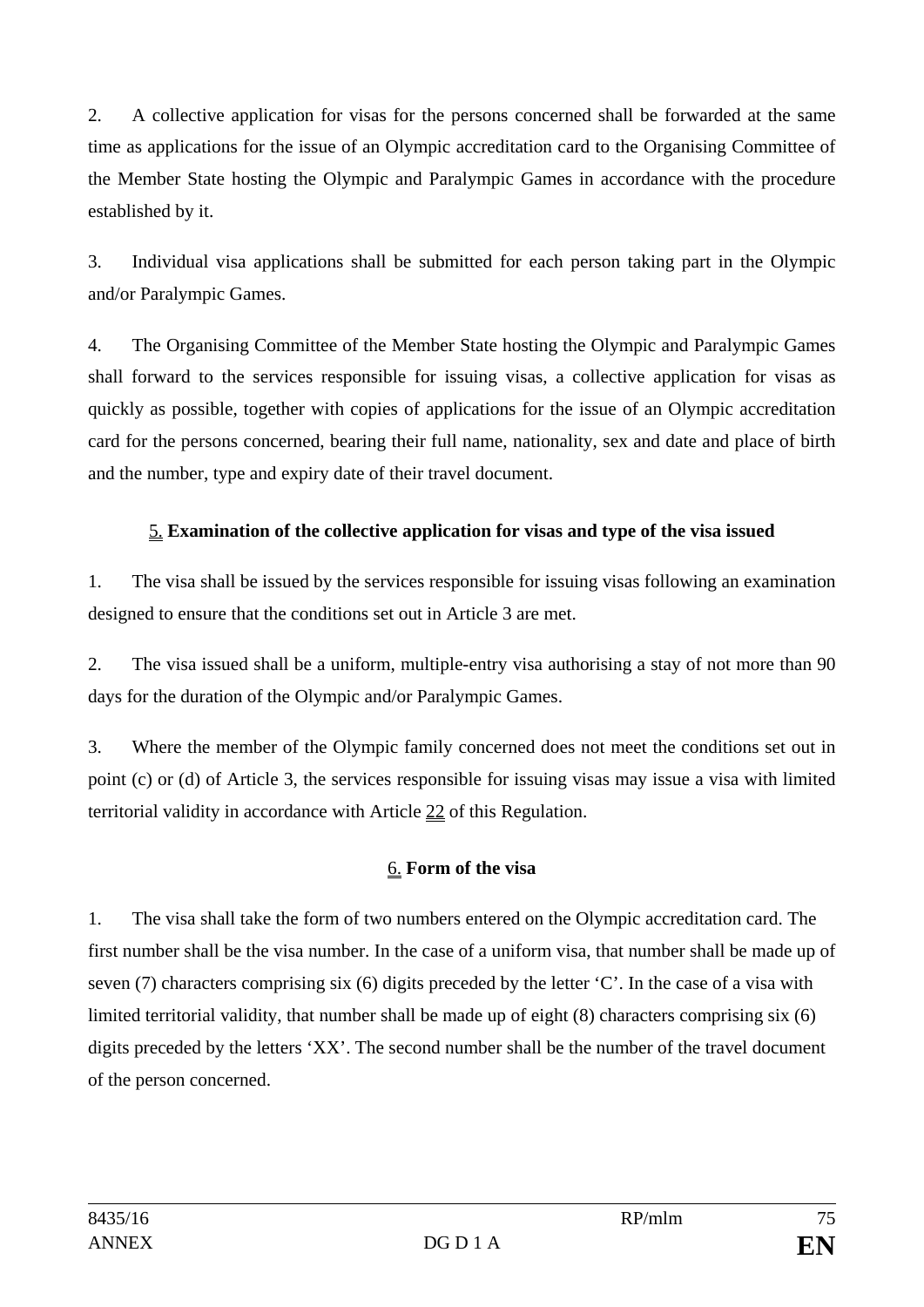2. A collective application for visas for the persons concerned shall be forwarded at the same time as applications for the issue of an Olympic accreditation card to the Organising Committee of the Member State hosting the Olympic and Paralympic Games in accordance with the procedure established by it.

3. Individual visa applications shall be submitted for each person taking part in the Olympic and/or Paralympic Games.

4. The Organising Committee of the Member State hosting the Olympic and Paralympic Games shall forward to the services responsible for issuing visas, a collective application for visas as quickly as possible, together with copies of applications for the issue of an Olympic accreditation card for the persons concerned, bearing their full name, nationality, sex and date and place of birth and the number, type and expiry date of their travel document.

### 5. Examination of the collective application for visas and type of the visa issued

1. The visa shall be issued by the services responsible for issuing visas following an examination designed to ensure that the conditions set out in Article 3 are met.

2. The visa issued shall be a uniform, multiple-entry visa authorising a stay of not more than 90 days for the duration of the Olympic and/or Paralympic Games.

3. Where the member of the Olympic family concerned does not meet the conditions set out in point (c) or (d) of Article 3, the services responsible for issuing visas may issue a visa with limited territorial validity in accordance with Article 22 of this Regulation.

### 6. Form of the visa

1. The visa shall take the form of two numbers entered on the Olympic accreditation card. The first number shall be the visa number. In the case of a uniform visa, that number shall be made up of seven (7) characters comprising six (6) digits preceded by the letter 'C'. In the case of a visa with limited territorial validity, that number shall be made up of eight (8) characters comprising six (6) digits preceded by the letters 'XX'. The second number shall be the number of the travel document of the person concerned.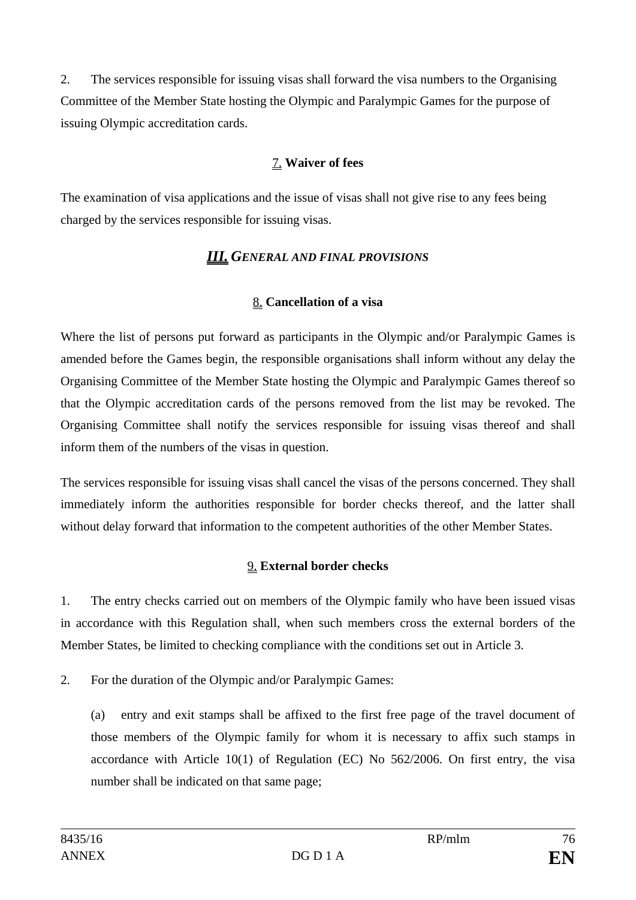2. The services responsible for issuing visas shall forward the visa numbers to the Organising Committee of the Member State hosting the Olympic and Paralympic Games for the purpose of issuing Olympic accreditation cards.

### 7. **Waiver of fees**

The examination of visa applications and the issue of visas shall not give rise to any fees being charged by the services responsible for issuing visas.

## ***III. GENERAL AND FINAL PROVISIONS***

### 8. **Cancellation of a visa**

Where the list of persons put forward as participants in the Olympic and/or Paralympic Games is amended before the Games begin, the responsible organisations shall inform without any delay the Organising Committee of the Member State hosting the Olympic and Paralympic Games thereof so that the Olympic accreditation cards of the persons removed from the list may be revoked. The Organising Committee shall notify the services responsible for issuing visas thereof and shall inform them of the numbers of the visas in question.

The services responsible for issuing visas shall cancel the visas of the persons concerned. They shall immediately inform the authorities responsible for border checks thereof, and the latter shall without delay forward that information to the competent authorities of the other Member States.

### 9. **External border checks**

1. The entry checks carried out on members of the Olympic family who have been issued visas in accordance with this Regulation shall, when such members cross the external borders of the Member States, be limited to checking compliance with the conditions set out in Article 3.

2. For the duration of the Olympic and/or Paralympic Games:

   (a) entry and exit stamps shall be affixed to the first free page of the travel document of those members of the Olympic family for whom it is necessary to affix such stamps in accordance with Article 10(1) of Regulation (EC) No 562/2006. On first entry, the visa number shall be indicated on that same page;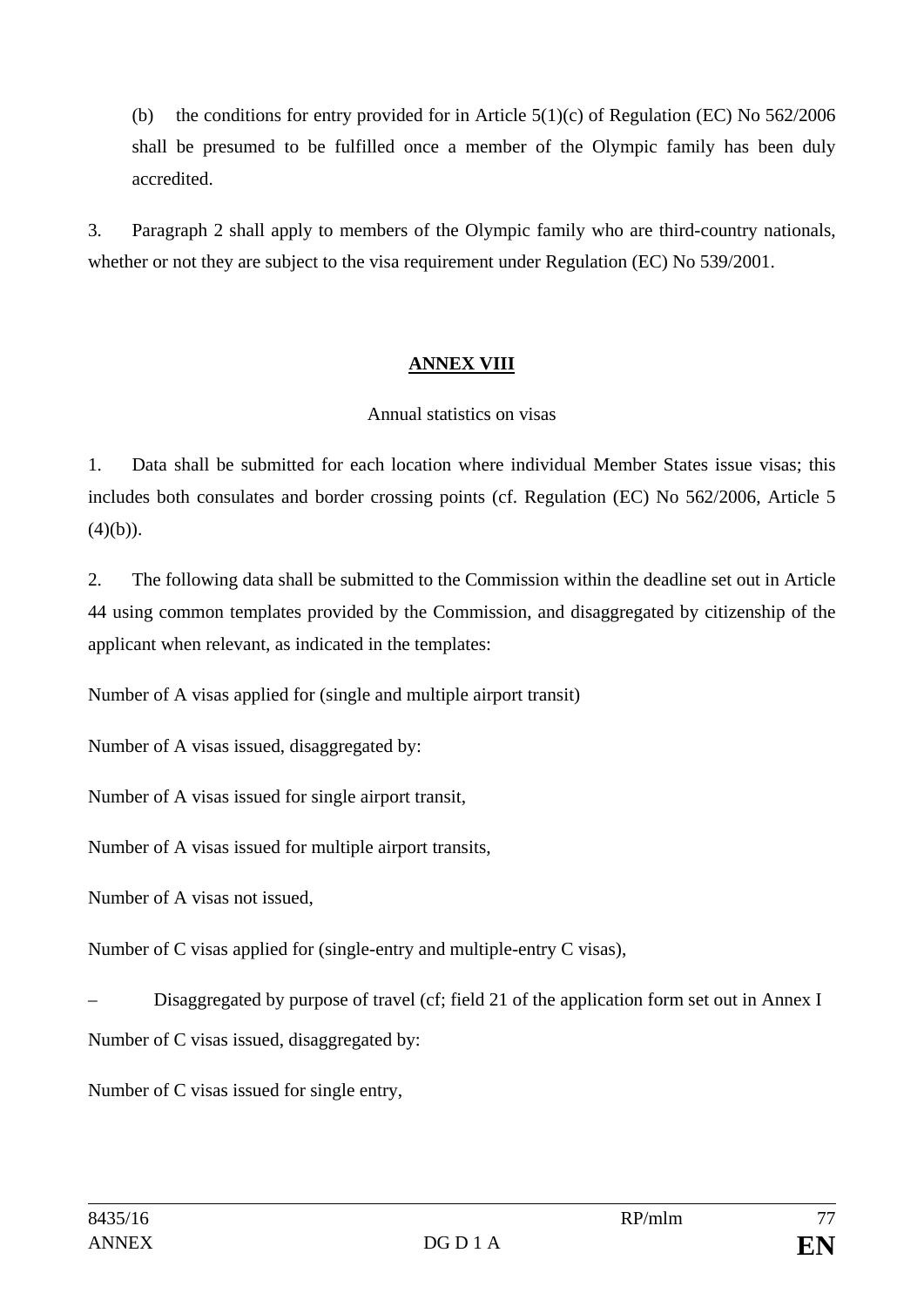(b) the conditions for entry provided for in Article 5(1)(c) of Regulation (EC) No 562/2006 shall be presumed to be fulfilled once a member of the Olympic family has been duly accredited.

3. Paragraph 2 shall apply to members of the Olympic family who are third-country nationals, whether or not they are subject to the visa requirement under Regulation (EC) No 539/2001.

## ANNEX VIII

Annual statistics on visas

1. Data shall be submitted for each location where individual Member States issue visas; this includes both consulates and border crossing points (cf. Regulation (EC) No 562/2006, Article 5 (4)(b)).

2. The following data shall be submitted to the Commission within the deadline set out in Article 44 using common templates provided by the Commission, and disaggregated by citizenship of the applicant when relevant, as indicated in the templates:

Number of A visas applied for (single and multiple airport transit)

Number of A visas issued, disaggregated by:

Number of A visas issued for single airport transit,

Number of A visas issued for multiple airport transits,

Number of A visas not issued,

Number of C visas applied for (single-entry and multiple-entry C visas),

– Disaggregated by purpose of travel (cf; field 21 of the application form set out in Annex I

Number of C visas issued, disaggregated by:

Number of C visas issued for single entry,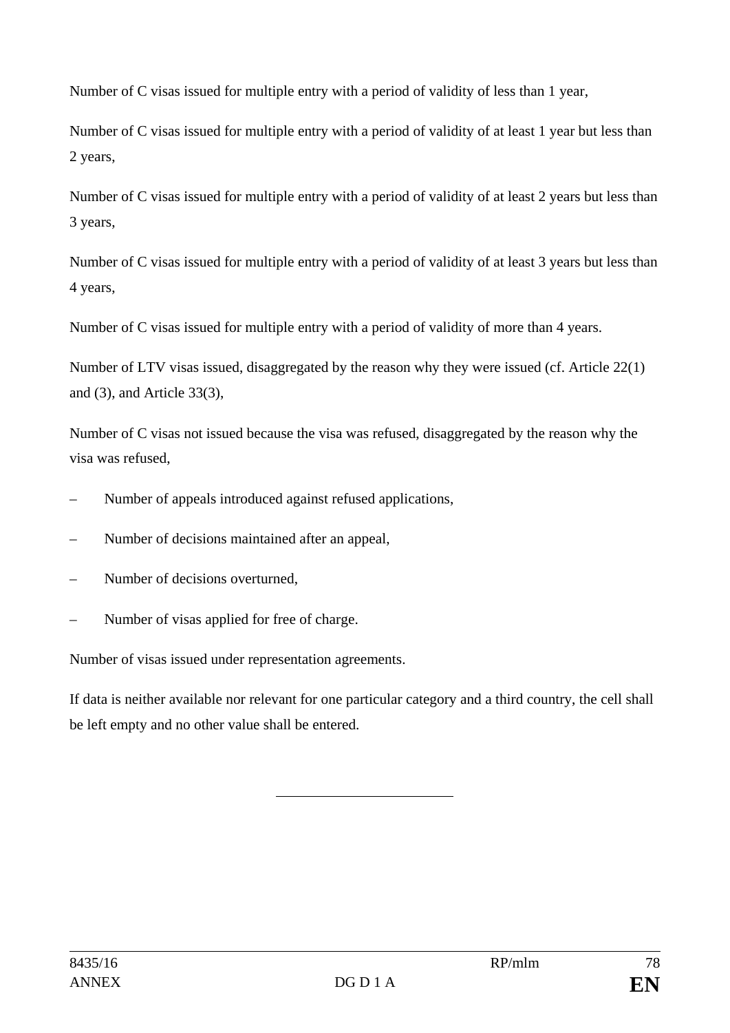Number of C visas issued for multiple entry with a period of validity of less than 1 year,

Number of C visas issued for multiple entry with a period of validity of at least 1 year but less than 2 years,

Number of C visas issued for multiple entry with a period of validity of at least 2 years but less than 3 years,

Number of C visas issued for multiple entry with a period of validity of at least 3 years but less than 4 years,

Number of C visas issued for multiple entry with a period of validity of more than 4 years.

Number of LTV visas issued, disaggregated by the reason why they were issued (cf. Article 22(1) and (3), and Article 33(3),

Number of C visas not issued because the visa was refused, disaggregated by the reason why the visa was refused,

- Number of appeals introduced against refused applications,
- Number of decisions maintained after an appeal,
- Number of decisions overturned,
- Number of visas applied for free of charge.

Number of visas issued under representation agreements.

If data is neither available nor relevant for one particular category and a third country, the cell shall be left empty and no other value shall be entered.